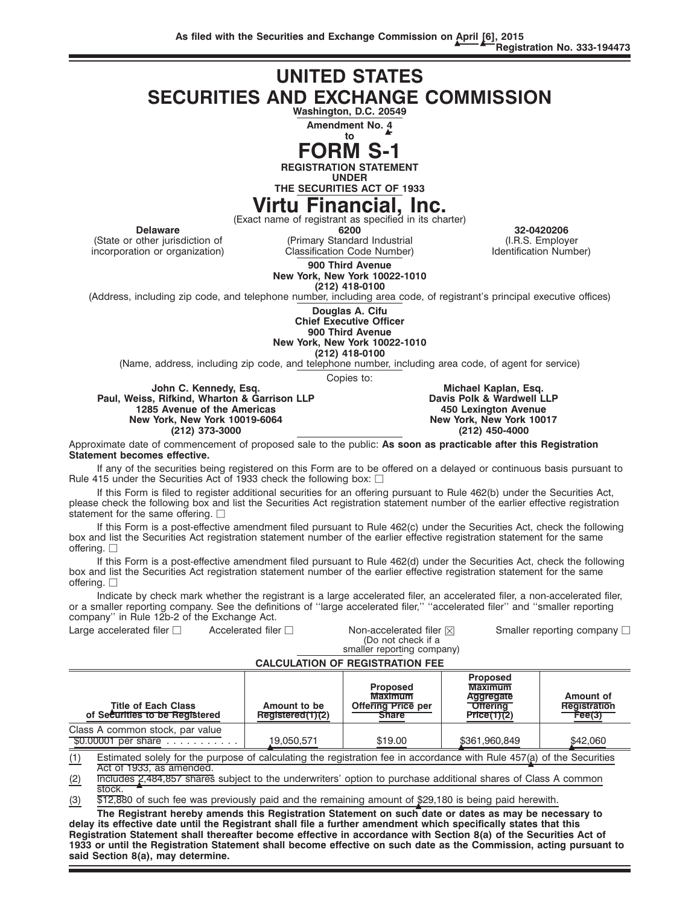As filed with the Securities and Exchange Commission on April [6], 2015

Registration No. 333-194473

# UNITED STATES SECURITIES AND EXCHANGE COMMISSION

**Washington, D.C. 20549**

**Amendment No. 4**
**to**

# FORM S-1

**REGISTRATION STATEMENT**
**UNDER**
**THE SECURITIES ACT OF 1933**

# Virtu Financial, Inc.

(Exact name of registrant as specified in its charter)

| **Delaware** | **6200** | **32-0420206** |
|---|---|---|
| (State or other jurisdiction of incorporation or organization) | (Primary Standard Industrial Classification Code Number) | (I.R.S. Employer Identification Number) |

**900 Third Avenue**
**New York, New York 10022-1010**
**(212) 418-0100**

(Address, including zip code, and telephone number, including area code, of registrant's principal executive offices)

**Douglas A. Cifu**
**Chief Executive Officer**
**900 Third Avenue**
**New York, New York 10022-1010**
**(212) 418-0100**

(Name, address, including zip code, and telephone number, including area code, of agent for service)

Copies to:

| **John C. Kennedy, Esq.** | **Michael Kaplan, Esq.** |
|---|---|
| **Paul, Weiss, Rifkind, Wharton & Garrison LLP** | **Davis Polk & Wardwell LLP** |
| **1285 Avenue of the Americas** | **450 Lexington Avenue** |
| **New York, New York 10019-6064** | **New York, New York 10017** |
| **(212) 373-3000** | **(212) 450-4000** |

Approximate date of commencement of proposed sale to the public: **As soon as practicable after this Registration Statement becomes effective.**

If any of the securities being registered on this Form are to be offered on a delayed or continuous basis pursuant to Rule 415 under the Securities Act of 1933 check the following box: ☐

If this Form is filed to register additional securities for an offering pursuant to Rule 462(b) under the Securities Act, please check the following box and list the Securities Act registration statement number of the earlier effective registration statement for the same offering. ☐

If this Form is a post-effective amendment filed pursuant to Rule 462(c) under the Securities Act, check the following box and list the Securities Act registration statement number of the earlier effective registration statement for the same offering. ☐

If this Form is a post-effective amendment filed pursuant to Rule 462(d) under the Securities Act, check the following box and list the Securities Act registration statement number of the earlier effective registration statement for the same offering. ☐

Indicate by check mark whether the registrant is a large accelerated filer, an accelerated filer, a non-accelerated filer, or a smaller reporting company. See the definitions of "large accelerated filer," "accelerated filer" and "smaller reporting company" in Rule 12b-2 of the Exchange Act.

Large accelerated filer ☐ Accelerated filer ☐ Non-accelerated filer ☒ (Do not check if a smaller reporting company) Smaller reporting company ☐

**CALCULATION OF REGISTRATION FEE**

| Title of Each Class of Securities to be Registered | Amount to be Registered(1)(2) | Proposed Maximum Offering Price per Share | Proposed Maximum Aggregate Offering Price(1)(2) | Amount of Registration Fee(3) |
|---|---|---|---|---|
| Class A common stock, par value $0.00001 per share | 19,050,571 | $19.00 | $361,960,849 | $42,060 |

(1) Estimated solely for the purpose of calculating the registration fee in accordance with Rule 457(a) of the Securities Act of 1933, as amended.

(2) Includes 2,484,857 shares subject to the underwriters' option to purchase additional shares of Class A common stock.

(3) $12,880 of such fee was previously paid and the remaining amount of $29,180 is being paid herewith.

**The Registrant hereby amends this Registration Statement on such date or dates as may be necessary to delay its effective date until the Registrant shall file a further amendment which specifically states that this Registration Statement shall thereafter become effective in accordance with Section 8(a) of the Securities Act of 1933 or until the Registration Statement shall become effective on such date as the Commission, acting pursuant to said Section 8(a), may determine.**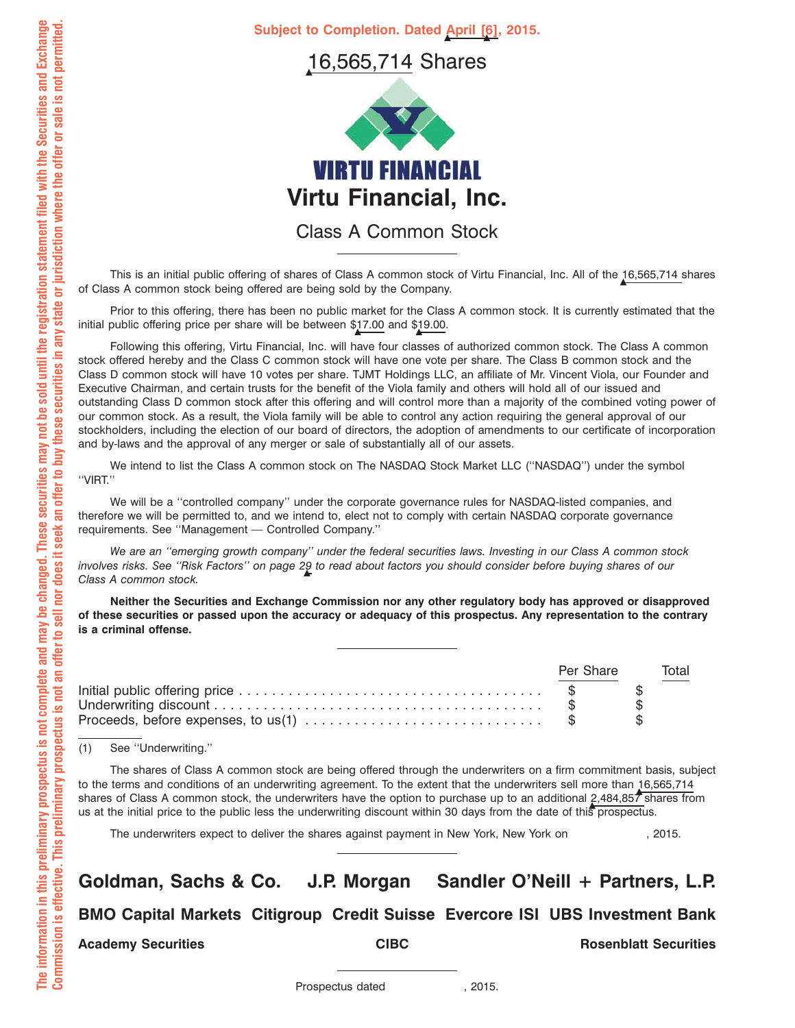Subject to Completion. Dated April [6], 2015.

# 16,565,714 Shares

**VIRTU FINANCIAL**

# Virtu Financial, Inc.

## Class A Common Stock

This is an initial public offering of shares of Class A common stock of Virtu Financial, Inc. All of the 16,565,714 shares of Class A common stock being offered are being sold by the Company.

Prior to this offering, there has been no public market for the Class A common stock. It is currently estimated that the initial public offering price per share will be between $17.00 and $19.00.

Following this offering, Virtu Financial, Inc. will have four classes of authorized common stock. The Class A common stock offered hereby and the Class C common stock will have one vote per share. The Class B common stock and the Class D common stock will have 10 votes per share. TJMT Holdings LLC, an affiliate of Mr. Vincent Viola, our Founder and Executive Chairman, and certain trusts for the benefit of the Viola family and others will hold all of our issued and outstanding Class D common stock after this offering and will control more than a majority of the combined voting power of our common stock. As a result, the Viola family will be able to control any action requiring the general approval of our stockholders, including the election of our board of directors, the adoption of amendments to our certificate of incorporation and by-laws and the approval of any merger or sale of substantially all of our assets.

We intend to list the Class A common stock on The NASDAQ Stock Market LLC (''NASDAQ'') under the symbol ''VIRT.''

We will be a ''controlled company'' under the corporate governance rules for NASDAQ-listed companies, and therefore we will be permitted to, and we intend to, elect not to comply with certain NASDAQ corporate governance requirements. See ''Management — Controlled Company.''

*We are an ''emerging growth company'' under the federal securities laws. Investing in our Class A common stock involves risks. See ''Risk Factors'' on page 29 to read about factors you should consider before buying shares of our Class A common stock.*

**Neither the Securities and Exchange Commission nor any other regulatory body has approved or disapproved of these securities or passed upon the accuracy or adequacy of this prospectus. Any representation to the contrary is a criminal offense.**

| | Per Share | Total |
|---|---|---|
| Initial public offering price | $ | $ |
| Underwriting discount | $ | $ |
| Proceeds, before expenses, to us(1) | $ | $ |

(1) See ''Underwriting.''

The shares of Class A common stock are being offered through the underwriters on a firm commitment basis, subject to the terms and conditions of an underwriting agreement. To the extent that the underwriters sell more than 16,565,714 shares of Class A common stock, the underwriters have the option to purchase up to an additional 2,484,857 shares from us at the initial price to the public less the underwriting discount within 30 days from the date of this prospectus.

The underwriters expect to deliver the shares against payment in New York, New York on , 2015.

**Goldman, Sachs & Co.  J.P. Morgan  Sandler O'Neill + Partners, L.P.**

**BMO Capital Markets  Citigroup  Credit Suisse  Evercore ISI  UBS Investment Bank**

**Academy Securities  CIBC  Rosenblatt Securities**

Prospectus dated , 2015.

The information in this preliminary prospectus is not complete and may be changed. These securities may not be sold until the registration statement filed with the Securities and Exchange Commission is effective. This preliminary prospectus is not an offer to sell nor does it seek an offer to buy these securities in any state or jurisdiction where the offer or sale is not permitted.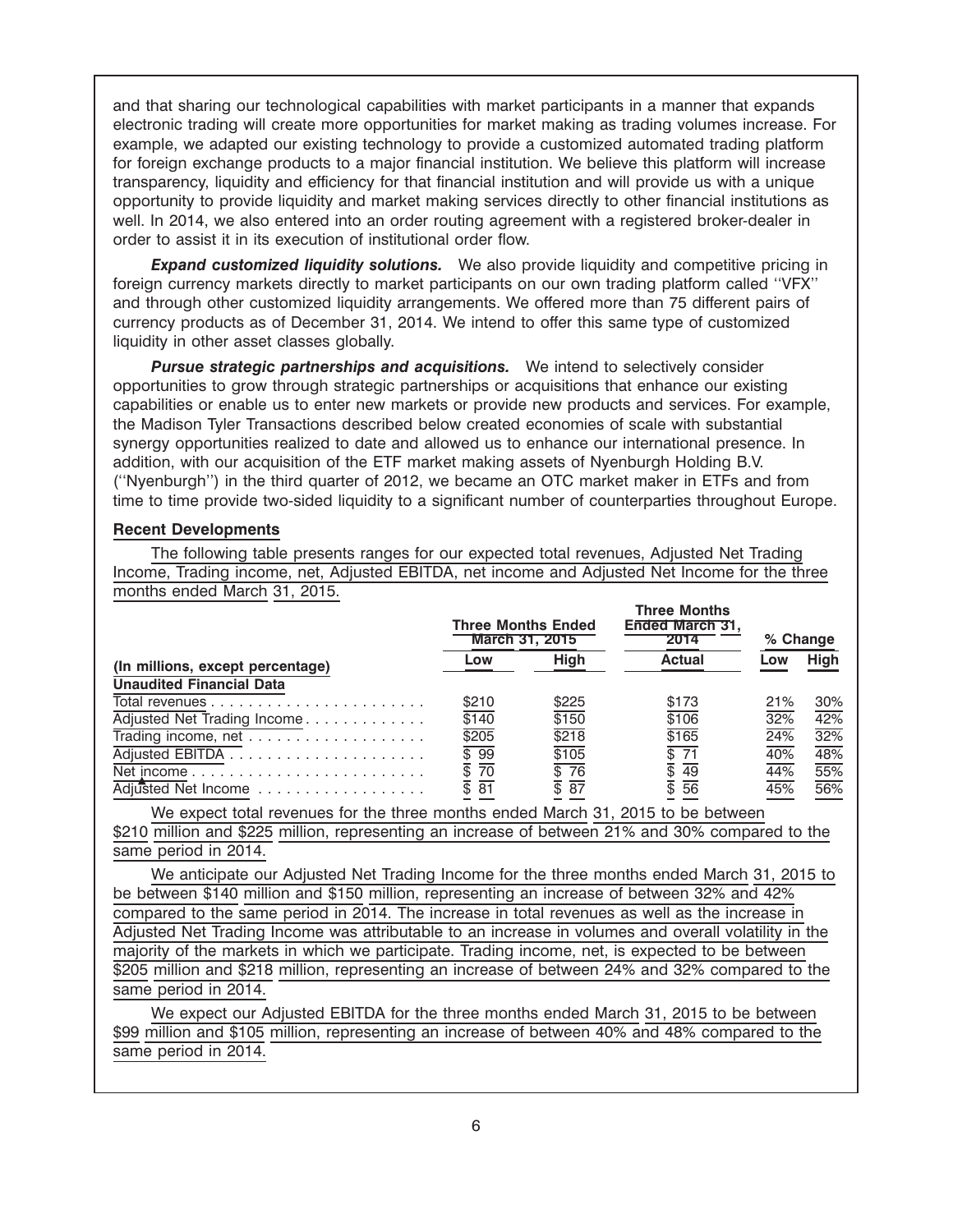and that sharing our technological capabilities with market participants in a manner that expands electronic trading will create more opportunities for market making as trading volumes increase. For example, we adapted our existing technology to provide a customized automated trading platform for foreign exchange products to a major financial institution. We believe this platform will increase transparency, liquidity and efficiency for that financial institution and will provide us with a unique opportunity to provide liquidity and market making services directly to other financial institutions as well. In 2014, we also entered into an order routing agreement with a registered broker-dealer in order to assist it in its execution of institutional order flow.

***Expand customized liquidity solutions.*** We also provide liquidity and competitive pricing in foreign currency markets directly to market participants on our own trading platform called ''VFX'' and through other customized liquidity arrangements. We offered more than 75 different pairs of currency products as of December 31, 2014. We intend to offer this same type of customized liquidity in other asset classes globally.

***Pursue strategic partnerships and acquisitions.*** We intend to selectively consider opportunities to grow through strategic partnerships or acquisitions that enhance our existing capabilities or enable us to enter new markets or provide new products and services. For example, the Madison Tyler Transactions described below created economies of scale with substantial synergy opportunities realized to date and allowed us to enhance our international presence. In addition, with our acquisition of the ETF market making assets of Nyenburgh Holding B.V. (''Nyenburgh'') in the third quarter of 2012, we became an OTC market maker in ETFs and from time to time provide two-sided liquidity to a significant number of counterparties throughout Europe.

**Recent Developments**

The following table presents ranges for our expected total revenues, Adjusted Net Trading Income, Trading income, net, Adjusted EBITDA, net income and Adjusted Net Income for the three months ended March 31, 2015.

| | Three Months Ended March 31, 2015 | | Three Months Ended March 31, 2014 | % Change | |
|---|---|---|---|---|---|
| (In millions, except percentage) | Low | High | Actual | Low | High |
| **Unaudited Financial Data** | | | | | |
| Total revenues | $210 | $225 | $173 | 21% | 30% |
| Adjusted Net Trading Income | $140 | $150 | $106 | 32% | 42% |
| Trading income, net | $205 | $218 | $165 | 24% | 32% |
| Adjusted EBITDA | $ 99 | $105 | $ 71 | 40% | 48% |
| Net income | $ 70 | $ 76 | $ 49 | 44% | 55% |
| Adjusted Net Income | $ 81 | $ 87 | $ 56 | 45% | 56% |

We expect total revenues for the three months ended March 31, 2015 to be between $210 million and $225 million, representing an increase of between 21% and 30% compared to the same period in 2014.

We anticipate our Adjusted Net Trading Income for the three months ended March 31, 2015 to be between $140 million and $150 million, representing an increase of between 32% and 42% compared to the same period in 2014. The increase in total revenues as well as the increase in Adjusted Net Trading Income was attributable to an increase in volumes and overall volatility in the majority of the markets in which we participate. Trading income, net, is expected to be between $205 million and $218 million, representing an increase of between 24% and 32% compared to the same period in 2014.

We expect our Adjusted EBITDA for the three months ended March 31, 2015 to be between $99 million and $105 million, representing an increase of between 40% and 48% compared to the same period in 2014.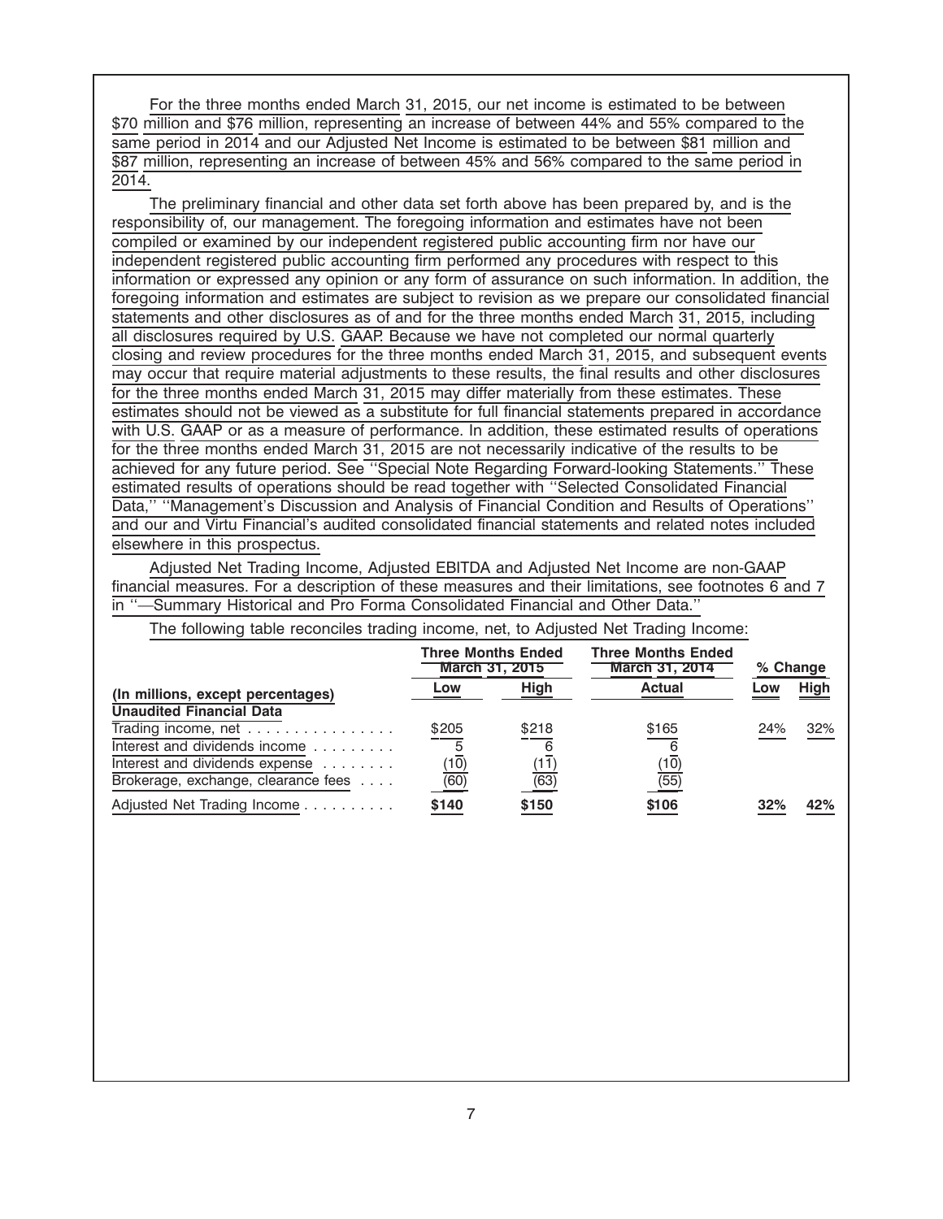For the three months ended March 31, 2015, our net income is estimated to be between $70 million and $76 million, representing an increase of between 44% and 55% compared to the same period in 2014 and our Adjusted Net Income is estimated to be between $81 million and $87 million, representing an increase of between 45% and 56% compared to the same period in 2014.

The preliminary financial and other data set forth above has been prepared by, and is the responsibility of, our management. The foregoing information and estimates have not been compiled or examined by our independent registered public accounting firm nor have our independent registered public accounting firm performed any procedures with respect to this information or expressed any opinion or any form of assurance on such information. In addition, the foregoing information and estimates are subject to revision as we prepare our consolidated financial statements and other disclosures as of and for the three months ended March 31, 2015, including all disclosures required by U.S. GAAP. Because we have not completed our normal quarterly closing and review procedures for the three months ended March 31, 2015, and subsequent events may occur that require material adjustments to these results, the final results and other disclosures for the three months ended March 31, 2015 may differ materially from these estimates. These estimates should not be viewed as a substitute for full financial statements prepared in accordance with U.S. GAAP or as a measure of performance. In addition, these estimated results of operations for the three months ended March 31, 2015 are not necessarily indicative of the results to be achieved for any future period. See ''Special Note Regarding Forward-looking Statements.'' These estimated results of operations should be read together with ''Selected Consolidated Financial Data,'' ''Management's Discussion and Analysis of Financial Condition and Results of Operations'' and our and Virtu Financial's audited consolidated financial statements and related notes included elsewhere in this prospectus.

Adjusted Net Trading Income, Adjusted EBITDA and Adjusted Net Income are non-GAAP financial measures. For a description of these measures and their limitations, see footnotes 6 and 7 in ''—Summary Historical and Pro Forma Consolidated Financial and Other Data.''

The following table reconciles trading income, net, to Adjusted Net Trading Income:

| | Three Months Ended March 31, 2015 | | Three Months Ended March 31, 2014 | % Change | |
|---|---|---|---|---|---|
| (In millions, except percentages) | Low | High | Actual | Low | High |
| **Unaudited Financial Data** | | | | | |
| Trading income, net | $205 | $218 | $165 | 24% | 32% |
| Interest and dividends income | 5 | 6 | 6 | | |
| Interest and dividends expense | (10) | (11) | (10) | | |
| Brokerage, exchange, clearance fees | (60) | (63) | (55) | | |
| Adjusted Net Trading Income | **$140** | **$150** | **$106** | **32%** | **42%** |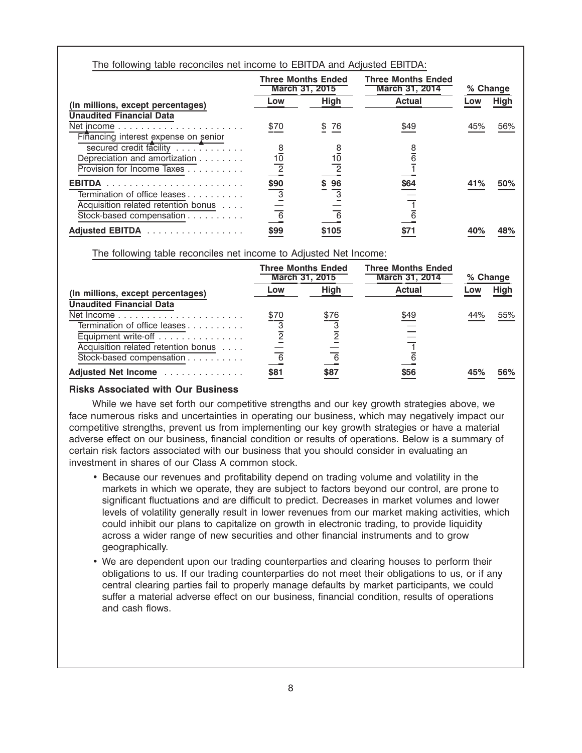The following table reconciles net income to EBITDA and Adjusted EBITDA:

| | Three Months Ended March 31, 2015 | | Three Months Ended March 31, 2014 | % Change | |
|---|---|---|---|---|---|
| (In millions, except percentages) | Low | High | Actual | Low | High |
| **Unaudited Financial Data** | | | | | |
| Net income | $70 | $ 76 | $49 | 45% | 56% |
| Financing interest expense on senior secured credit facility | 8 | 8 | 8 | | |
| Depreciation and amortization | 10 | 10 | 6 | | |
| Provision for Income Taxes | 2 | 2 | 1 | | |
| **EBITDA** | **$90** | **$ 96** | **$64** | **41%** | **50%** |
| Termination of office leases | 3 | 3 | — | | |
| Acquisition related retention bonus | — | — | 1 | | |
| Stock-based compensation | 6 | 6 | 6 | | |
| **Adjusted EBITDA** | **$99** | **$105** | **$71** | **40%** | **48%** |

The following table reconciles net income to Adjusted Net Income:

| | Three Months Ended March 31, 2015 | | Three Months Ended March 31, 2014 | % Change | |
|---|---|---|---|---|---|
| (In millions, except percentages) | Low | High | Actual | Low | High |
| **Unaudited Financial Data** | | | | | |
| Net Income | $70 | $76 | $49 | 44% | 55% |
| Termination of office leases | 3 | 3 | — | | |
| Equipment write-off | 2 | 2 | — | | |
| Acquisition related retention bonus | — | — | 1 | | |
| Stock-based compensation | 6 | 6 | 6 | | |
| **Adjusted Net Income** | **$81** | **$87** | **$56** | **45%** | **56%** |

### Risks Associated with Our Business

While we have set forth our competitive strengths and our key growth strategies above, we face numerous risks and uncertainties in operating our business, which may negatively impact our competitive strengths, prevent us from implementing our key growth strategies or have a material adverse effect on our business, financial condition or results of operations. Below is a summary of certain risk factors associated with our business that you should consider in evaluating an investment in shares of our Class A common stock.

- Because our revenues and profitability depend on trading volume and volatility in the markets in which we operate, they are subject to factors beyond our control, are prone to significant fluctuations and are difficult to predict. Decreases in market volumes and lower levels of volatility generally result in lower revenues from our market making activities, which could inhibit our plans to capitalize on growth in electronic trading, to provide liquidity across a wider range of new securities and other financial instruments and to grow geographically.
- We are dependent upon our trading counterparties and clearing houses to perform their obligations to us. If our trading counterparties do not meet their obligations to us, or if any central clearing parties fail to properly manage defaults by market participants, we could suffer a material adverse effect on our business, financial condition, results of operations and cash flows.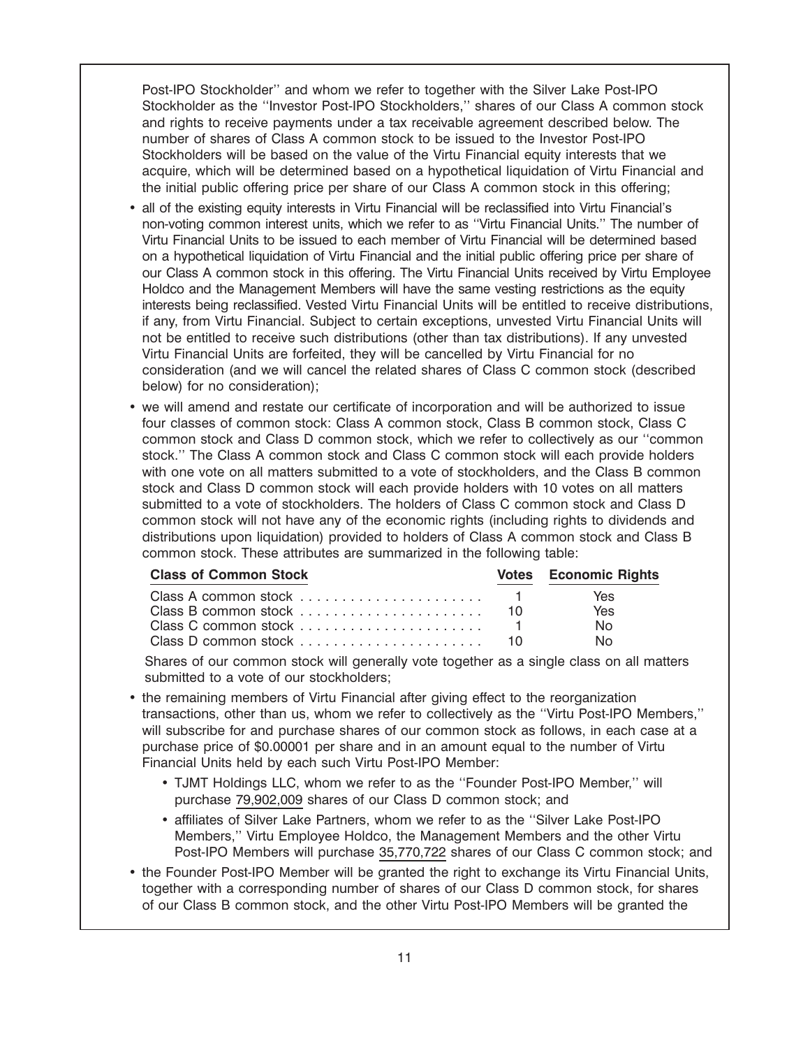Post-IPO Stockholder'' and whom we refer to together with the Silver Lake Post-IPO Stockholder as the ''Investor Post-IPO Stockholders,'' shares of our Class A common stock and rights to receive payments under a tax receivable agreement described below. The number of shares of Class A common stock to be issued to the Investor Post-IPO Stockholders will be based on the value of the Virtu Financial equity interests that we acquire, which will be determined based on a hypothetical liquidation of Virtu Financial and the initial public offering price per share of our Class A common stock in this offering;

- all of the existing equity interests in Virtu Financial will be reclassified into Virtu Financial's non-voting common interest units, which we refer to as ''Virtu Financial Units.'' The number of Virtu Financial Units to be issued to each member of Virtu Financial will be determined based on a hypothetical liquidation of Virtu Financial and the initial public offering price per share of our Class A common stock in this offering. The Virtu Financial Units received by Virtu Employee Holdco and the Management Members will have the same vesting restrictions as the equity interests being reclassified. Vested Virtu Financial Units will be entitled to receive distributions, if any, from Virtu Financial. Subject to certain exceptions, unvested Virtu Financial Units will not be entitled to receive such distributions (other than tax distributions). If any unvested Virtu Financial Units are forfeited, they will be cancelled by Virtu Financial for no consideration (and we will cancel the related shares of Class C common stock (described below) for no consideration);
- we will amend and restate our certificate of incorporation and will be authorized to issue four classes of common stock: Class A common stock, Class B common stock, Class C common stock and Class D common stock, which we refer to collectively as our ''common stock.'' The Class A common stock and Class C common stock will each provide holders with one vote on all matters submitted to a vote of stockholders, and the Class B common stock and Class D common stock will each provide holders with 10 votes on all matters submitted to a vote of stockholders. The holders of Class C common stock and Class D common stock will not have any of the economic rights (including rights to dividends and distributions upon liquidation) provided to holders of Class A common stock and Class B common stock. These attributes are summarized in the following table:

| Class of Common Stock | Votes | Economic Rights |
|---|---|---|
| Class A common stock | 1 | Yes |
| Class B common stock | 10 | Yes |
| Class C common stock | 1 | No |
| Class D common stock | 10 | No |

Shares of our common stock will generally vote together as a single class on all matters submitted to a vote of our stockholders;

- the remaining members of Virtu Financial after giving effect to the reorganization transactions, other than us, whom we refer to collectively as the ''Virtu Post-IPO Members,'' will subscribe for and purchase shares of our common stock as follows, in each case at a purchase price of $0.00001 per share and in an amount equal to the number of Virtu Financial Units held by each such Virtu Post-IPO Member:
  - TJMT Holdings LLC, whom we refer to as the ''Founder Post-IPO Member,'' will purchase 79,902,009 shares of our Class D common stock; and
  - affiliates of Silver Lake Partners, whom we refer to as the ''Silver Lake Post-IPO Members,'' Virtu Employee Holdco, the Management Members and the other Virtu Post-IPO Members will purchase 35,770,722 shares of our Class C common stock; and
- the Founder Post-IPO Member will be granted the right to exchange its Virtu Financial Units, together with a corresponding number of shares of our Class D common stock, for shares of our Class B common stock, and the other Virtu Post-IPO Members will be granted the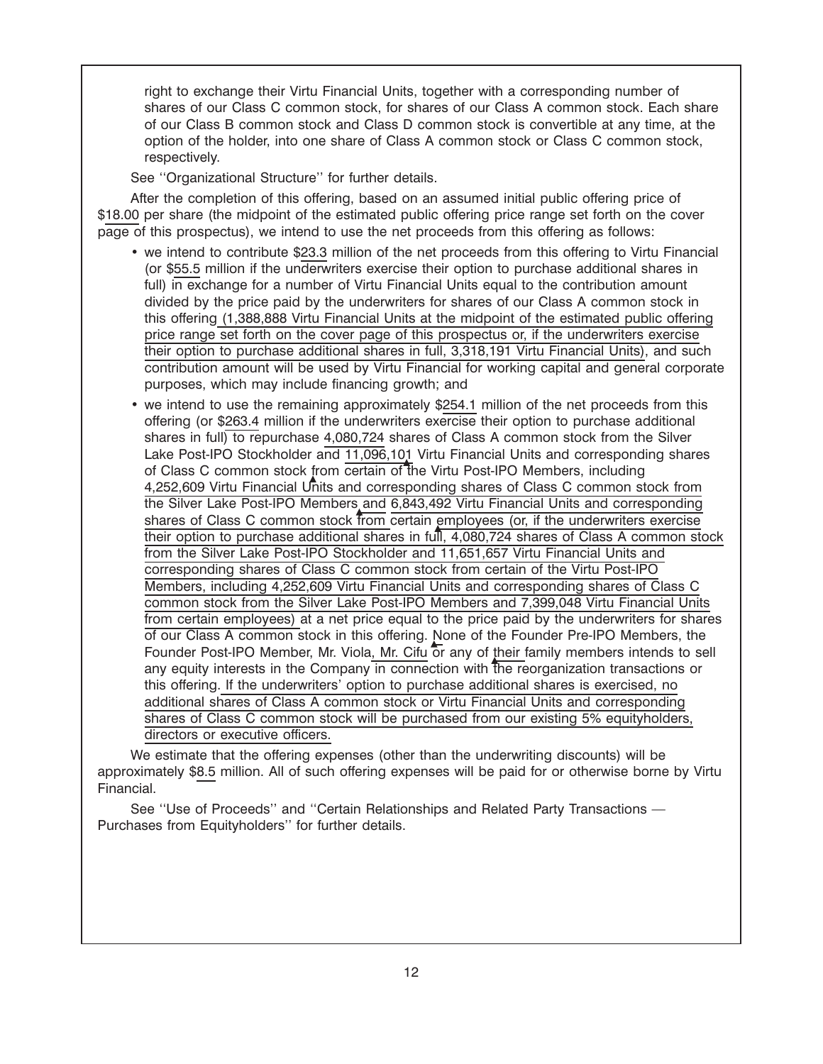right to exchange their Virtu Financial Units, together with a corresponding number of shares of our Class C common stock, for shares of our Class A common stock. Each share of our Class B common stock and Class D common stock is convertible at any time, at the option of the holder, into one share of Class A common stock or Class C common stock, respectively.

See ''Organizational Structure'' for further details.

After the completion of this offering, based on an assumed initial public offering price of $18.00 per share (the midpoint of the estimated public offering price range set forth on the cover page of this prospectus), we intend to use the net proceeds from this offering as follows:

- we intend to contribute $23.3 million of the net proceeds from this offering to Virtu Financial (or $55.5 million if the underwriters exercise their option to purchase additional shares in full) in exchange for a number of Virtu Financial Units equal to the contribution amount divided by the price paid by the underwriters for shares of our Class A common stock in this offering (1,388,888 Virtu Financial Units at the midpoint of the estimated public offering price range set forth on the cover page of this prospectus or, if the underwriters exercise their option to purchase additional shares in full, 3,318,191 Virtu Financial Units), and such contribution amount will be used by Virtu Financial for working capital and general corporate purposes, which may include financing growth; and
- we intend to use the remaining approximately $254.1 million of the net proceeds from this offering (or $263.4 million if the underwriters exercise their option to purchase additional shares in full) to repurchase 4,080,724 shares of Class A common stock from the Silver Lake Post-IPO Stockholder and 11,096,101 Virtu Financial Units and corresponding shares of Class C common stock from certain of the Virtu Post-IPO Members, including 4,252,609 Virtu Financial Units and corresponding shares of Class C common stock from the Silver Lake Post-IPO Members and 6,843,492 Virtu Financial Units and corresponding shares of Class C common stock from certain employees (or, if the underwriters exercise their option to purchase additional shares in full, 4,080,724 shares of Class A common stock from the Silver Lake Post-IPO Stockholder and 11,651,657 Virtu Financial Units and corresponding shares of Class C common stock from certain of the Virtu Post-IPO Members, including 4,252,609 Virtu Financial Units and corresponding shares of Class C common stock from the Silver Lake Post-IPO Members and 7,399,048 Virtu Financial Units from certain employees) at a net price equal to the price paid by the underwriters for shares of our Class A common stock in this offering. None of the Founder Pre-IPO Members, the Founder Post-IPO Member, Mr. Viola, Mr. Cifu or any of their family members intends to sell any equity interests in the Company in connection with the reorganization transactions or this offering. If the underwriters' option to purchase additional shares is exercised, no additional shares of Class A common stock or Virtu Financial Units and corresponding shares of Class C common stock will be purchased from our existing 5% equityholders, directors or executive officers.

We estimate that the offering expenses (other than the underwriting discounts) will be approximately $8.5 million. All of such offering expenses will be paid for or otherwise borne by Virtu Financial.

See ''Use of Proceeds'' and ''Certain Relationships and Related Party Transactions — Purchases from Equityholders'' for further details.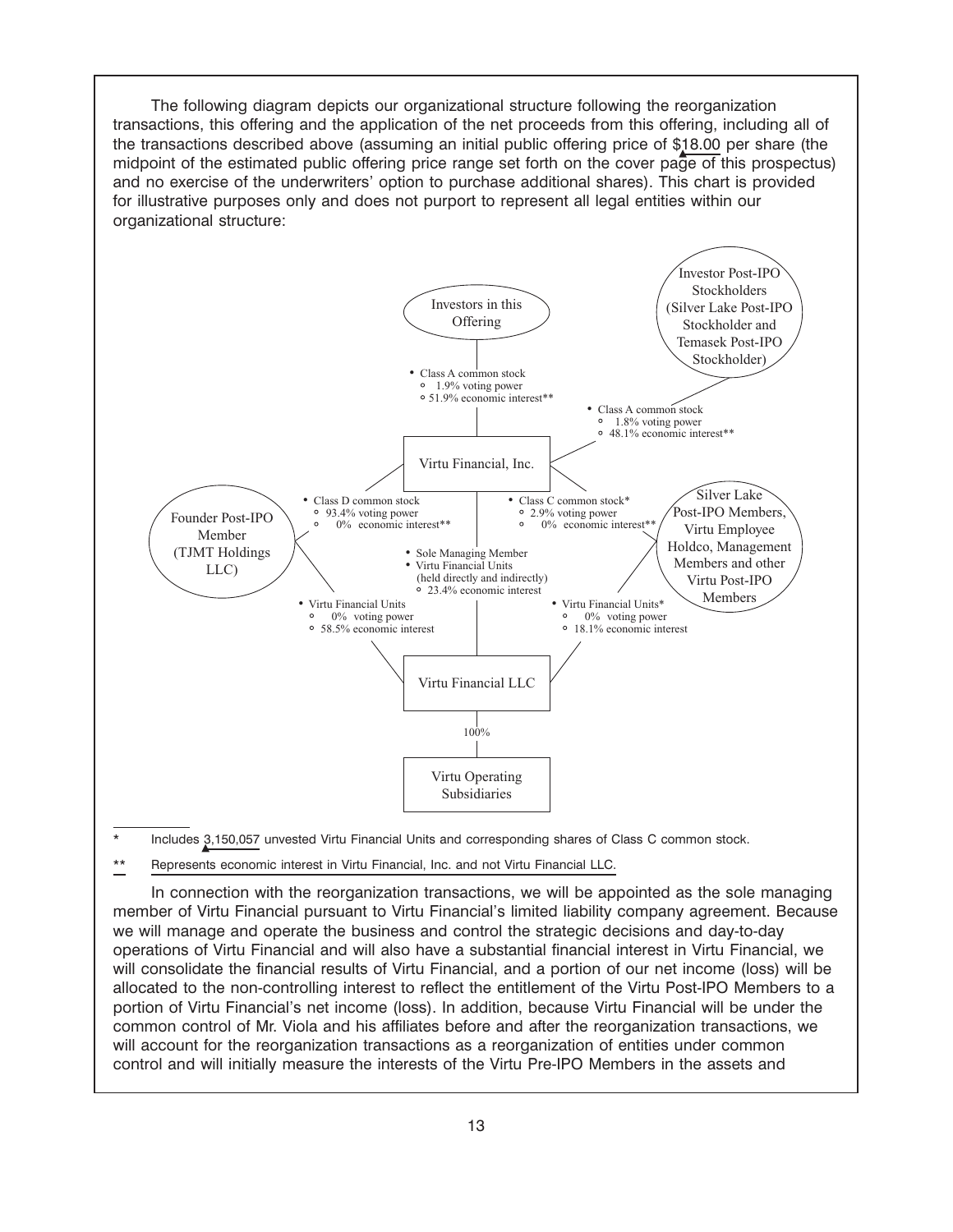The following diagram depicts our organizational structure following the reorganization transactions, this offering and the application of the net proceeds from this offering, including all of the transactions described above (assuming an initial public offering price of $18.00 per share (the midpoint of the estimated public offering price range set forth on the cover page of this prospectus) and no exercise of the underwriters' option to purchase additional shares). This chart is provided for illustrative purposes only and does not purport to represent all legal entities within our organizational structure:

Investors in this Offering
- Class A common stock
  - 1.9% voting power
  - 51.9% economic interest**

Investor Post-IPO Stockholders (Silver Lake Post-IPO Stockholder and Temasek Post-IPO Stockholder)
- Class A common stock
  - 1.8% voting power
  - 48.1% economic interest**

Virtu Financial, Inc.

Founder Post-IPO Member (TJMT Holdings LLC)
- Class D common stock
  - 93.4% voting power
  - 0% economic interest**
- Virtu Financial Units
  - 0% voting power
  - 58.5% economic interest

Silver Lake Post-IPO Members, Virtu Employee Holdco, Management Members and other Virtu Post-IPO Members
- Class C common stock*
  - 2.9% voting power
  - 0% economic interest**
- Virtu Financial Units*
  - 0% voting power
  - 18.1% economic interest

Virtu Financial, Inc. to Virtu Financial LLC
- Sole Managing Member
- Virtu Financial Units (held directly and indirectly)
  - 23.4% economic interest

Virtu Financial LLC

100%

Virtu Operating Subsidiaries

\* Includes 3,150,057 unvested Virtu Financial Units and corresponding shares of Class C common stock.

\*\* Represents economic interest in Virtu Financial, Inc. and not Virtu Financial LLC.

In connection with the reorganization transactions, we will be appointed as the sole managing member of Virtu Financial pursuant to Virtu Financial's limited liability company agreement. Because we will manage and operate the business and control the strategic decisions and day-to-day operations of Virtu Financial and will also have a substantial financial interest in Virtu Financial, we will consolidate the financial results of Virtu Financial, and a portion of our net income (loss) will be allocated to the non-controlling interest to reflect the entitlement of the Virtu Post-IPO Members to a portion of Virtu Financial's net income (loss). In addition, because Virtu Financial will be under the common control of Mr. Viola and his affiliates before and after the reorganization transactions, we will account for the reorganization transactions as a reorganization of entities under common control and will initially measure the interests of the Virtu Pre-IPO Members in the assets and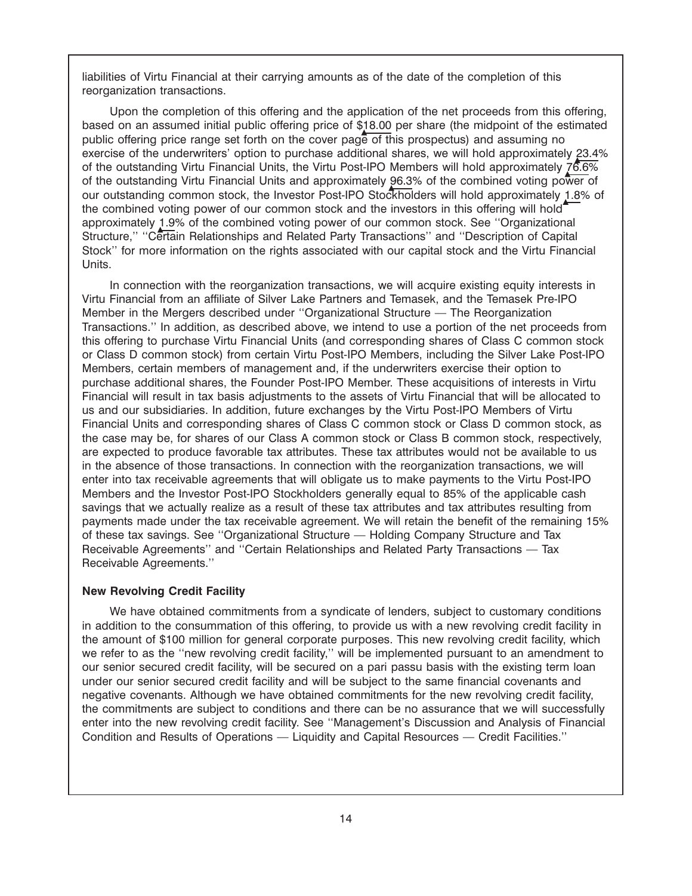liabilities of Virtu Financial at their carrying amounts as of the date of the completion of this reorganization transactions.

Upon the completion of this offering and the application of the net proceeds from this offering, based on an assumed initial public offering price of $18.00 per share (the midpoint of the estimated public offering price range set forth on the cover page of this prospectus) and assuming no exercise of the underwriters' option to purchase additional shares, we will hold approximately 23.4% of the outstanding Virtu Financial Units, the Virtu Post-IPO Members will hold approximately 76.6% of the outstanding Virtu Financial Units and approximately 96.3% of the combined voting power of our outstanding common stock, the Investor Post-IPO Stockholders will hold approximately 1.8% of the combined voting power of our common stock and the investors in this offering will hold approximately 1.9% of the combined voting power of our common stock. See ''Organizational Structure,'' ''Certain Relationships and Related Party Transactions'' and ''Description of Capital Stock'' for more information on the rights associated with our capital stock and the Virtu Financial Units.

In connection with the reorganization transactions, we will acquire existing equity interests in Virtu Financial from an affiliate of Silver Lake Partners and Temasek, and the Temasek Pre-IPO Member in the Mergers described under ''Organizational Structure — The Reorganization Transactions.'' In addition, as described above, we intend to use a portion of the net proceeds from this offering to purchase Virtu Financial Units (and corresponding shares of Class C common stock or Class D common stock) from certain Virtu Post-IPO Members, including the Silver Lake Post-IPO Members, certain members of management and, if the underwriters exercise their option to purchase additional shares, the Founder Post-IPO Member. These acquisitions of interests in Virtu Financial will result in tax basis adjustments to the assets of Virtu Financial that will be allocated to us and our subsidiaries. In addition, future exchanges by the Virtu Post-IPO Members of Virtu Financial Units and corresponding shares of Class C common stock or Class D common stock, as the case may be, for shares of our Class A common stock or Class B common stock, respectively, are expected to produce favorable tax attributes. These tax attributes would not be available to us in the absence of those transactions. In connection with the reorganization transactions, we will enter into tax receivable agreements that will obligate us to make payments to the Virtu Post-IPO Members and the Investor Post-IPO Stockholders generally equal to 85% of the applicable cash savings that we actually realize as a result of these tax attributes and tax attributes resulting from payments made under the tax receivable agreement. We will retain the benefit of the remaining 15% of these tax savings. See ''Organizational Structure — Holding Company Structure and Tax Receivable Agreements'' and ''Certain Relationships and Related Party Transactions — Tax Receivable Agreements.''

**New Revolving Credit Facility**

We have obtained commitments from a syndicate of lenders, subject to customary conditions in addition to the consummation of this offering, to provide us with a new revolving credit facility in the amount of $100 million for general corporate purposes. This new revolving credit facility, which we refer to as the ''new revolving credit facility,'' will be implemented pursuant to an amendment to our senior secured credit facility, will be secured on a pari passu basis with the existing term loan under our senior secured credit facility and will be subject to the same financial covenants and negative covenants. Although we have obtained commitments for the new revolving credit facility, the commitments are subject to conditions and there can be no assurance that we will successfully enter into the new revolving credit facility. See ''Management's Discussion and Analysis of Financial Condition and Results of Operations — Liquidity and Capital Resources — Credit Facilities.''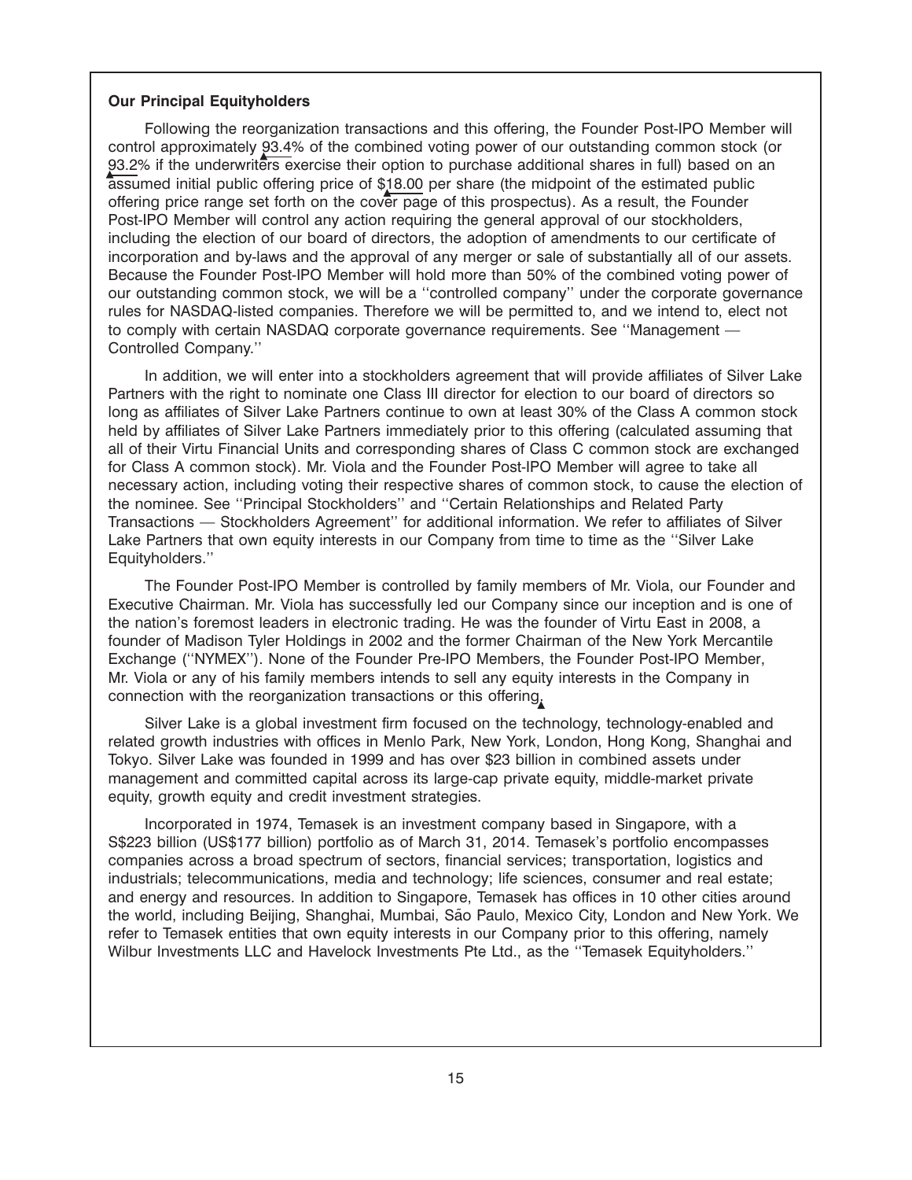**Our Principal Equityholders**

Following the reorganization transactions and this offering, the Founder Post-IPO Member will control approximately 93.4% of the combined voting power of our outstanding common stock (or 93.2% if the underwriters exercise their option to purchase additional shares in full) based on an assumed initial public offering price of $18.00 per share (the midpoint of the estimated public offering price range set forth on the cover page of this prospectus). As a result, the Founder Post-IPO Member will control any action requiring the general approval of our stockholders, including the election of our board of directors, the adoption of amendments to our certificate of incorporation and by-laws and the approval of any merger or sale of substantially all of our assets. Because the Founder Post-IPO Member will hold more than 50% of the combined voting power of our outstanding common stock, we will be a ''controlled company'' under the corporate governance rules for NASDAQ-listed companies. Therefore we will be permitted to, and we intend to, elect not to comply with certain NASDAQ corporate governance requirements. See ''Management — Controlled Company.''

In addition, we will enter into a stockholders agreement that will provide affiliates of Silver Lake Partners with the right to nominate one Class III director for election to our board of directors so long as affiliates of Silver Lake Partners continue to own at least 30% of the Class A common stock held by affiliates of Silver Lake Partners immediately prior to this offering (calculated assuming that all of their Virtu Financial Units and corresponding shares of Class C common stock are exchanged for Class A common stock). Mr. Viola and the Founder Post-IPO Member will agree to take all necessary action, including voting their respective shares of common stock, to cause the election of the nominee. See ''Principal Stockholders'' and ''Certain Relationships and Related Party Transactions — Stockholders Agreement'' for additional information. We refer to affiliates of Silver Lake Partners that own equity interests in our Company from time to time as the ''Silver Lake Equityholders.''

The Founder Post-IPO Member is controlled by family members of Mr. Viola, our Founder and Executive Chairman. Mr. Viola has successfully led our Company since our inception and is one of the nation's foremost leaders in electronic trading. He was the founder of Virtu East in 2008, a founder of Madison Tyler Holdings in 2002 and the former Chairman of the New York Mercantile Exchange (''NYMEX''). None of the Founder Pre-IPO Members, the Founder Post-IPO Member, Mr. Viola or any of his family members intends to sell any equity interests in the Company in connection with the reorganization transactions or this offering.

Silver Lake is a global investment firm focused on the technology, technology-enabled and related growth industries with offices in Menlo Park, New York, London, Hong Kong, Shanghai and Tokyo. Silver Lake was founded in 1999 and has over $23 billion in combined assets under management and committed capital across its large-cap private equity, middle-market private equity, growth equity and credit investment strategies.

Incorporated in 1974, Temasek is an investment company based in Singapore, with a S$223 billion (US$177 billion) portfolio as of March 31, 2014. Temasek's portfolio encompasses companies across a broad spectrum of sectors, financial services; transportation, logistics and industrials; telecommunications, media and technology; life sciences, consumer and real estate; and energy and resources. In addition to Singapore, Temasek has offices in 10 other cities around the world, including Beijing, Shanghai, Mumbai, São Paulo, Mexico City, London and New York. We refer to Temasek entities that own equity interests in our Company prior to this offering, namely Wilbur Investments LLC and Havelock Investments Pte Ltd., as the ''Temasek Equityholders.''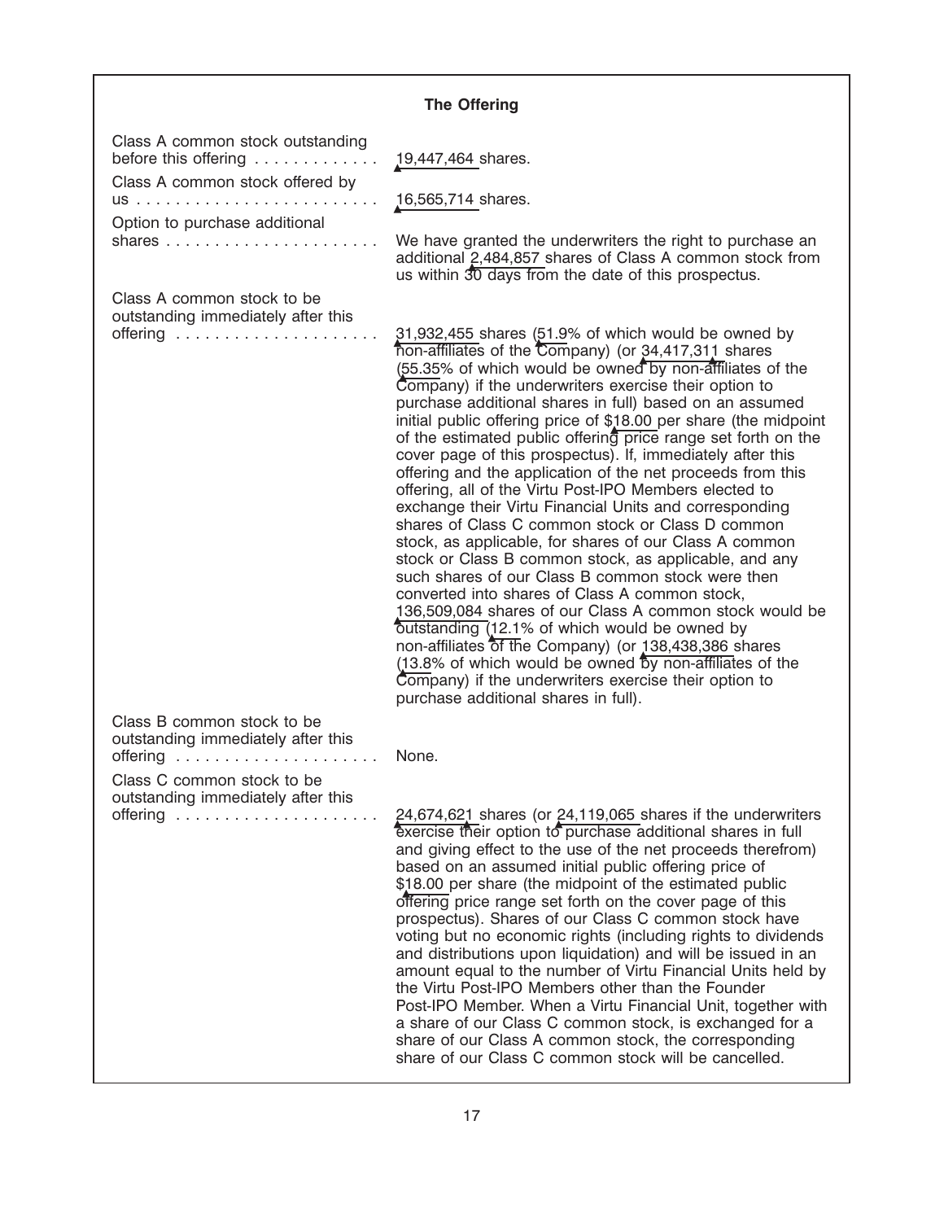## The Offering

| | |
|---|---|
| Class A common stock outstanding before this offering | 19,447,464 shares. |
| Class A common stock offered by us | 16,565,714 shares. |
| Option to purchase additional shares | We have granted the underwriters the right to purchase an additional 2,484,857 shares of Class A common stock from us within 30 days from the date of this prospectus. |
| Class A common stock to be outstanding immediately after this offering | 31,932,455 shares (51.9% of which would be owned by non-affiliates of the Company) (or 34,417,311 shares (55.35% of which would be owned by non-affiliates of the Company) if the underwriters exercise their option to purchase additional shares in full) based on an assumed initial public offering price of $18.00 per share (the midpoint of the estimated public offering price range set forth on the cover page of this prospectus). If, immediately after this offering and the application of the net proceeds from this offering, all of the Virtu Post-IPO Members elected to exchange their Virtu Financial Units and corresponding shares of Class C common stock or Class D common stock, as applicable, for shares of our Class A common stock or Class B common stock, as applicable, and any such shares of our Class B common stock were then converted into shares of Class A common stock, 136,509,084 shares of our Class A common stock would be outstanding (12.1% of which would be owned by non-affiliates of the Company) (or 138,438,386 shares (13.8% of which would be owned by non-affiliates of the Company) if the underwriters exercise their option to purchase additional shares in full). |
| Class B common stock to be outstanding immediately after this offering | None. |
| Class C common stock to be outstanding immediately after this offering | 24,674,621 shares (or 24,119,065 shares if the underwriters exercise their option to purchase additional shares in full and giving effect to the use of the net proceeds therefrom) based on an assumed initial public offering price of $18.00 per share (the midpoint of the estimated public offering price range set forth on the cover page of this prospectus). Shares of our Class C common stock have voting but no economic rights (including rights to dividends and distributions upon liquidation) and will be issued in an amount equal to the number of Virtu Financial Units held by the Virtu Post-IPO Members other than the Founder Post-IPO Member. When a Virtu Financial Unit, together with a share of our Class C common stock, is exchanged for a share of our Class A common stock, the corresponding share of our Class C common stock will be cancelled. |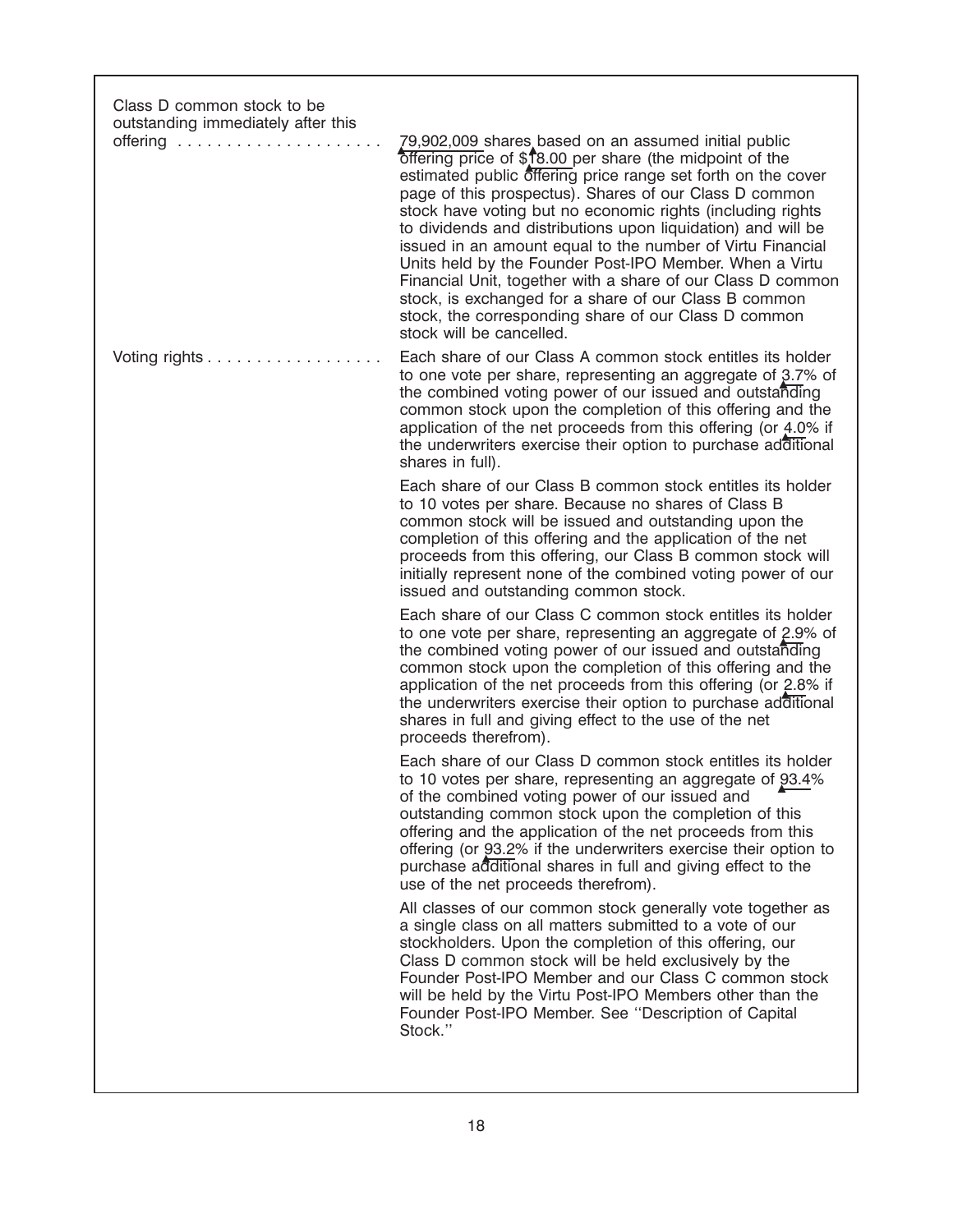| | |
|---|---|
| Class D common stock to be outstanding immediately after this offering | 79,902,009 shares based on an assumed initial public offering price of $18.00 per share (the midpoint of the estimated public offering price range set forth on the cover page of this prospectus). Shares of our Class D common stock have voting but no economic rights (including rights to dividends and distributions upon liquidation) and will be issued in an amount equal to the number of Virtu Financial Units held by the Founder Post-IPO Member. When a Virtu Financial Unit, together with a share of our Class D common stock, is exchanged for a share of our Class B common stock, the corresponding share of our Class D common stock will be cancelled. |
| Voting rights | Each share of our Class A common stock entitles its holder to one vote per share, representing an aggregate of 3.7% of the combined voting power of our issued and outstanding common stock upon the completion of this offering and the application of the net proceeds from this offering (or 4.0% if the underwriters exercise their option to purchase additional shares in full).<br><br>Each share of our Class B common stock entitles its holder to 10 votes per share. Because no shares of Class B common stock will be issued and outstanding upon the completion of this offering and the application of the net proceeds from this offering, our Class B common stock will initially represent none of the combined voting power of our issued and outstanding common stock.<br><br>Each share of our Class C common stock entitles its holder to one vote per share, representing an aggregate of 2.9% of the combined voting power of our issued and outstanding common stock upon the completion of this offering and the application of the net proceeds from this offering (or 2.8% if the underwriters exercise their option to purchase additional shares in full and giving effect to the use of the net proceeds therefrom).<br><br>Each share of our Class D common stock entitles its holder to 10 votes per share, representing an aggregate of 93.4% of the combined voting power of our issued and outstanding common stock upon the completion of this offering and the application of the net proceeds from this offering (or 93.2% if the underwriters exercise their option to purchase additional shares in full and giving effect to the use of the net proceeds therefrom).<br><br>All classes of our common stock generally vote together as a single class on all matters submitted to a vote of our stockholders. Upon the completion of this offering, our Class D common stock will be held exclusively by the Founder Post-IPO Member and our Class C common stock will be held by the Virtu Post-IPO Members other than the Founder Post-IPO Member. See "Description of Capital Stock." |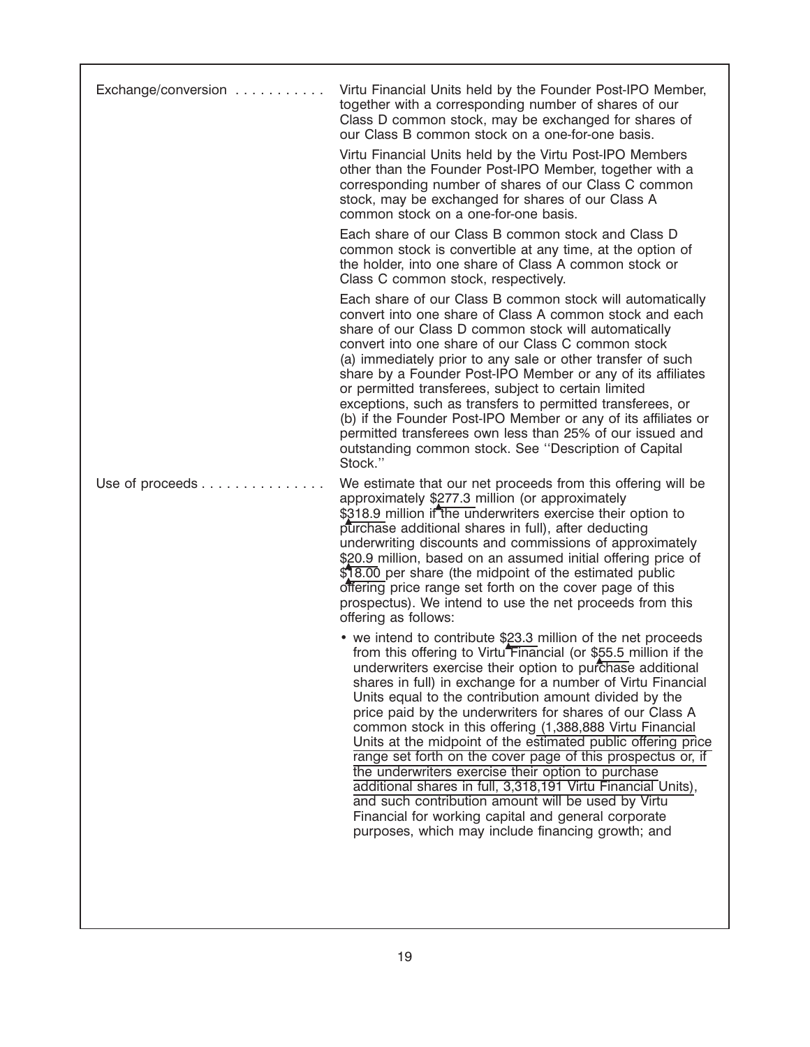| | |
|---|---|
| Exchange/conversion | Virtu Financial Units held by the Founder Post-IPO Member, together with a corresponding number of shares of our Class D common stock, may be exchanged for shares of our Class B common stock on a one-for-one basis.<br><br>Virtu Financial Units held by the Virtu Post-IPO Members other than the Founder Post-IPO Member, together with a corresponding number of shares of our Class C common stock, may be exchanged for shares of our Class A common stock on a one-for-one basis.<br><br>Each share of our Class B common stock and Class D common stock is convertible at any time, at the option of the holder, into one share of Class A common stock or Class C common stock, respectively.<br><br>Each share of our Class B common stock will automatically convert into one share of Class A common stock and each share of our Class D common stock will automatically convert into one share of our Class C common stock (a) immediately prior to any sale or other transfer of such share by a Founder Post-IPO Member or any of its affiliates or permitted transferees, subject to certain limited exceptions, such as transfers to permitted transferees, or (b) if the Founder Post-IPO Member or any of its affiliates or permitted transferees own less than 25% of our issued and outstanding common stock. See ''Description of Capital Stock.'' |
| Use of proceeds | We estimate that our net proceeds from this offering will be approximately $277.3 million (or approximately $318.9 million if the underwriters exercise their option to purchase additional shares in full), after deducting underwriting discounts and commissions of approximately $20.9 million, based on an assumed initial offering price of $18.00 per share (the midpoint of the estimated public offering price range set forth on the cover page of this prospectus). We intend to use the net proceeds from this offering as follows:<br><br>• we intend to contribute $23.3 million of the net proceeds from this offering to Virtu Financial (or $55.5 million if the underwriters exercise their option to purchase additional shares in full) in exchange for a number of Virtu Financial Units equal to the contribution amount divided by the price paid by the underwriters for shares of our Class A common stock in this offering (1,388,888 Virtu Financial Units at the midpoint of the estimated public offering price range set forth on the cover page of this prospectus or, if the underwriters exercise their option to purchase additional shares in full, 3,318,191 Virtu Financial Units), and such contribution amount will be used by Virtu Financial for working capital and general corporate purposes, which may include financing growth; and |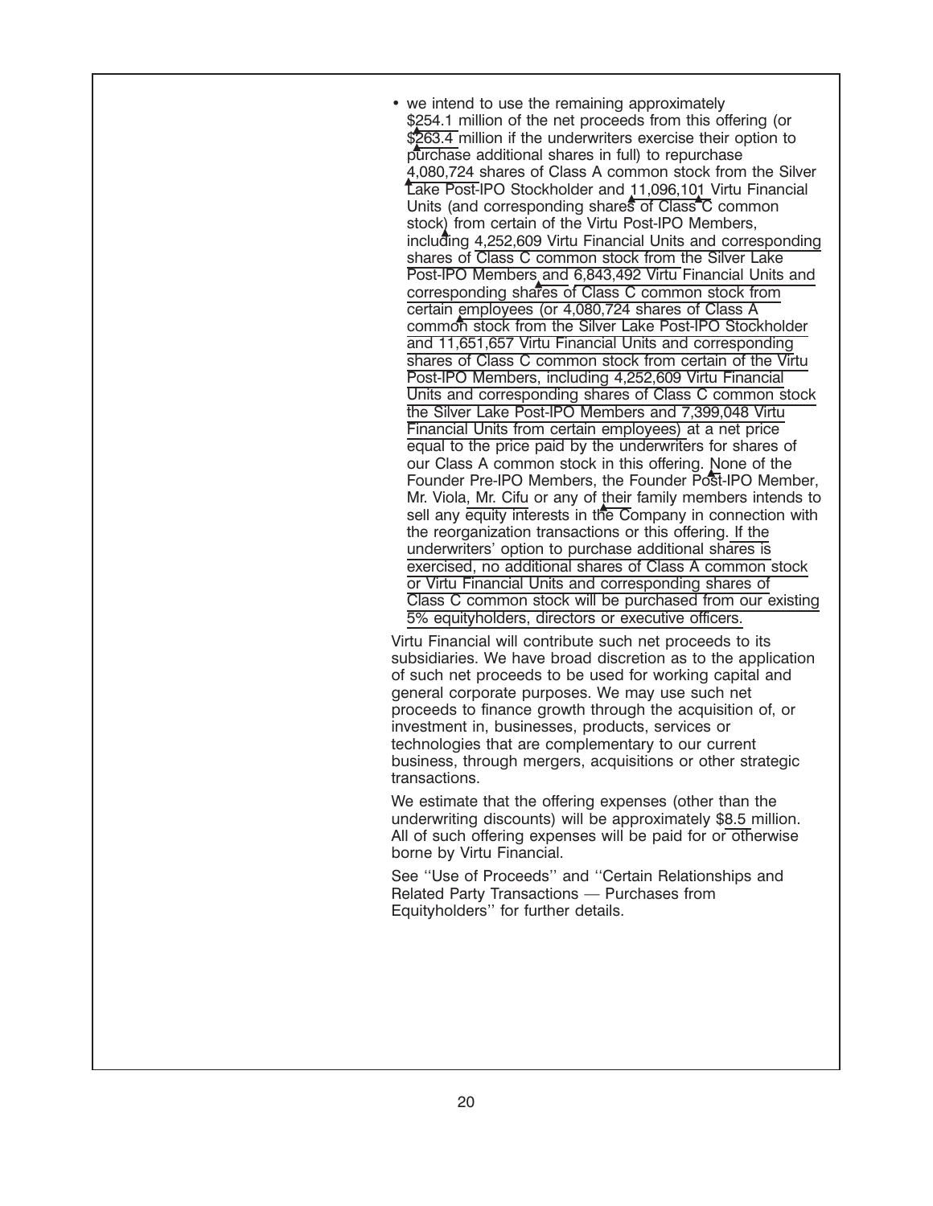- we intend to use the remaining approximately $254.1 million of the net proceeds from this offering (or $263.4 million if the underwriters exercise their option to purchase additional shares in full) to repurchase 4,080,724 shares of Class A common stock from the Silver Lake Post-IPO Stockholder and 11,096,101 Virtu Financial Units (and corresponding shares of Class C common stock) from certain of the Virtu Post-IPO Members, including 4,252,609 Virtu Financial Units and corresponding shares of Class C common stock from the Silver Lake Post-IPO Members and 6,843,492 Virtu Financial Units and corresponding shares of Class C common stock from certain employees (or 4,080,724 shares of Class A common stock from the Silver Lake Post-IPO Stockholder and 11,651,657 Virtu Financial Units and corresponding shares of Class C common stock from certain of the Virtu Post-IPO Members, including 4,252,609 Virtu Financial Units and corresponding shares of Class C common stock the Silver Lake Post-IPO Members and 7,399,048 Virtu Financial Units from certain employees) at a net price equal to the price paid by the underwriters for shares of our Class A common stock in this offering. None of the Founder Pre-IPO Members, the Founder Post-IPO Member, Mr. Viola, Mr. Cifu or any of their family members intends to sell any equity interests in the Company in connection with the reorganization transactions or this offering. If the underwriters' option to purchase additional shares is exercised, no additional shares of Class A common stock or Virtu Financial Units and corresponding shares of Class C common stock will be purchased from our existing 5% equityholders, directors or executive officers.

Virtu Financial will contribute such net proceeds to its subsidiaries. We have broad discretion as to the application of such net proceeds to be used for working capital and general corporate purposes. We may use such net proceeds to finance growth through the acquisition of, or investment in, businesses, products, services or technologies that are complementary to our current business, through mergers, acquisitions or other strategic transactions.

We estimate that the offering expenses (other than the underwriting discounts) will be approximately $8.5 million. All of such offering expenses will be paid for or otherwise borne by Virtu Financial.

See ''Use of Proceeds'' and ''Certain Relationships and Related Party Transactions — Purchases from Equityholders'' for further details.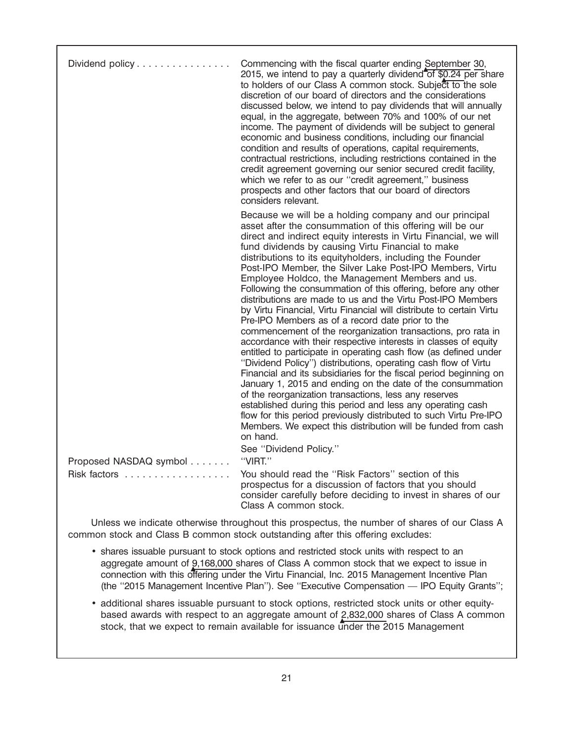| | |
|---|---|
| Dividend policy . . . . . . . . . . . . . . . . | Commencing with the fiscal quarter ending September 30, 2015, we intend to pay a quarterly dividend of $0.24 per share to holders of our Class A common stock. Subject to the sole discretion of our board of directors and the considerations discussed below, we intend to pay dividends that will annually equal, in the aggregate, between 70% and 100% of our net income. The payment of dividends will be subject to general economic and business conditions, including our financial condition and results of operations, capital requirements, contractual restrictions, including restrictions contained in the credit agreement governing our senior secured credit facility, which we refer to as our ''credit agreement,'' business prospects and other factors that our board of directors considers relevant.<br><br>Because we will be a holding company and our principal asset after the consummation of this offering will be our direct and indirect equity interests in Virtu Financial, we will fund dividends by causing Virtu Financial to make distributions to its equityholders, including the Founder Post-IPO Member, the Silver Lake Post-IPO Members, Virtu Employee Holdco, the Management Members and us. Following the consummation of this offering, before any other distributions are made to us and the Virtu Post-IPO Members by Virtu Financial, Virtu Financial will distribute to certain Virtu Pre-IPO Members as of a record date prior to the commencement of the reorganization transactions, pro rata in accordance with their respective interests in classes of equity entitled to participate in operating cash flow (as defined under ''Dividend Policy'') distributions, operating cash flow of Virtu Financial and its subsidiaries for the fiscal period beginning on January 1, 2015 and ending on the date of the consummation of the reorganization transactions, less any reserves established during this period and less any operating cash flow for this period previously distributed to such Virtu Pre-IPO Members. We expect this distribution will be funded from cash on hand.<br><br>See ''Dividend Policy.'' |
| Proposed NASDAQ symbol . . . . . . . | ''VIRT.'' |
| Risk factors . . . . . . . . . . . . . . . . . . | You should read the ''Risk Factors'' section of this prospectus for a discussion of factors that you should consider carefully before deciding to invest in shares of our Class A common stock. |

Unless we indicate otherwise throughout this prospectus, the number of shares of our Class A common stock and Class B common stock outstanding after this offering excludes:

- shares issuable pursuant to stock options and restricted stock units with respect to an aggregate amount of 9,168,000 shares of Class A common stock that we expect to issue in connection with this offering under the Virtu Financial, Inc. 2015 Management Incentive Plan (the ''2015 Management Incentive Plan''). See ''Executive Compensation — IPO Equity Grants'';
- additional shares issuable pursuant to stock options, restricted stock units or other equity-based awards with respect to an aggregate amount of 2,832,000 shares of Class A common stock, that we expect to remain available for issuance under the 2015 Management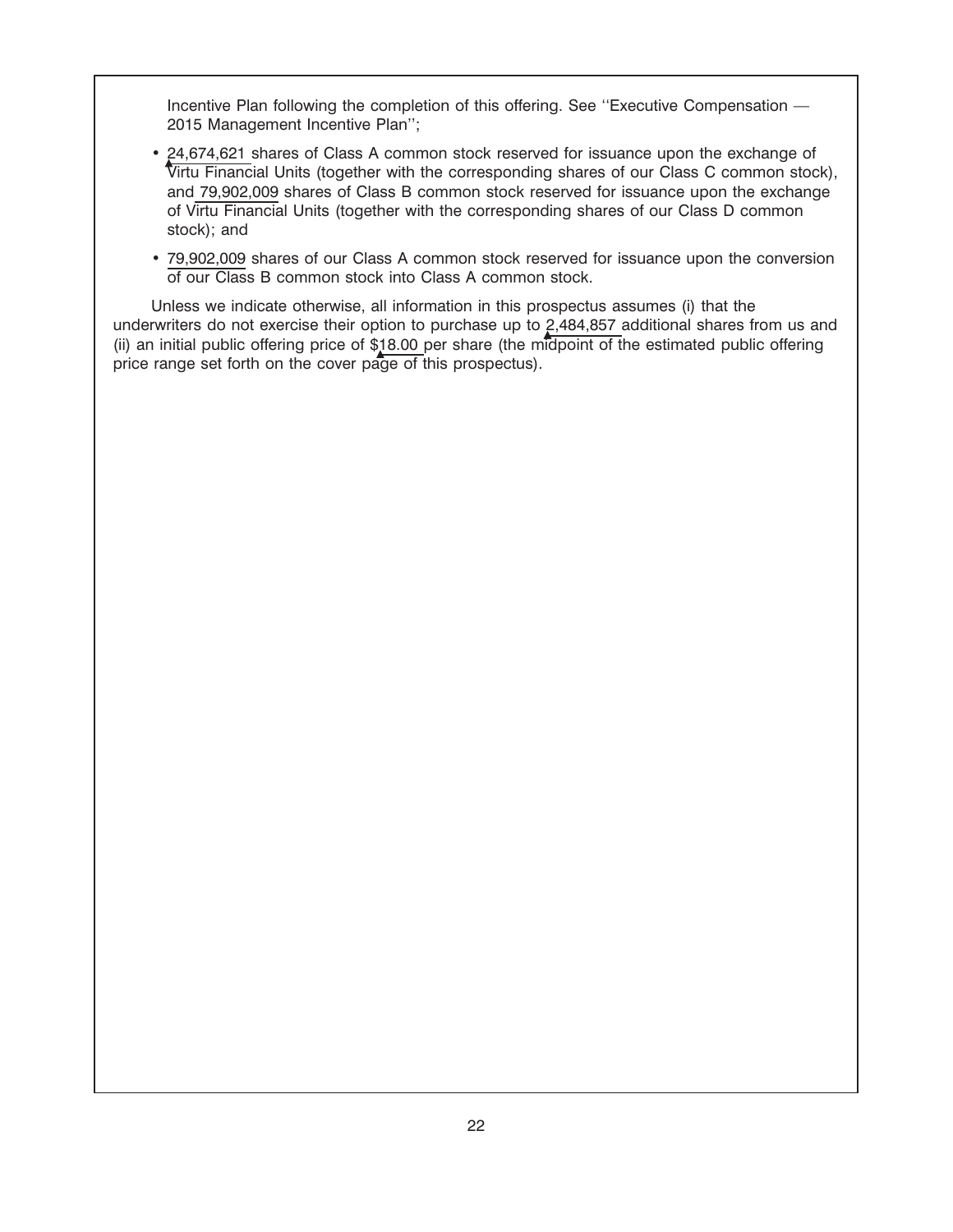Incentive Plan following the completion of this offering. See ''Executive Compensation — 2015 Management Incentive Plan'';

- 24,674,621 shares of Class A common stock reserved for issuance upon the exchange of Virtu Financial Units (together with the corresponding shares of our Class C common stock), and 79,902,009 shares of Class B common stock reserved for issuance upon the exchange of Virtu Financial Units (together with the corresponding shares of our Class D common stock); and
- 79,902,009 shares of our Class A common stock reserved for issuance upon the conversion of our Class B common stock into Class A common stock.

Unless we indicate otherwise, all information in this prospectus assumes (i) that the underwriters do not exercise their option to purchase up to 2,484,857 additional shares from us and (ii) an initial public offering price of $18.00 per share (the midpoint of the estimated public offering price range set forth on the cover page of this prospectus).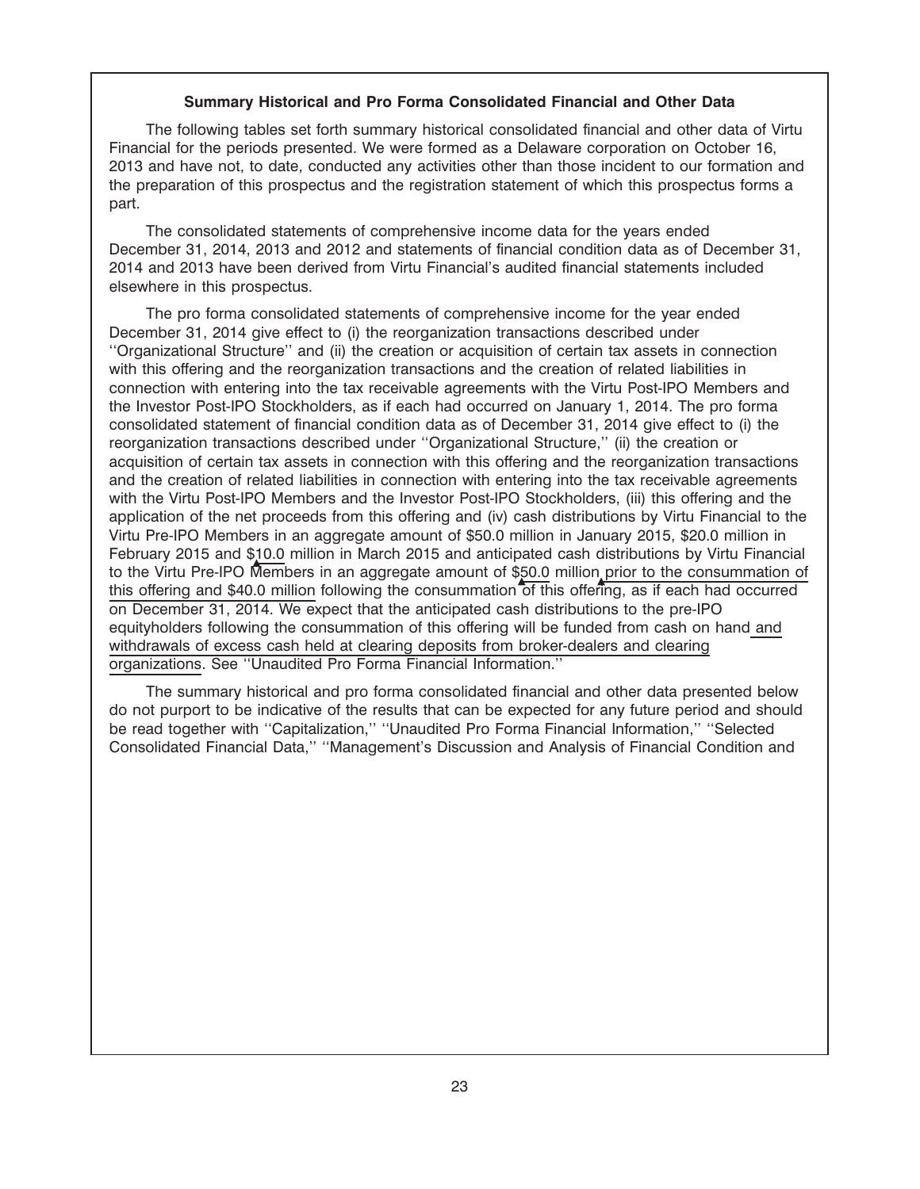### Summary Historical and Pro Forma Consolidated Financial and Other Data

The following tables set forth summary historical consolidated financial and other data of Virtu Financial for the periods presented. We were formed as a Delaware corporation on October 16, 2013 and have not, to date, conducted any activities other than those incident to our formation and the preparation of this prospectus and the registration statement of which this prospectus forms a part.

The consolidated statements of comprehensive income data for the years ended December 31, 2014, 2013 and 2012 and statements of financial condition data as of December 31, 2014 and 2013 have been derived from Virtu Financial's audited financial statements included elsewhere in this prospectus.

The pro forma consolidated statements of comprehensive income for the year ended December 31, 2014 give effect to (i) the reorganization transactions described under "Organizational Structure" and (ii) the creation or acquisition of certain tax assets in connection with this offering and the reorganization transactions and the creation of related liabilities in connection with entering into the tax receivable agreements with the Virtu Post-IPO Members and the Investor Post-IPO Stockholders, as if each had occurred on January 1, 2014. The pro forma consolidated statement of financial condition data as of December 31, 2014 give effect to (i) the reorganization transactions described under "Organizational Structure," (ii) the creation or acquisition of certain tax assets in connection with this offering and the reorganization transactions and the creation of related liabilities in connection with entering into the tax receivable agreements with the Virtu Post-IPO Members and the Investor Post-IPO Stockholders, (iii) this offering and the application of the net proceeds from this offering and (iv) cash distributions by Virtu Financial to the Virtu Pre-IPO Members in an aggregate amount of $50.0 million in January 2015, $20.0 million in February 2015 and $10.0 million in March 2015 and anticipated cash distributions by Virtu Financial to the Virtu Pre-IPO Members in an aggregate amount of $50.0 million prior to the consummation of this offering and $40.0 million following the consummation of this offering, as if each had occurred on December 31, 2014. We expect that the anticipated cash distributions to the pre-IPO equityholders following the consummation of this offering will be funded from cash on hand and withdrawals of excess cash held at clearing deposits from broker-dealers and clearing organizations. See "Unaudited Pro Forma Financial Information."

The summary historical and pro forma consolidated financial and other data presented below do not purport to be indicative of the results that can be expected for any future period and should be read together with "Capitalization," "Unaudited Pro Forma Financial Information," "Selected Consolidated Financial Data," "Management's Discussion and Analysis of Financial Condition and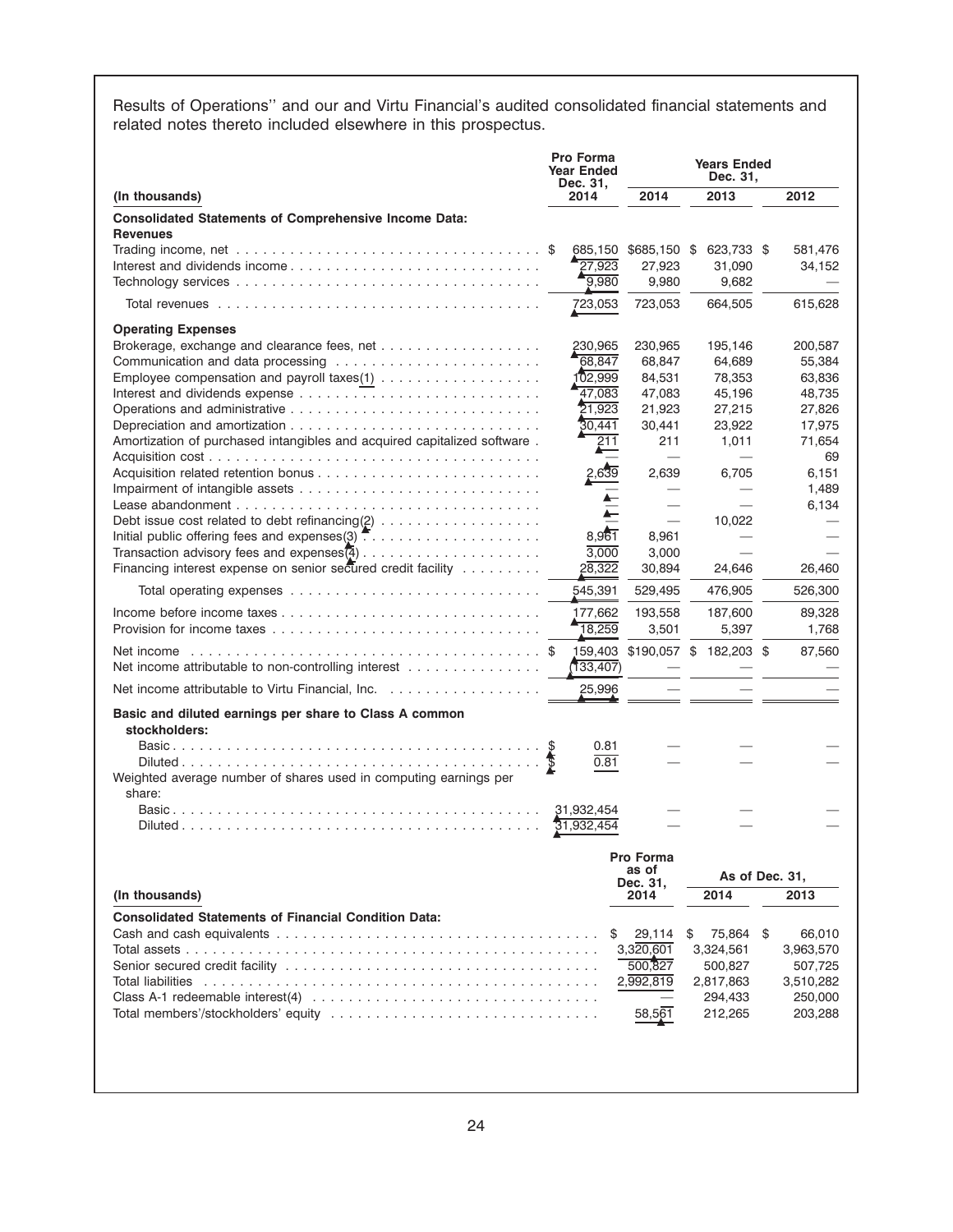Results of Operations'' and our and Virtu Financial's audited consolidated financial statements and related notes thereto included elsewhere in this prospectus.

| (In thousands) | Pro Forma Year Ended Dec. 31, 2014 | Years Ended Dec. 31, 2014 | 2013 | 2012 |
|---|---|---|---|---|
| **Consolidated Statements of Comprehensive Income Data:** | | | | |
| **Revenues** | | | | |
| Trading income, net | $ 685,150 | $685,150 | $ 623,733 | $ 581,476 |
| Interest and dividends income | 27,923 | 27,923 | 31,090 | 34,152 |
| Technology services | 9,980 | 9,980 | 9,682 | — |
| Total revenues | 723,053 | 723,053 | 664,505 | 615,628 |
| **Operating Expenses** | | | | |
| Brokerage, exchange and clearance fees, net | 230,965 | 230,965 | 195,146 | 200,587 |
| Communication and data processing | 68,847 | 68,847 | 64,689 | 55,384 |
| Employee compensation and payroll taxes(1) | 102,999 | 84,531 | 78,353 | 63,836 |
| Interest and dividends expense | 47,083 | 47,083 | 45,196 | 48,735 |
| Operations and administrative | 21,923 | 21,923 | 27,215 | 27,826 |
| Depreciation and amortization | 30,441 | 30,441 | 23,922 | 17,975 |
| Amortization of purchased intangibles and acquired capitalized software | 211 | 211 | 1,011 | 71,654 |
| Acquisition cost | — | — | — | 69 |
| Acquisition related retention bonus | 2,639 | 2,639 | 6,705 | 6,151 |
| Impairment of intangible assets | — | — | — | 1,489 |
| Lease abandonment | — | — | — | 6,134 |
| Debt issue cost related to debt refinancing(2) | — | — | 10,022 | — |
| Initial public offering fees and expenses(3) | 8,961 | 8,961 | — | — |
| Transaction advisory fees and expenses(4) | 3,000 | 3,000 | — | — |
| Financing interest expense on senior secured credit facility | 28,322 | 30,894 | 24,646 | 26,460 |
| Total operating expenses | 545,391 | 529,495 | 476,905 | 526,300 |
| Income before income taxes | 177,662 | 193,558 | 187,600 | 89,328 |
| Provision for income taxes | 18,259 | 3,501 | 5,397 | 1,768 |
| Net income | $ 159,403 | $190,057 | $ 182,203 | $ 87,560 |
| Net income attributable to non-controlling interest | (133,407) | — | — | — |
| Net income attributable to Virtu Financial, Inc. | 25,996 | — | — | — |
| **Basic and diluted earnings per share to Class A common stockholders:** | | | | |
| Basic | $ 0.81 | — | — | — |
| Diluted | $ 0.81 | — | — | — |
| Weighted average number of shares used in computing earnings per share: | | | | |
| Basic | 31,932,454 | — | — | — |
| Diluted | 31,932,454 | — | — | — |

| (In thousands) | Pro Forma as of Dec. 31, 2014 | As of Dec. 31, 2014 | 2013 |
|---|---|---|---|
| **Consolidated Statements of Financial Condition Data:** | | | |
| Cash and cash equivalents | $ 29,114 | $ 75,864 | $ 66,010 |
| Total assets | 3,320,601 | 3,324,561 | 3,963,570 |
| Senior secured credit facility | 500,827 | 500,827 | 507,725 |
| Total liabilities | 2,992,819 | 2,817,863 | 3,510,282 |
| Class A-1 redeemable interest(4) | — | 294,433 | 250,000 |
| Total members'/stockholders' equity | 58,561 | 212,265 | 203,288 |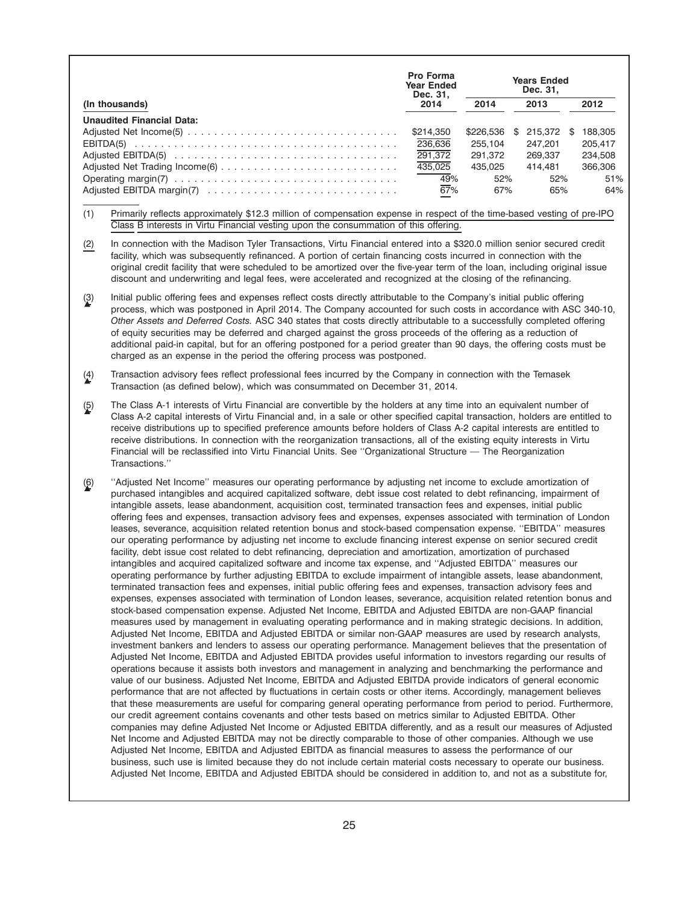| (In thousands) | Pro Forma Year Ended Dec. 31, 2014 | Years Ended Dec. 31, 2014 | 2013 | 2012 |
|---|---|---|---|---|
| **Unaudited Financial Data:** | | | | |
| Adjusted Net Income(5) | $214,350 | $226,536 | $ 215,372 | $ 188,305 |
| EBITDA(5) | 236,636 | 255,104 | 247,201 | 205,417 |
| Adjusted EBITDA(5) | 291,372 | 291,372 | 269,337 | 234,508 |
| Adjusted Net Trading Income(6) | 435,025 | 435,025 | 414,481 | 366,306 |
| Operating margin(7) | 49% | 52% | 52% | 51% |
| Adjusted EBITDA margin(7) | 67% | 67% | 65% | 64% |

(1) Primarily reflects approximately $12.3 million of compensation expense in respect of the time-based vesting of pre-IPO Class B interests in Virtu Financial vesting upon the consummation of this offering.

(2) In connection with the Madison Tyler Transactions, Virtu Financial entered into a $320.0 million senior secured credit facility, which was subsequently refinanced. A portion of certain financing costs incurred in connection with the original credit facility that were scheduled to be amortized over the five-year term of the loan, including original issue discount and underwriting and legal fees, were accelerated and recognized at the closing of the refinancing.

(3) Initial public offering fees and expenses reflect costs directly attributable to the Company's initial public offering process, which was postponed in April 2014. The Company accounted for such costs in accordance with ASC 340-10, *Other Assets and Deferred Costs.* ASC 340 states that costs directly attributable to a successfully completed offering of equity securities may be deferred and charged against the gross proceeds of the offering as a reduction of additional paid-in capital, but for an offering postponed for a period greater than 90 days, the offering costs must be charged as an expense in the period the offering process was postponed.

(4) Transaction advisory fees reflect professional fees incurred by the Company in connection with the Temasek Transaction (as defined below), which was consummated on December 31, 2014.

(5) The Class A-1 interests of Virtu Financial are convertible by the holders at any time into an equivalent number of Class A-2 capital interests of Virtu Financial and, in a sale or other specified capital transaction, holders are entitled to receive distributions up to specified preference amounts before holders of Class A-2 capital interests are entitled to receive distributions. In connection with the reorganization transactions, all of the existing equity interests in Virtu Financial will be reclassified into Virtu Financial Units. See ''Organizational Structure — The Reorganization Transactions.''

(6) ''Adjusted Net Income'' measures our operating performance by adjusting net income to exclude amortization of purchased intangibles and acquired capitalized software, debt issue cost related to debt refinancing, impairment of intangible assets, lease abandonment, acquisition cost, terminated transaction fees and expenses, initial public offering fees and expenses, transaction advisory fees and expenses, expenses associated with termination of London leases, severance, acquisition related retention bonus and stock-based compensation expense. ''EBITDA'' measures our operating performance by adjusting net income to exclude financing interest expense on senior secured credit facility, debt issue cost related to debt refinancing, depreciation and amortization, amortization of purchased intangibles and acquired capitalized software and income tax expense, and ''Adjusted EBITDA'' measures our operating performance by further adjusting EBITDA to exclude impairment of intangible assets, lease abandonment, terminated transaction fees and expenses, initial public offering fees and expenses, transaction advisory fees and expenses, expenses associated with termination of London leases, severance, acquisition related retention bonus and stock-based compensation expense. Adjusted Net Income, EBITDA and Adjusted EBITDA are non-GAAP financial measures used by management in evaluating operating performance and in making strategic decisions. In addition, Adjusted Net Income, EBITDA and Adjusted EBITDA or similar non-GAAP measures are used by research analysts, investment bankers and lenders to assess our operating performance. Management believes that the presentation of Adjusted Net Income, EBITDA and Adjusted EBITDA provides useful information to investors regarding our results of operations because it assists both investors and management in analyzing and benchmarking the performance and value of our business. Adjusted Net Income, EBITDA and Adjusted EBITDA provide indicators of general economic performance that are not affected by fluctuations in certain costs or other items. Accordingly, management believes that these measurements are useful for comparing general operating performance from period to period. Furthermore, our credit agreement contains covenants and other tests based on metrics similar to Adjusted EBITDA. Other companies may define Adjusted Net Income or Adjusted EBITDA differently, and as a result our measures of Adjusted Net Income and Adjusted EBITDA may not be directly comparable to those of other companies. Although we use Adjusted Net Income, EBITDA and Adjusted EBITDA as financial measures to assess the performance of our business, such use is limited because they do not include certain material costs necessary to operate our business. Adjusted Net Income, EBITDA and Adjusted EBITDA should be considered in addition to, and not as a substitute for,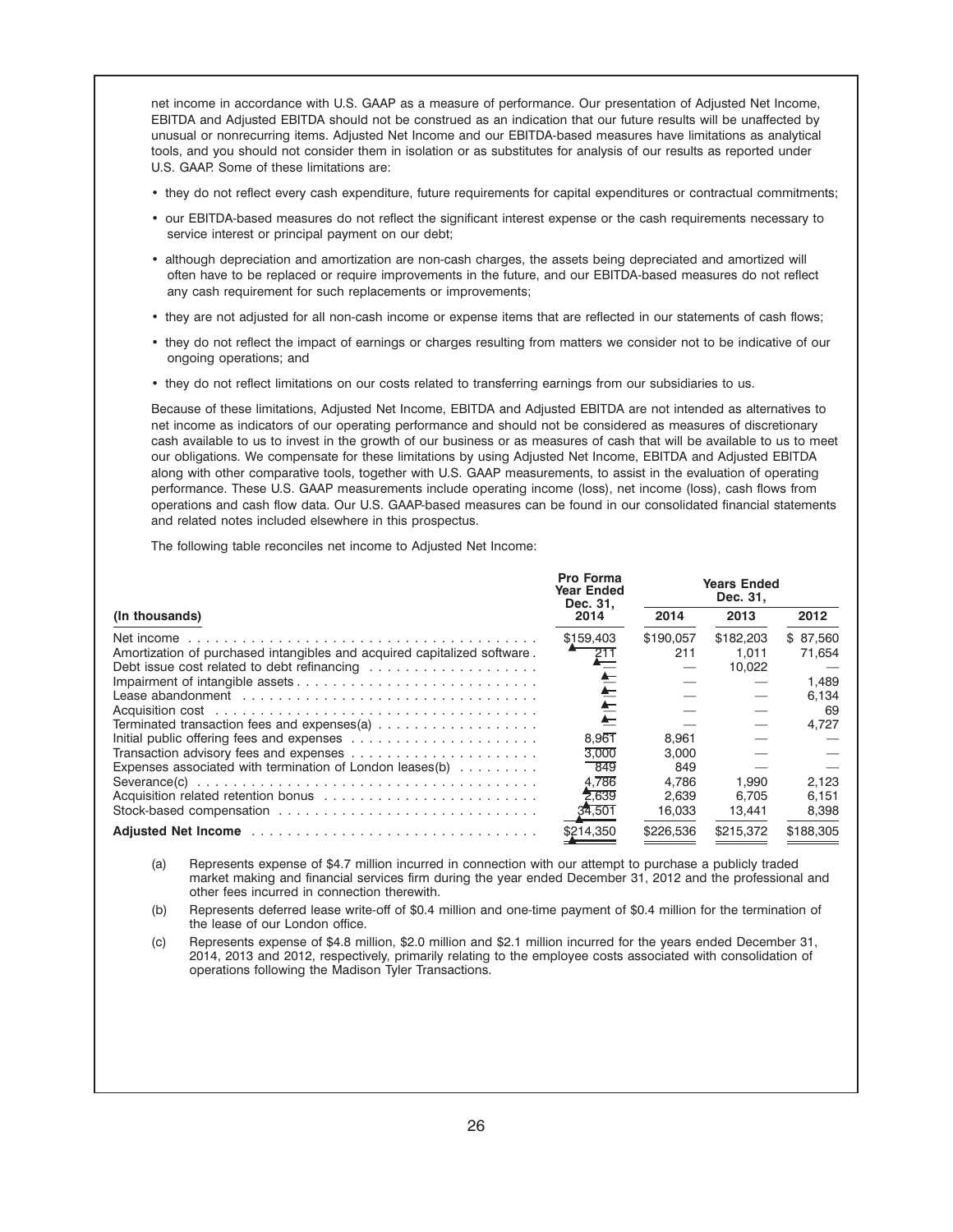net income in accordance with U.S. GAAP as a measure of performance. Our presentation of Adjusted Net Income, EBITDA and Adjusted EBITDA should not be construed as an indication that our future results will be unaffected by unusual or nonrecurring items. Adjusted Net Income and our EBITDA-based measures have limitations as analytical tools, and you should not consider them in isolation or as substitutes for analysis of our results as reported under U.S. GAAP. Some of these limitations are:

- they do not reflect every cash expenditure, future requirements for capital expenditures or contractual commitments;
- our EBITDA-based measures do not reflect the significant interest expense or the cash requirements necessary to service interest or principal payment on our debt;
- although depreciation and amortization are non-cash charges, the assets being depreciated and amortized will often have to be replaced or require improvements in the future, and our EBITDA-based measures do not reflect any cash requirement for such replacements or improvements;
- they are not adjusted for all non-cash income or expense items that are reflected in our statements of cash flows;
- they do not reflect the impact of earnings or charges resulting from matters we consider not to be indicative of our ongoing operations; and
- they do not reflect limitations on our costs related to transferring earnings from our subsidiaries to us.

Because of these limitations, Adjusted Net Income, EBITDA and Adjusted EBITDA are not intended as alternatives to net income as indicators of our operating performance and should not be considered as measures of discretionary cash available to us to invest in the growth of our business or as measures of cash that will be available to us to meet our obligations. We compensate for these limitations by using Adjusted Net Income, EBITDA and Adjusted EBITDA along with other comparative tools, together with U.S. GAAP measurements, to assist in the evaluation of operating performance. These U.S. GAAP measurements include operating income (loss), net income (loss), cash flows from operations and cash flow data. Our U.S. GAAP-based measures can be found in our consolidated financial statements and related notes included elsewhere in this prospectus.

The following table reconciles net income to Adjusted Net Income:

| (In thousands) | Pro Forma Year Ended Dec. 31, 2014 | Years Ended Dec. 31, 2014 | 2013 | 2012 |
|---|---|---|---|---|
| Net income | $159,403 | $190,057 | $182,203 | $ 87,560 |
| Amortization of purchased intangibles and acquired capitalized software | 211 | 211 | 1,011 | 71,654 |
| Debt issue cost related to debt refinancing | — | — | 10,022 | — |
| Impairment of intangible assets | — | — | — | 1,489 |
| Lease abandonment | — | — | — | 6,134 |
| Acquisition cost | — | — | — | 69 |
| Terminated transaction fees and expenses(a) | — | — | — | 4,727 |
| Initial public offering fees and expenses | 8,961 | 8,961 | — | — |
| Transaction advisory fees and expenses | 3,000 | 3,000 | — | — |
| Expenses associated with termination of London leases(b) | 849 | 849 | — | — |
| Severance(c) | 4,786 | 4,786 | 1,990 | 2,123 |
| Acquisition related retention bonus | 2,639 | 2,639 | 6,705 | 6,151 |
| Stock-based compensation | 34,501 | 16,033 | 13,441 | 8,398 |
| **Adjusted Net Income** | $214,350 | $226,536 | $215,372 | $188,305 |

(a) Represents expense of $4.7 million incurred in connection with our attempt to purchase a publicly traded market making and financial services firm during the year ended December 31, 2012 and the professional and other fees incurred in connection therewith.

(b) Represents deferred lease write-off of $0.4 million and one-time payment of $0.4 million for the termination of the lease of our London office.

(c) Represents expense of $4.8 million, $2.0 million and $2.1 million incurred for the years ended December 31, 2014, 2013 and 2012, respectively, primarily relating to the employee costs associated with consolidation of operations following the Madison Tyler Transactions.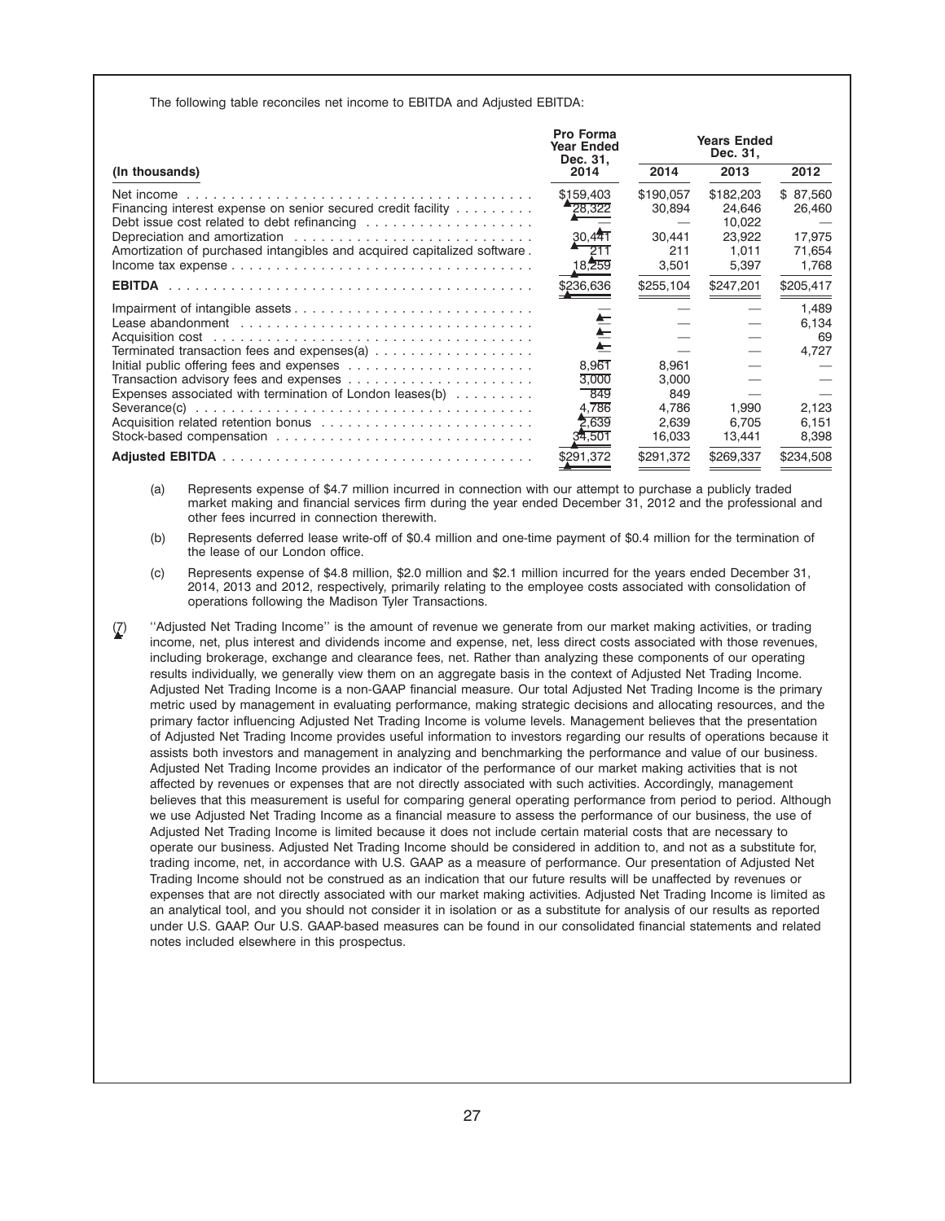The following table reconciles net income to EBITDA and Adjusted EBITDA:

| (In thousands) | Pro Forma Year Ended Dec. 31, 2014 | Years Ended Dec. 31, 2014 | 2013 | 2012 |
|---|---|---|---|---|
| Net income | $159,403 | $190,057 | $182,203 | $ 87,560 |
| Financing interest expense on senior secured credit facility | 28,322 | 30,894 | 24,646 | 26,460 |
| Debt issue cost related to debt refinancing | — | — | 10,022 | — |
| Depreciation and amortization | 30,441 | 30,441 | 23,922 | 17,975 |
| Amortization of purchased intangibles and acquired capitalized software | 211 | 211 | 1,011 | 71,654 |
| Income tax expense | 18,259 | 3,501 | 5,397 | 1,768 |
| **EBITDA** | $236,636 | $255,104 | $247,201 | $205,417 |
| Impairment of intangible assets | — | — | — | 1,489 |
| Lease abandonment | — | — | — | 6,134 |
| Acquisition cost | — | — | — | 69 |
| Terminated transaction fees and expenses(a) | — | — | — | 4,727 |
| Initial public offering fees and expenses | 8,961 | 8,961 | — | — |
| Transaction advisory fees and expenses | 3,000 | 3,000 | — | — |
| Expenses associated with termination of London leases(b) | 849 | 849 | — | — |
| Severance(c) | 4,786 | 4,786 | 1,990 | 2,123 |
| Acquisition related retention bonus | 2,639 | 2,639 | 6,705 | 6,151 |
| Stock-based compensation | 34,501 | 16,033 | 13,441 | 8,398 |
| **Adjusted EBITDA** | $291,372 | $291,372 | $269,337 | $234,508 |

(a) Represents expense of $4.7 million incurred in connection with our attempt to purchase a publicly traded market making and financial services firm during the year ended December 31, 2012 and the professional and other fees incurred in connection therewith.

(b) Represents deferred lease write-off of $0.4 million and one-time payment of $0.4 million for the termination of the lease of our London office.

(c) Represents expense of $4.8 million, $2.0 million and $2.1 million incurred for the years ended December 31, 2014, 2013 and 2012, respectively, primarily relating to the employee costs associated with consolidation of operations following the Madison Tyler Transactions.

(7) ''Adjusted Net Trading Income'' is the amount of revenue we generate from our market making activities, or trading income, net, plus interest and dividends income and expense, net, less direct costs associated with those revenues, including brokerage, exchange and clearance fees, net. Rather than analyzing these components of our operating results individually, we generally view them on an aggregate basis in the context of Adjusted Net Trading Income. Adjusted Net Trading Income is a non-GAAP financial measure. Our total Adjusted Net Trading Income is the primary metric used by management in evaluating performance, making strategic decisions and allocating resources, and the primary factor influencing Adjusted Net Trading Income is volume levels. Management believes that the presentation of Adjusted Net Trading Income provides useful information to investors regarding our results of operations because it assists both investors and management in analyzing and benchmarking the performance and value of our business. Adjusted Net Trading Income provides an indicator of the performance of our market making activities that is not affected by revenues or expenses that are not directly associated with such activities. Accordingly, management believes that this measurement is useful for comparing general operating performance from period to period. Although we use Adjusted Net Trading Income as a financial measure to assess the performance of our business, the use of Adjusted Net Trading Income is limited because it does not include certain material costs that are necessary to operate our business. Adjusted Net Trading Income should be considered in addition to, and not as a substitute for, trading income, net, in accordance with U.S. GAAP as a measure of performance. Our presentation of Adjusted Net Trading Income should not be construed as an indication that our future results will be unaffected by revenues or expenses that are not directly associated with our market making activities. Adjusted Net Trading Income is limited as an analytical tool, and you should not consider it in isolation or as a substitute for analysis of our results as reported under U.S. GAAP. Our U.S. GAAP-based measures can be found in our consolidated financial statements and related notes included elsewhere in this prospectus.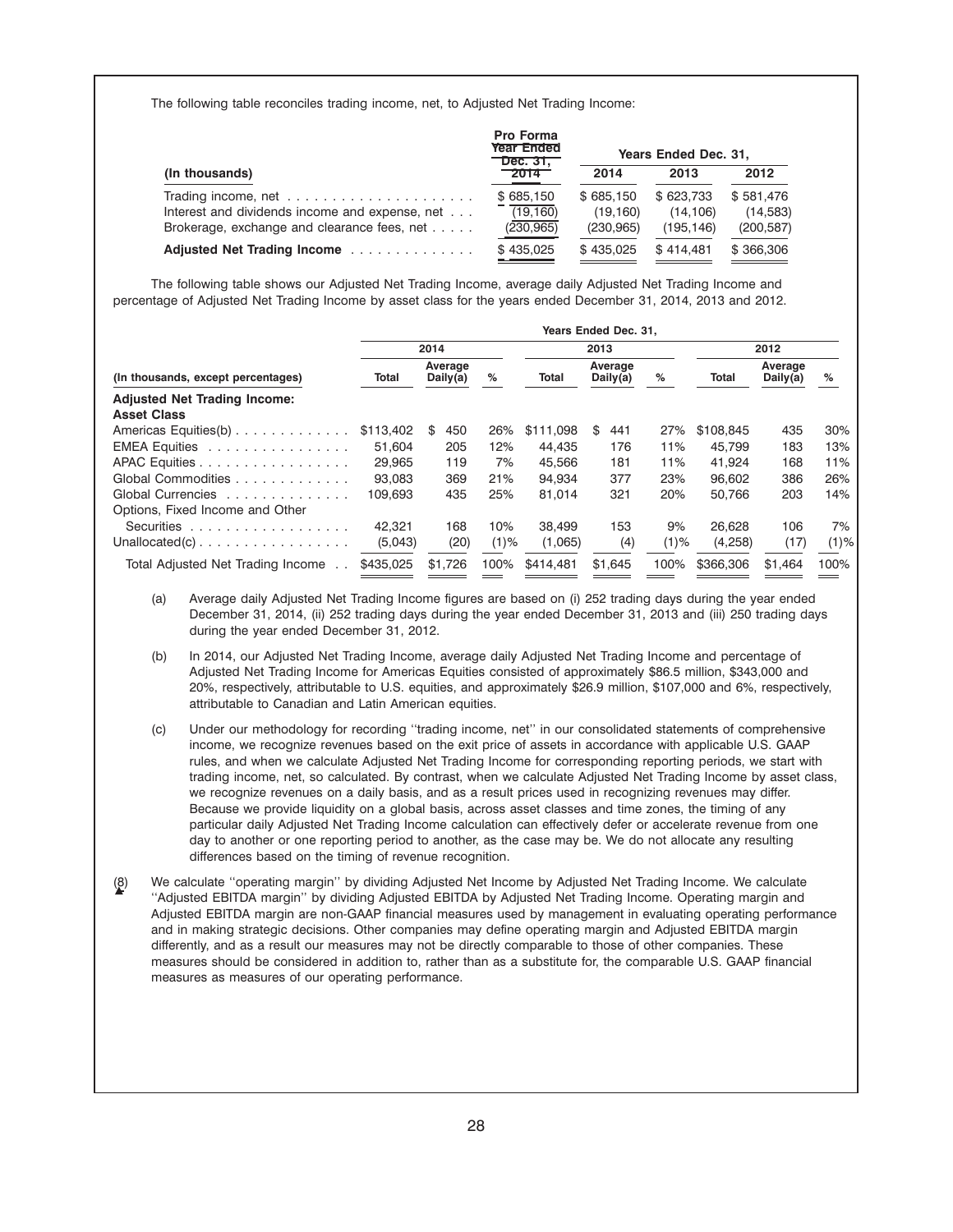The following table reconciles trading income, net, to Adjusted Net Trading Income:

| (In thousands) | Pro Forma Year Ended Dec. 31, 2014 | Years Ended Dec. 31, 2014 | 2013 | 2012 |
|---|---|---|---|---|
| Trading income, net | $ 685,150 | $ 685,150 | $ 623,733 | $ 581,476 |
| Interest and dividends income and expense, net | (19,160) | (19,160) | (14,106) | (14,583) |
| Brokerage, exchange and clearance fees, net | (230,965) | (230,965) | (195,146) | (200,587) |
| **Adjusted Net Trading Income** | $ 435,025 | $ 435,025 | $ 414,481 | $ 366,306 |

The following table shows our Adjusted Net Trading Income, average daily Adjusted Net Trading Income and percentage of Adjusted Net Trading Income by asset class for the years ended December 31, 2014, 2013 and 2012.

| | Years Ended Dec. 31, | | | | | | | | |
|---|---|---|---|---|---|---|---|---|---|
| | 2014 | | | 2013 | | | 2012 | | |
| (In thousands, except percentages) | Total | Average Daily(a) | % | Total | Average Daily(a) | % | Total | Average Daily(a) | % |
| **Adjusted Net Trading Income: Asset Class** | | | | | | | | | |
| Americas Equities(b) | $113,402 | $ 450 | 26% | $111,098 | $ 441 | 27% | $108,845 | 435 | 30% |
| EMEA Equities | 51,604 | 205 | 12% | 44,435 | 176 | 11% | 45,799 | 183 | 13% |
| APAC Equities | 29,965 | 119 | 7% | 45,566 | 181 | 11% | 41,924 | 168 | 11% |
| Global Commodities | 93,083 | 369 | 21% | 94,934 | 377 | 23% | 96,602 | 386 | 26% |
| Global Currencies | 109,693 | 435 | 25% | 81,014 | 321 | 20% | 50,766 | 203 | 14% |
| Options, Fixed Income and Other Securities | 42,321 | 168 | 10% | 38,499 | 153 | 9% | 26,628 | 106 | 7% |
| Unallocated(c) | (5,043) | (20) | (1)% | (1,065) | (4) | (1)% | (4,258) | (17) | (1)% |
| Total Adjusted Net Trading Income | $435,025 | $1,726 | 100% | $414,481 | $1,645 | 100% | $366,306 | $1,464 | 100% |

(a) Average daily Adjusted Net Trading Income figures are based on (i) 252 trading days during the year ended December 31, 2014, (ii) 252 trading days during the year ended December 31, 2013 and (iii) 250 trading days during the year ended December 31, 2012.

(b) In 2014, our Adjusted Net Trading Income, average daily Adjusted Net Trading Income and percentage of Adjusted Net Trading Income for Americas Equities consisted of approximately $86.5 million, $343,000 and 20%, respectively, attributable to U.S. equities, and approximately $26.9 million, $107,000 and 6%, respectively, attributable to Canadian and Latin American equities.

(c) Under our methodology for recording ''trading income, net'' in our consolidated statements of comprehensive income, we recognize revenues based on the exit price of assets in accordance with applicable U.S. GAAP rules, and when we calculate Adjusted Net Trading Income for corresponding reporting periods, we start with trading income, net, so calculated. By contrast, when we calculate Adjusted Net Trading Income by asset class, we recognize revenues on a daily basis, and as a result prices used in recognizing revenues may differ. Because we provide liquidity on a global basis, across asset classes and time zones, the timing of any particular daily Adjusted Net Trading Income calculation can effectively defer or accelerate revenue from one day to another or one reporting period to another, as the case may be. We do not allocate any resulting differences based on the timing of revenue recognition.

(8) We calculate ''operating margin'' by dividing Adjusted Net Income by Adjusted Net Trading Income. We calculate ''Adjusted EBITDA margin'' by dividing Adjusted EBITDA by Adjusted Net Trading Income. Operating margin and Adjusted EBITDA margin are non-GAAP financial measures used by management in evaluating operating performance and in making strategic decisions. Other companies may define operating margin and Adjusted EBITDA margin differently, and as a result our measures may not be directly comparable to those of other companies. These measures should be considered in addition to, rather than as a substitute for, the comparable U.S. GAAP financial measures as measures of our operating performance.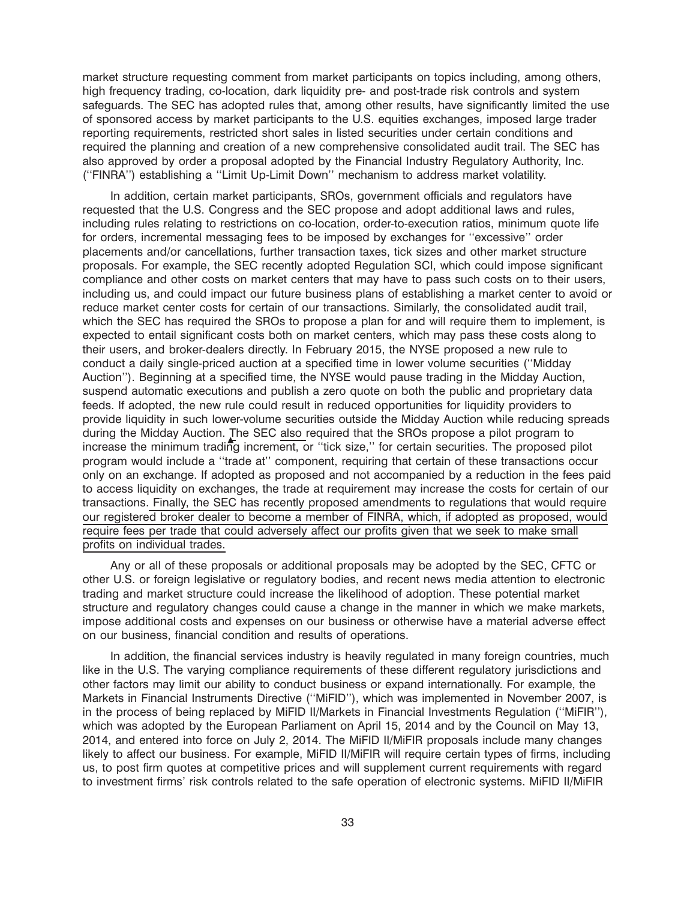market structure requesting comment from market participants on topics including, among others, high frequency trading, co-location, dark liquidity pre- and post-trade risk controls and system safeguards. The SEC has adopted rules that, among other results, have significantly limited the use of sponsored access by market participants to the U.S. equities exchanges, imposed large trader reporting requirements, restricted short sales in listed securities under certain conditions and required the planning and creation of a new comprehensive consolidated audit trail. The SEC has also approved by order a proposal adopted by the Financial Industry Regulatory Authority, Inc. (''FINRA'') establishing a ''Limit Up-Limit Down'' mechanism to address market volatility.

In addition, certain market participants, SROs, government officials and regulators have requested that the U.S. Congress and the SEC propose and adopt additional laws and rules, including rules relating to restrictions on co-location, order-to-execution ratios, minimum quote life for orders, incremental messaging fees to be imposed by exchanges for ''excessive'' order placements and/or cancellations, further transaction taxes, tick sizes and other market structure proposals. For example, the SEC recently adopted Regulation SCI, which could impose significant compliance and other costs on market centers that may have to pass such costs on to their users, including us, and could impact our future business plans of establishing a market center to avoid or reduce market center costs for certain of our transactions. Similarly, the consolidated audit trail, which the SEC has required the SROs to propose a plan for and will require them to implement, is expected to entail significant costs both on market centers, which may pass these costs along to their users, and broker-dealers directly. In February 2015, the NYSE proposed a new rule to conduct a daily single-priced auction at a specified time in lower volume securities (''Midday Auction''). Beginning at a specified time, the NYSE would pause trading in the Midday Auction, suspend automatic executions and publish a zero quote on both the public and proprietary data feeds. If adopted, the new rule could result in reduced opportunities for liquidity providers to provide liquidity in such lower-volume securities outside the Midday Auction while reducing spreads during the Midday Auction. The SEC also required that the SROs propose a pilot program to increase the minimum trading increment, or ''tick size,'' for certain securities. The proposed pilot program would include a ''trade at'' component, requiring that certain of these transactions occur only on an exchange. If adopted as proposed and not accompanied by a reduction in the fees paid to access liquidity on exchanges, the trade at requirement may increase the costs for certain of our transactions. Finally, the SEC has recently proposed amendments to regulations that would require our registered broker dealer to become a member of FINRA, which, if adopted as proposed, would require fees per trade that could adversely affect our profits given that we seek to make small profits on individual trades.

Any or all of these proposals or additional proposals may be adopted by the SEC, CFTC or other U.S. or foreign legislative or regulatory bodies, and recent news media attention to electronic trading and market structure could increase the likelihood of adoption. These potential market structure and regulatory changes could cause a change in the manner in which we make markets, impose additional costs and expenses on our business or otherwise have a material adverse effect on our business, financial condition and results of operations.

In addition, the financial services industry is heavily regulated in many foreign countries, much like in the U.S. The varying compliance requirements of these different regulatory jurisdictions and other factors may limit our ability to conduct business or expand internationally. For example, the Markets in Financial Instruments Directive (''MiFID''), which was implemented in November 2007, is in the process of being replaced by MiFID II/Markets in Financial Investments Regulation (''MiFIR''), which was adopted by the European Parliament on April 15, 2014 and by the Council on May 13, 2014, and entered into force on July 2, 2014. The MiFID II/MiFIR proposals include many changes likely to affect our business. For example, MiFID II/MiFIR will require certain types of firms, including us, to post firm quotes at competitive prices and will supplement current requirements with regard to investment firms' risk controls related to the safe operation of electronic systems. MiFID II/MiFIR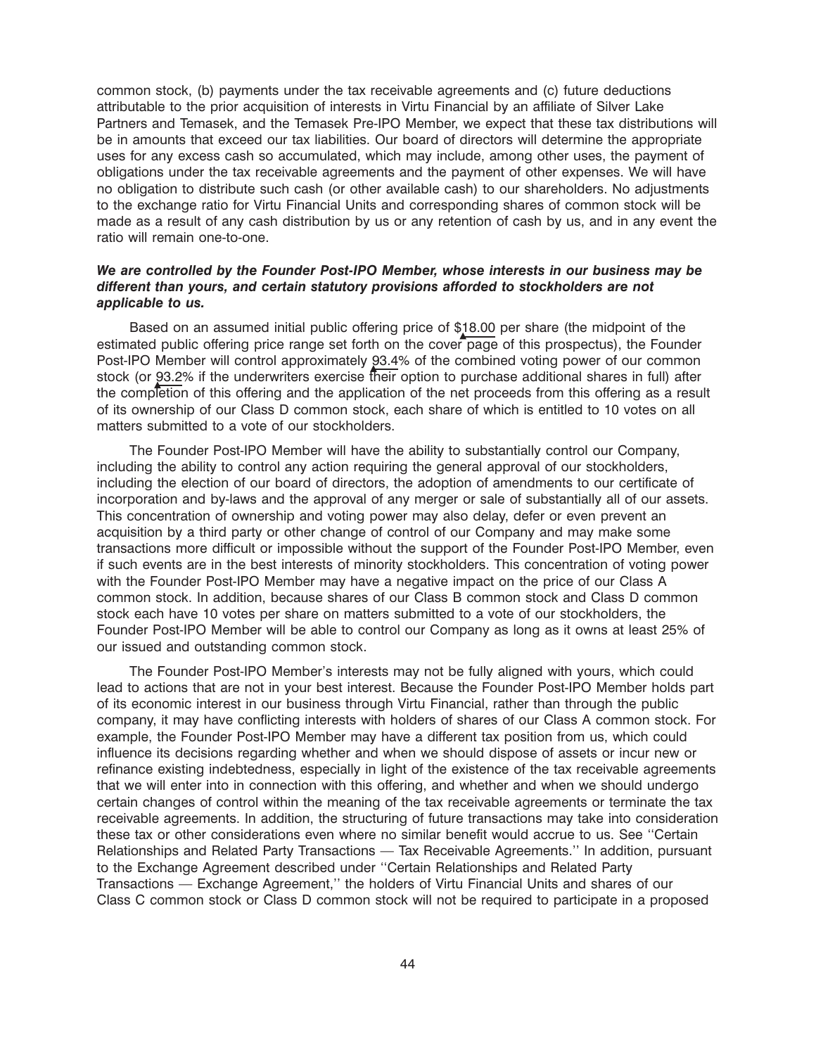common stock, (b) payments under the tax receivable agreements and (c) future deductions attributable to the prior acquisition of interests in Virtu Financial by an affiliate of Silver Lake Partners and Temasek, and the Temasek Pre-IPO Member, we expect that these tax distributions will be in amounts that exceed our tax liabilities. Our board of directors will determine the appropriate uses for any excess cash so accumulated, which may include, among other uses, the payment of obligations under the tax receivable agreements and the payment of other expenses. We will have no obligation to distribute such cash (or other available cash) to our shareholders. No adjustments to the exchange ratio for Virtu Financial Units and corresponding shares of common stock will be made as a result of any cash distribution by us or any retention of cash by us, and in any event the ratio will remain one-to-one.

***We are controlled by the Founder Post-IPO Member, whose interests in our business may be different than yours, and certain statutory provisions afforded to stockholders are not applicable to us.***

Based on an assumed initial public offering price of $18.00 per share (the midpoint of the estimated public offering price range set forth on the cover page of this prospectus), the Founder Post-IPO Member will control approximately 93.4% of the combined voting power of our common stock (or 93.2% if the underwriters exercise their option to purchase additional shares in full) after the completion of this offering and the application of the net proceeds from this offering as a result of its ownership of our Class D common stock, each share of which is entitled to 10 votes on all matters submitted to a vote of our stockholders.

The Founder Post-IPO Member will have the ability to substantially control our Company, including the ability to control any action requiring the general approval of our stockholders, including the election of our board of directors, the adoption of amendments to our certificate of incorporation and by-laws and the approval of any merger or sale of substantially all of our assets. This concentration of ownership and voting power may also delay, defer or even prevent an acquisition by a third party or other change of control of our Company and may make some transactions more difficult or impossible without the support of the Founder Post-IPO Member, even if such events are in the best interests of minority stockholders. This concentration of voting power with the Founder Post-IPO Member may have a negative impact on the price of our Class A common stock. In addition, because shares of our Class B common stock and Class D common stock each have 10 votes per share on matters submitted to a vote of our stockholders, the Founder Post-IPO Member will be able to control our Company as long as it owns at least 25% of our issued and outstanding common stock.

The Founder Post-IPO Member's interests may not be fully aligned with yours, which could lead to actions that are not in your best interest. Because the Founder Post-IPO Member holds part of its economic interest in our business through Virtu Financial, rather than through the public company, it may have conflicting interests with holders of shares of our Class A common stock. For example, the Founder Post-IPO Member may have a different tax position from us, which could influence its decisions regarding whether and when we should dispose of assets or incur new or refinance existing indebtedness, especially in light of the existence of the tax receivable agreements that we will enter into in connection with this offering, and whether and when we should undergo certain changes of control within the meaning of the tax receivable agreements or terminate the tax receivable agreements. In addition, the structuring of future transactions may take into consideration these tax or other considerations even where no similar benefit would accrue to us. See ''Certain Relationships and Related Party Transactions — Tax Receivable Agreements.'' In addition, pursuant to the Exchange Agreement described under ''Certain Relationships and Related Party Transactions — Exchange Agreement,'' the holders of Virtu Financial Units and shares of our Class C common stock or Class D common stock will not be required to participate in a proposed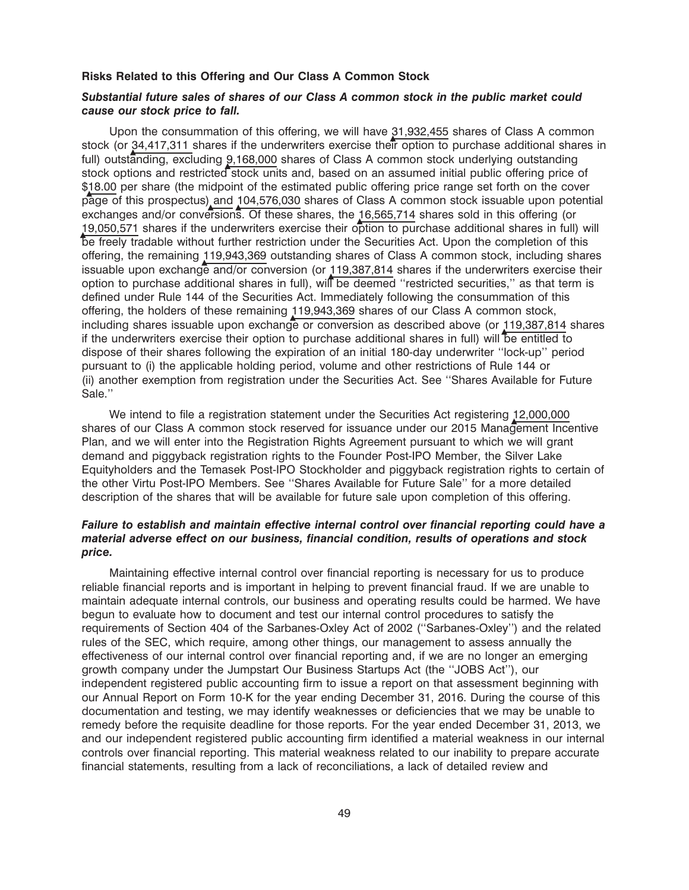### Risks Related to this Offering and Our Class A Common Stock

***Substantial future sales of shares of our Class A common stock in the public market could cause our stock price to fall.***

Upon the consummation of this offering, we will have 31,932,455 shares of Class A common stock (or 34,417,311 shares if the underwriters exercise their option to purchase additional shares in full) outstanding, excluding 9,168,000 shares of Class A common stock underlying outstanding stock options and restricted stock units and, based on an assumed initial public offering price of $18.00 per share (the midpoint of the estimated public offering price range set forth on the cover page of this prospectus) and 104,576,030 shares of Class A common stock issuable upon potential exchanges and/or conversions. Of these shares, the 16,565,714 shares sold in this offering (or 19,050,571 shares if the underwriters exercise their option to purchase additional shares in full) will be freely tradable without further restriction under the Securities Act. Upon the completion of this offering, the remaining 119,943,369 outstanding shares of Class A common stock, including shares issuable upon exchange and/or conversion (or 119,387,814 shares if the underwriters exercise their option to purchase additional shares in full), will be deemed ''restricted securities,'' as that term is defined under Rule 144 of the Securities Act. Immediately following the consummation of this offering, the holders of these remaining 119,943,369 shares of our Class A common stock, including shares issuable upon exchange or conversion as described above (or 119,387,814 shares if the underwriters exercise their option to purchase additional shares in full) will be entitled to dispose of their shares following the expiration of an initial 180-day underwriter ''lock-up'' period pursuant to (i) the applicable holding period, volume and other restrictions of Rule 144 or (ii) another exemption from registration under the Securities Act. See ''Shares Available for Future Sale.''

We intend to file a registration statement under the Securities Act registering 12,000,000 shares of our Class A common stock reserved for issuance under our 2015 Management Incentive Plan, and we will enter into the Registration Rights Agreement pursuant to which we will grant demand and piggyback registration rights to the Founder Post-IPO Member, the Silver Lake Equityholders and the Temasek Post-IPO Stockholder and piggyback registration rights to certain of the other Virtu Post-IPO Members. See ''Shares Available for Future Sale'' for a more detailed description of the shares that will be available for future sale upon completion of this offering.

***Failure to establish and maintain effective internal control over financial reporting could have a material adverse effect on our business, financial condition, results of operations and stock price.***

Maintaining effective internal control over financial reporting is necessary for us to produce reliable financial reports and is important in helping to prevent financial fraud. If we are unable to maintain adequate internal controls, our business and operating results could be harmed. We have begun to evaluate how to document and test our internal control procedures to satisfy the requirements of Section 404 of the Sarbanes-Oxley Act of 2002 (''Sarbanes-Oxley'') and the related rules of the SEC, which require, among other things, our management to assess annually the effectiveness of our internal control over financial reporting and, if we are no longer an emerging growth company under the Jumpstart Our Business Startups Act (the ''JOBS Act''), our independent registered public accounting firm to issue a report on that assessment beginning with our Annual Report on Form 10-K for the year ending December 31, 2016. During the course of this documentation and testing, we may identify weaknesses or deficiencies that we may be unable to remedy before the requisite deadline for those reports. For the year ended December 31, 2013, we and our independent registered public accounting firm identified a material weakness in our internal controls over financial reporting. This material weakness related to our inability to prepare accurate financial statements, resulting from a lack of reconciliations, a lack of detailed review and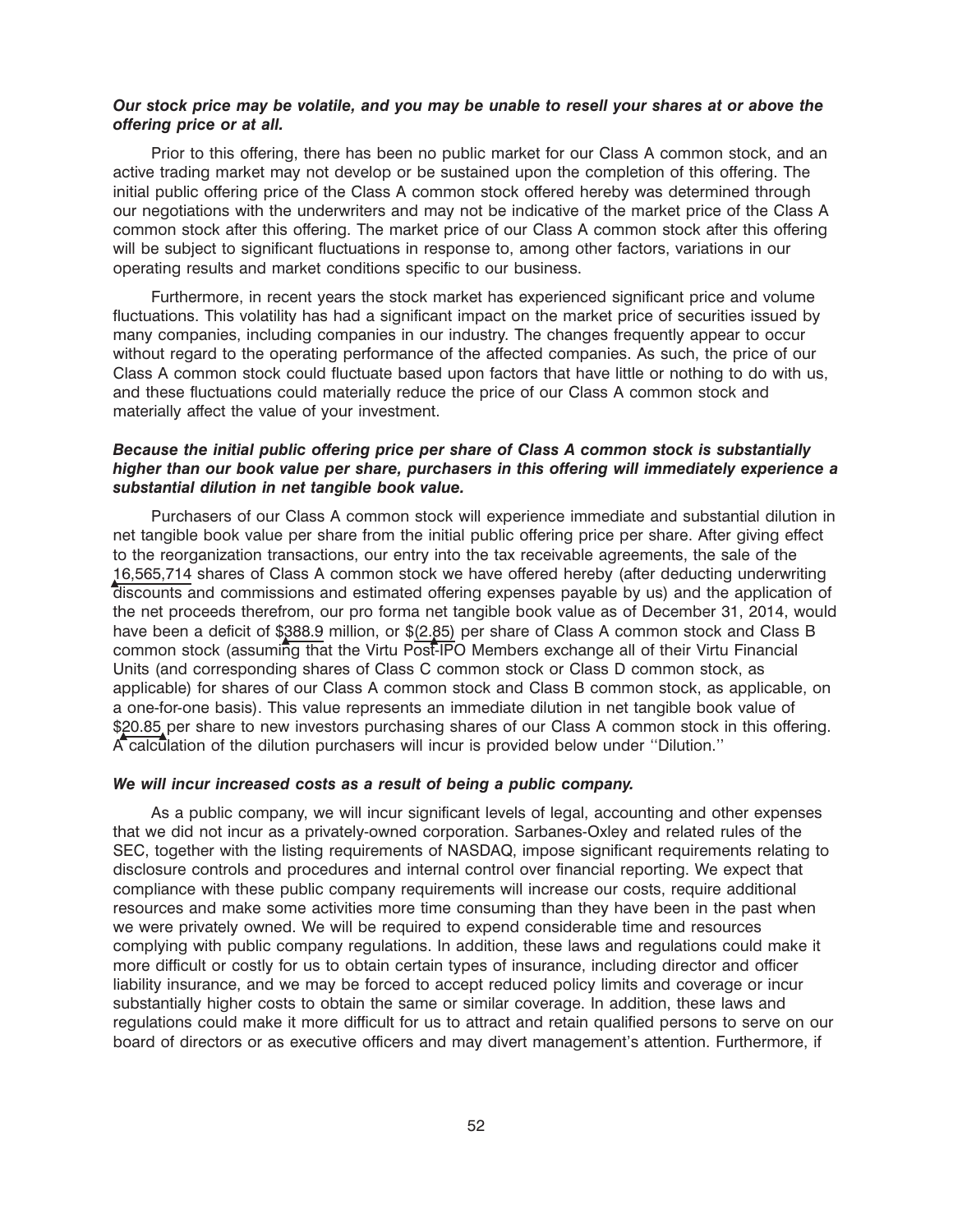***Our stock price may be volatile, and you may be unable to resell your shares at or above the offering price or at all.***

Prior to this offering, there has been no public market for our Class A common stock, and an active trading market may not develop or be sustained upon the completion of this offering. The initial public offering price of the Class A common stock offered hereby was determined through our negotiations with the underwriters and may not be indicative of the market price of the Class A common stock after this offering. The market price of our Class A common stock after this offering will be subject to significant fluctuations in response to, among other factors, variations in our operating results and market conditions specific to our business.

Furthermore, in recent years the stock market has experienced significant price and volume fluctuations. This volatility has had a significant impact on the market price of securities issued by many companies, including companies in our industry. The changes frequently appear to occur without regard to the operating performance of the affected companies. As such, the price of our Class A common stock could fluctuate based upon factors that have little or nothing to do with us, and these fluctuations could materially reduce the price of our Class A common stock and materially affect the value of your investment.

***Because the initial public offering price per share of Class A common stock is substantially higher than our book value per share, purchasers in this offering will immediately experience a substantial dilution in net tangible book value.***

Purchasers of our Class A common stock will experience immediate and substantial dilution in net tangible book value per share from the initial public offering price per share. After giving effect to the reorganization transactions, our entry into the tax receivable agreements, the sale of the 16,565,714 shares of Class A common stock we have offered hereby (after deducting underwriting discounts and commissions and estimated offering expenses payable by us) and the application of the net proceeds therefrom, our pro forma net tangible book value as of December 31, 2014, would have been a deficit of $388.9 million, or $(2.85) per share of Class A common stock and Class B common stock (assuming that the Virtu Post-IPO Members exchange all of their Virtu Financial Units (and corresponding shares of Class C common stock or Class D common stock, as applicable) for shares of our Class A common stock and Class B common stock, as applicable, on a one-for-one basis). This value represents an immediate dilution in net tangible book value of $20.85 per share to new investors purchasing shares of our Class A common stock in this offering. A calculation of the dilution purchasers will incur is provided below under ''Dilution.''

***We will incur increased costs as a result of being a public company.***

As a public company, we will incur significant levels of legal, accounting and other expenses that we did not incur as a privately-owned corporation. Sarbanes-Oxley and related rules of the SEC, together with the listing requirements of NASDAQ, impose significant requirements relating to disclosure controls and procedures and internal control over financial reporting. We expect that compliance with these public company requirements will increase our costs, require additional resources and make some activities more time consuming than they have been in the past when we were privately owned. We will be required to expend considerable time and resources complying with public company regulations. In addition, these laws and regulations could make it more difficult or costly for us to obtain certain types of insurance, including director and officer liability insurance, and we may be forced to accept reduced policy limits and coverage or incur substantially higher costs to obtain the same or similar coverage. In addition, these laws and regulations could make it more difficult for us to attract and retain qualified persons to serve on our board of directors or as executive officers and may divert management's attention. Furthermore, if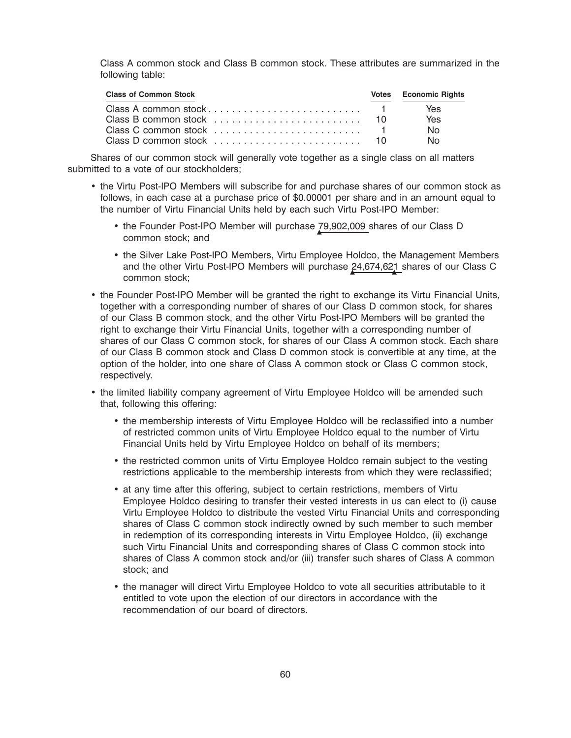Class A common stock and Class B common stock. These attributes are summarized in the following table:

| Class of Common Stock | Votes | Economic Rights |
|---|---|---|
| Class A common stock | 1 | Yes |
| Class B common stock | 10 | Yes |
| Class C common stock | 1 | No |
| Class D common stock | 10 | No |

Shares of our common stock will generally vote together as a single class on all matters submitted to a vote of our stockholders;

- the Virtu Post-IPO Members will subscribe for and purchase shares of our common stock as follows, in each case at a purchase price of $0.00001 per share and in an amount equal to the number of Virtu Financial Units held by each such Virtu Post-IPO Member:
  - the Founder Post-IPO Member will purchase 79,902,009 shares of our Class D common stock; and
  - the Silver Lake Post-IPO Members, Virtu Employee Holdco, the Management Members and the other Virtu Post-IPO Members will purchase 24,674,621 shares of our Class C common stock;
- the Founder Post-IPO Member will be granted the right to exchange its Virtu Financial Units, together with a corresponding number of shares of our Class D common stock, for shares of our Class B common stock, and the other Virtu Post-IPO Members will be granted the right to exchange their Virtu Financial Units, together with a corresponding number of shares of our Class C common stock, for shares of our Class A common stock. Each share of our Class B common stock and Class D common stock is convertible at any time, at the option of the holder, into one share of Class A common stock or Class C common stock, respectively.
- the limited liability company agreement of Virtu Employee Holdco will be amended such that, following this offering:
  - the membership interests of Virtu Employee Holdco will be reclassified into a number of restricted common units of Virtu Employee Holdco equal to the number of Virtu Financial Units held by Virtu Employee Holdco on behalf of its members;
  - the restricted common units of Virtu Employee Holdco remain subject to the vesting restrictions applicable to the membership interests from which they were reclassified;
  - at any time after this offering, subject to certain restrictions, members of Virtu Employee Holdco desiring to transfer their vested interests in us can elect to (i) cause Virtu Employee Holdco to distribute the vested Virtu Financial Units and corresponding shares of Class C common stock indirectly owned by such member to such member in redemption of its corresponding interests in Virtu Employee Holdco, (ii) exchange such Virtu Financial Units and corresponding shares of Class C common stock into shares of Class A common stock and/or (iii) transfer such shares of Class A common stock; and
  - the manager will direct Virtu Employee Holdco to vote all securities attributable to it entitled to vote upon the election of our directors in accordance with the recommendation of our board of directors.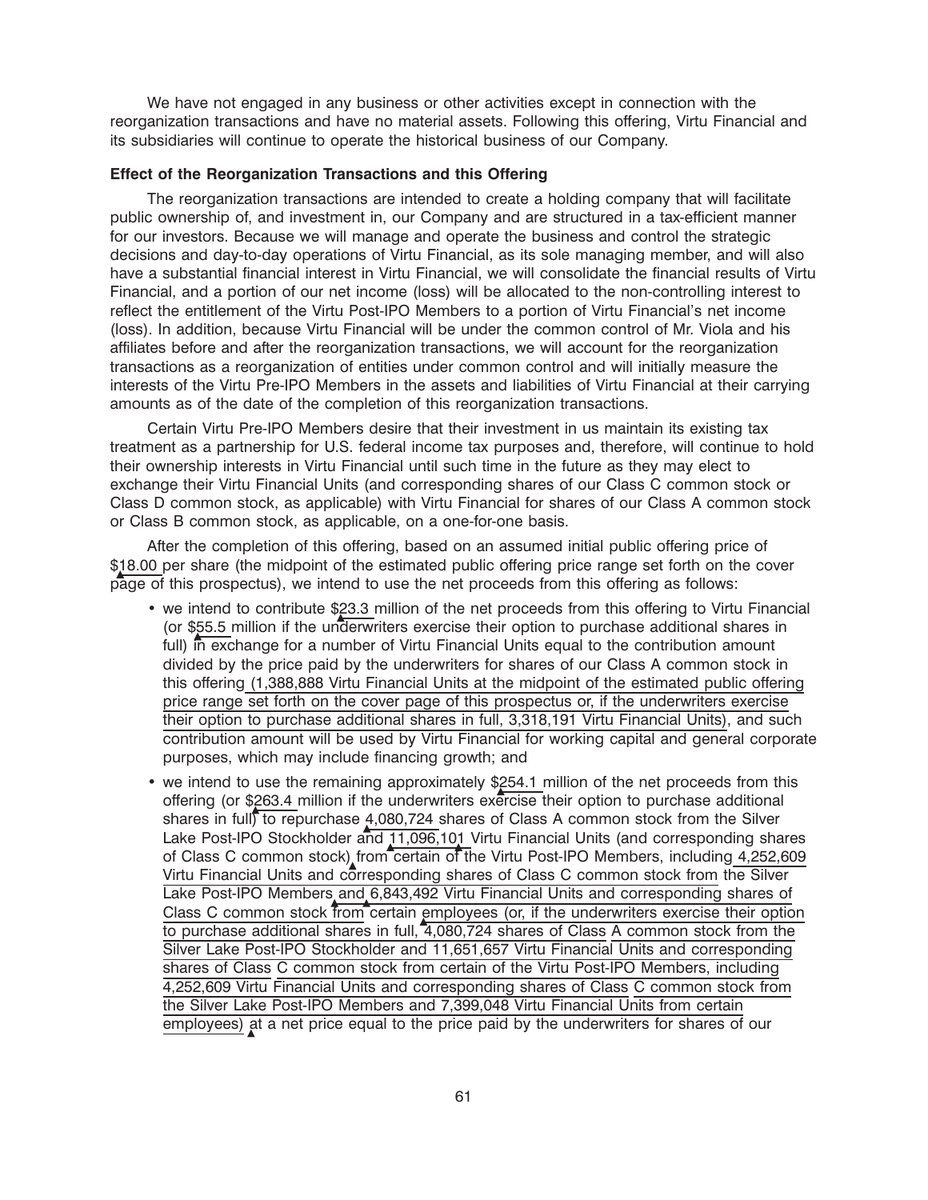We have not engaged in any business or other activities except in connection with the reorganization transactions and have no material assets. Following this offering, Virtu Financial and its subsidiaries will continue to operate the historical business of our Company.

**Effect of the Reorganization Transactions and this Offering**

The reorganization transactions are intended to create a holding company that will facilitate public ownership of, and investment in, our Company and are structured in a tax-efficient manner for our investors. Because we will manage and operate the business and control the strategic decisions and day-to-day operations of Virtu Financial, as its sole managing member, and will also have a substantial financial interest in Virtu Financial, we will consolidate the financial results of Virtu Financial, and a portion of our net income (loss) will be allocated to the non-controlling interest to reflect the entitlement of the Virtu Post-IPO Members to a portion of Virtu Financial's net income (loss). In addition, because Virtu Financial will be under the common control of Mr. Viola and his affiliates before and after the reorganization transactions, we will account for the reorganization transactions as a reorganization of entities under common control and will initially measure the interests of the Virtu Pre-IPO Members in the assets and liabilities of Virtu Financial at their carrying amounts as of the date of the completion of this reorganization transactions.

Certain Virtu Pre-IPO Members desire that their investment in us maintain its existing tax treatment as a partnership for U.S. federal income tax purposes and, therefore, will continue to hold their ownership interests in Virtu Financial until such time in the future as they may elect to exchange their Virtu Financial Units (and corresponding shares of our Class C common stock or Class D common stock, as applicable) with Virtu Financial for shares of our Class A common stock or Class B common stock, as applicable, on a one-for-one basis.

After the completion of this offering, based on an assumed initial public offering price of $18.00 per share (the midpoint of the estimated public offering price range set forth on the cover page of this prospectus), we intend to use the net proceeds from this offering as follows:

- we intend to contribute $23.3 million of the net proceeds from this offering to Virtu Financial (or $55.5 million if the underwriters exercise their option to purchase additional shares in full) in exchange for a number of Virtu Financial Units equal to the contribution amount divided by the price paid by the underwriters for shares of our Class A common stock in this offering (1,388,888 Virtu Financial Units at the midpoint of the estimated public offering price range set forth on the cover page of this prospectus or, if the underwriters exercise their option to purchase additional shares in full, 3,318,191 Virtu Financial Units), and such contribution amount will be used by Virtu Financial for working capital and general corporate purposes, which may include financing growth; and
- we intend to use the remaining approximately $254.1 million of the net proceeds from this offering (or $263.4 million if the underwriters exercise their option to purchase additional shares in full) to repurchase 4,080,724 shares of Class A common stock from the Silver Lake Post-IPO Stockholder and 11,096,101 Virtu Financial Units (and corresponding shares of Class C common stock) from certain of the Virtu Post-IPO Members, including 4,252,609 Virtu Financial Units and corresponding shares of Class C common stock from the Silver Lake Post-IPO Members and 6,843,492 Virtu Financial Units and corresponding shares of Class C common stock from certain employees (or, if the underwriters exercise their option to purchase additional shares in full, 4,080,724 shares of Class A common stock from the Silver Lake Post-IPO Stockholder and 11,651,657 Virtu Financial Units and corresponding shares of Class C common stock from certain of the Virtu Post-IPO Members, including 4,252,609 Virtu Financial Units and corresponding shares of Class C common stock from the Silver Lake Post-IPO Members and 7,399,048 Virtu Financial Units from certain employees) at a net price equal to the price paid by the underwriters for shares of our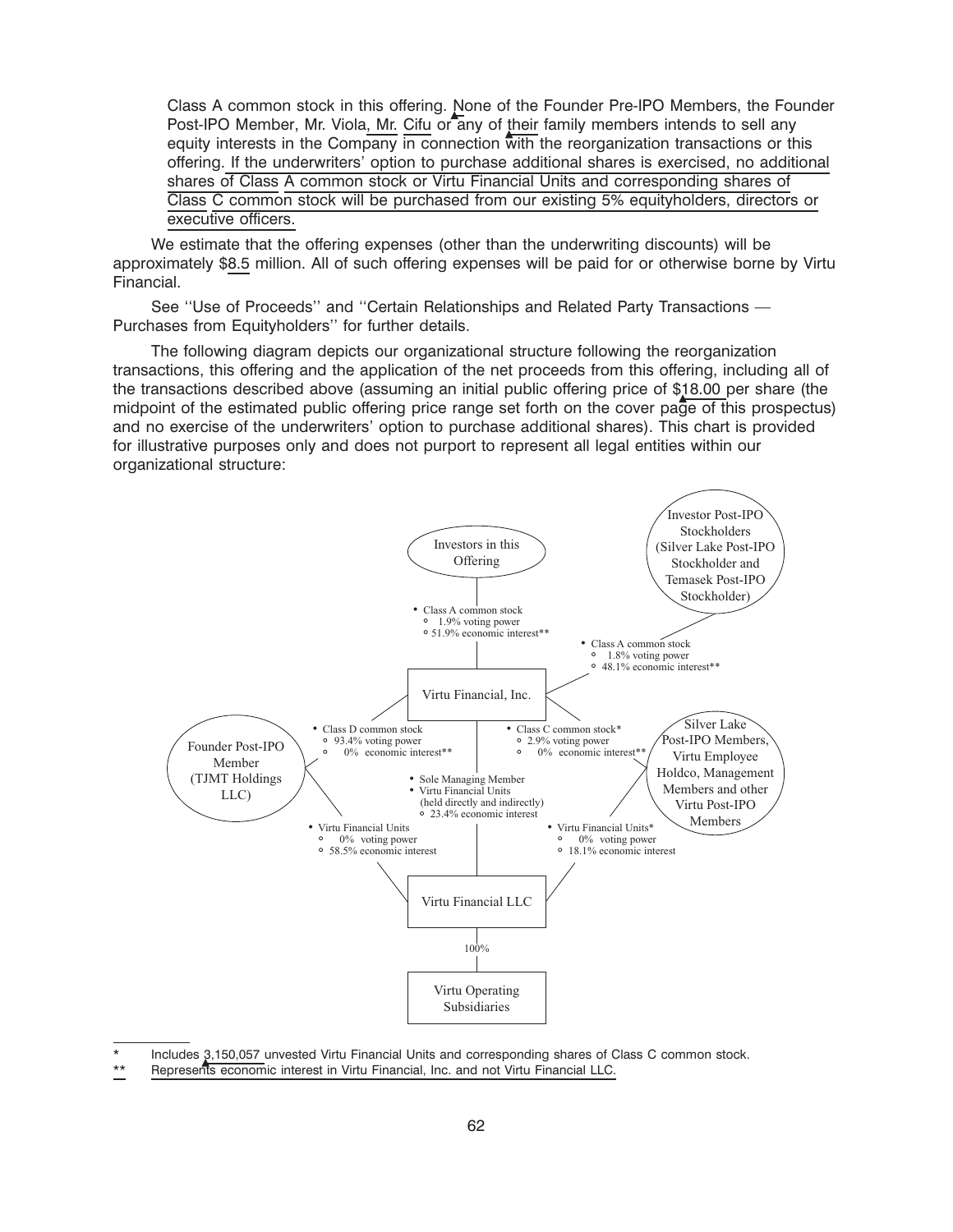Class A common stock in this offering. None of the Founder Pre-IPO Members, the Founder Post-IPO Member, Mr. Viola, Mr. Cifu or any of their family members intends to sell any equity interests in the Company in connection with the reorganization transactions or this offering. If the underwriters' option to purchase additional shares is exercised, no additional shares of Class A common stock or Virtu Financial Units and corresponding shares of Class C common stock will be purchased from our existing 5% equityholders, directors or executive officers.

We estimate that the offering expenses (other than the underwriting discounts) will be approximately $8.5 million. All of such offering expenses will be paid for or otherwise borne by Virtu Financial.

See ''Use of Proceeds'' and ''Certain Relationships and Related Party Transactions — Purchases from Equityholders'' for further details.

The following diagram depicts our organizational structure following the reorganization transactions, this offering and the application of the net proceeds from this offering, including all of the transactions described above (assuming an initial public offering price of $18.00 per share (the midpoint of the estimated public offering price range set forth on the cover page of this prospectus) and no exercise of the underwriters' option to purchase additional shares). This chart is provided for illustrative purposes only and does not purport to represent all legal entities within our organizational structure:

Investors in this Offering

- Class A common stock
  - 1.9% voting power
  - 51.9% economic interest**

Investor Post-IPO Stockholders (Silver Lake Post-IPO Stockholder and Temasek Post-IPO Stockholder)

- Class A common stock
  - 1.8% voting power
  - 48.1% economic interest**

Virtu Financial, Inc.

Founder Post-IPO Member (TJMT Holdings LLC)

- Class D common stock
  - 93.4% voting power
  - 0% economic interest**
- Virtu Financial Units
  - 0% voting power
  - 58.5% economic interest

Virtu Financial, Inc. → Virtu Financial LLC

- Sole Managing Member
- Virtu Financial Units (held directly and indirectly)
  - 23.4% economic interest

Silver Lake Post-IPO Members, Virtu Employee Holdco, Management Members and other Virtu Post-IPO Members

- Class C common stock*
  - 2.9% voting power
  - 0% economic interest**
- Virtu Financial Units*
  - 0% voting power
  - 18.1% economic interest

Virtu Financial LLC

100%

Virtu Operating Subsidiaries

\* Includes 3,150,057 unvested Virtu Financial Units and corresponding shares of Class C common stock.

\*\* Represents economic interest in Virtu Financial, Inc. and not Virtu Financial LLC.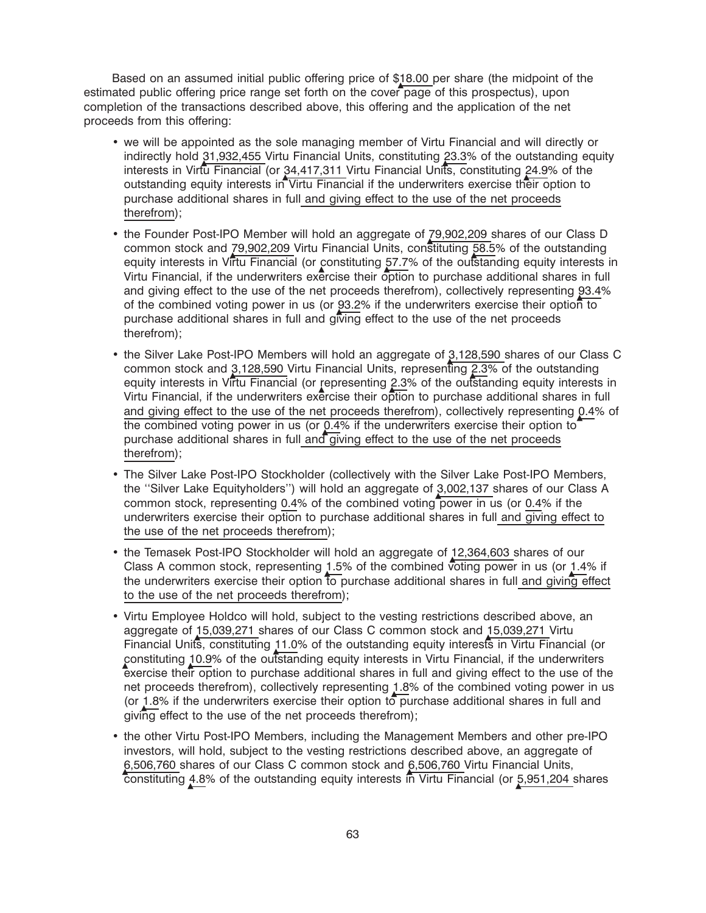Based on an assumed initial public offering price of $18.00 per share (the midpoint of the estimated public offering price range set forth on the cover page of this prospectus), upon completion of the transactions described above, this offering and the application of the net proceeds from this offering:

- we will be appointed as the sole managing member of Virtu Financial and will directly or indirectly hold 31,932,455 Virtu Financial Units, constituting 23.3% of the outstanding equity interests in Virtu Financial (or 34,417,311 Virtu Financial Units, constituting 24.9% of the outstanding equity interests in Virtu Financial if the underwriters exercise their option to purchase additional shares in full and giving effect to the use of the net proceeds therefrom);
- the Founder Post-IPO Member will hold an aggregate of 79,902,209 shares of our Class D common stock and 79,902,209 Virtu Financial Units, constituting 58.5% of the outstanding equity interests in Virtu Financial (or constituting 57.7% of the outstanding equity interests in Virtu Financial, if the underwriters exercise their option to purchase additional shares in full and giving effect to the use of the net proceeds therefrom), collectively representing 93.4% of the combined voting power in us (or 93.2% if the underwriters exercise their option to purchase additional shares in full and giving effect to the use of the net proceeds therefrom);
- the Silver Lake Post-IPO Members will hold an aggregate of 3,128,590 shares of our Class C common stock and 3,128,590 Virtu Financial Units, representing 2.3% of the outstanding equity interests in Virtu Financial (or representing 2.3% of the outstanding equity interests in Virtu Financial, if the underwriters exercise their option to purchase additional shares in full and giving effect to the use of the net proceeds therefrom), collectively representing 0.4% of the combined voting power in us (or 0.4% if the underwriters exercise their option to purchase additional shares in full and giving effect to the use of the net proceeds therefrom);
- The Silver Lake Post-IPO Stockholder (collectively with the Silver Lake Post-IPO Members, the ''Silver Lake Equityholders'') will hold an aggregate of 3,002,137 shares of our Class A common stock, representing 0.4% of the combined voting power in us (or 0.4% if the underwriters exercise their option to purchase additional shares in full and giving effect to the use of the net proceeds therefrom);
- the Temasek Post-IPO Stockholder will hold an aggregate of 12,364,603 shares of our Class A common stock, representing 1.5% of the combined voting power in us (or 1.4% if the underwriters exercise their option to purchase additional shares in full and giving effect to the use of the net proceeds therefrom);
- Virtu Employee Holdco will hold, subject to the vesting restrictions described above, an aggregate of 15,039,271 shares of our Class C common stock and 15,039,271 Virtu Financial Units, constituting 11.0% of the outstanding equity interests in Virtu Financial (or constituting 10.9% of the outstanding equity interests in Virtu Financial, if the underwriters exercise their option to purchase additional shares in full and giving effect to the use of the net proceeds therefrom), collectively representing 1.8% of the combined voting power in us (or 1.8% if the underwriters exercise their option to purchase additional shares in full and giving effect to the use of the net proceeds therefrom);
- the other Virtu Post-IPO Members, including the Management Members and other pre-IPO investors, will hold, subject to the vesting restrictions described above, an aggregate of 6,506,760 shares of our Class C common stock and 6,506,760 Virtu Financial Units, constituting 4.8% of the outstanding equity interests in Virtu Financial (or 5,951,204 shares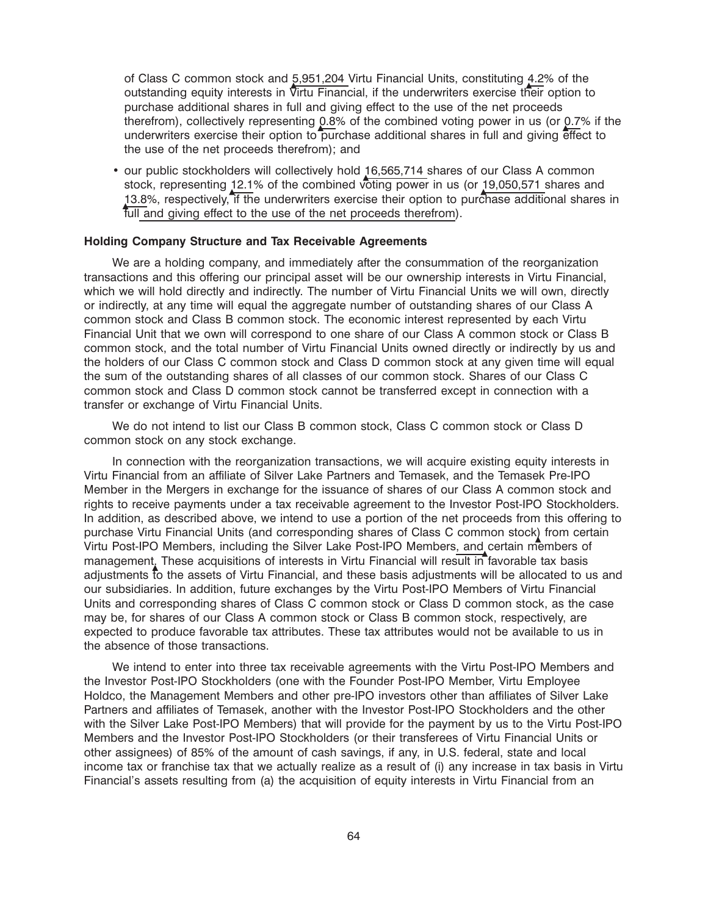of Class C common stock and 5,951,204 Virtu Financial Units, constituting 4.2% of the outstanding equity interests in Virtu Financial, if the underwriters exercise their option to purchase additional shares in full and giving effect to the use of the net proceeds therefrom), collectively representing 0.8% of the combined voting power in us (or 0.7% if the underwriters exercise their option to purchase additional shares in full and giving effect to the use of the net proceeds therefrom); and

- our public stockholders will collectively hold 16,565,714 shares of our Class A common stock, representing 12.1% of the combined voting power in us (or 19,050,571 shares and 13.8%, respectively, if the underwriters exercise their option to purchase additional shares in full and giving effect to the use of the net proceeds therefrom).

**Holding Company Structure and Tax Receivable Agreements**

We are a holding company, and immediately after the consummation of the reorganization transactions and this offering our principal asset will be our ownership interests in Virtu Financial, which we will hold directly and indirectly. The number of Virtu Financial Units we will own, directly or indirectly, at any time will equal the aggregate number of outstanding shares of our Class A common stock and Class B common stock. The economic interest represented by each Virtu Financial Unit that we own will correspond to one share of our Class A common stock or Class B common stock, and the total number of Virtu Financial Units owned directly or indirectly by us and the holders of our Class C common stock and Class D common stock at any given time will equal the sum of the outstanding shares of all classes of our common stock. Shares of our Class C common stock and Class D common stock cannot be transferred except in connection with a transfer or exchange of Virtu Financial Units.

We do not intend to list our Class B common stock, Class C common stock or Class D common stock on any stock exchange.

In connection with the reorganization transactions, we will acquire existing equity interests in Virtu Financial from an affiliate of Silver Lake Partners and Temasek, and the Temasek Pre-IPO Member in the Mergers in exchange for the issuance of shares of our Class A common stock and rights to receive payments under a tax receivable agreement to the Investor Post-IPO Stockholders. In addition, as described above, we intend to use a portion of the net proceeds from this offering to purchase Virtu Financial Units (and corresponding shares of Class C common stock) from certain Virtu Post-IPO Members, including the Silver Lake Post-IPO Members, and certain members of management. These acquisitions of interests in Virtu Financial will result in favorable tax basis adjustments to the assets of Virtu Financial, and these basis adjustments will be allocated to us and our subsidiaries. In addition, future exchanges by the Virtu Post-IPO Members of Virtu Financial Units and corresponding shares of Class C common stock or Class D common stock, as the case may be, for shares of our Class A common stock or Class B common stock, respectively, are expected to produce favorable tax attributes. These tax attributes would not be available to us in the absence of those transactions.

We intend to enter into three tax receivable agreements with the Virtu Post-IPO Members and the Investor Post-IPO Stockholders (one with the Founder Post-IPO Member, Virtu Employee Holdco, the Management Members and other pre-IPO investors other than affiliates of Silver Lake Partners and affiliates of Temasek, another with the Investor Post-IPO Stockholders and the other with the Silver Lake Post-IPO Members) that will provide for the payment by us to the Virtu Post-IPO Members and the Investor Post-IPO Stockholders (or their transferees of Virtu Financial Units or other assignees) of 85% of the amount of cash savings, if any, in U.S. federal, state and local income tax or franchise tax that we actually realize as a result of (i) any increase in tax basis in Virtu Financial's assets resulting from (a) the acquisition of equity interests in Virtu Financial from an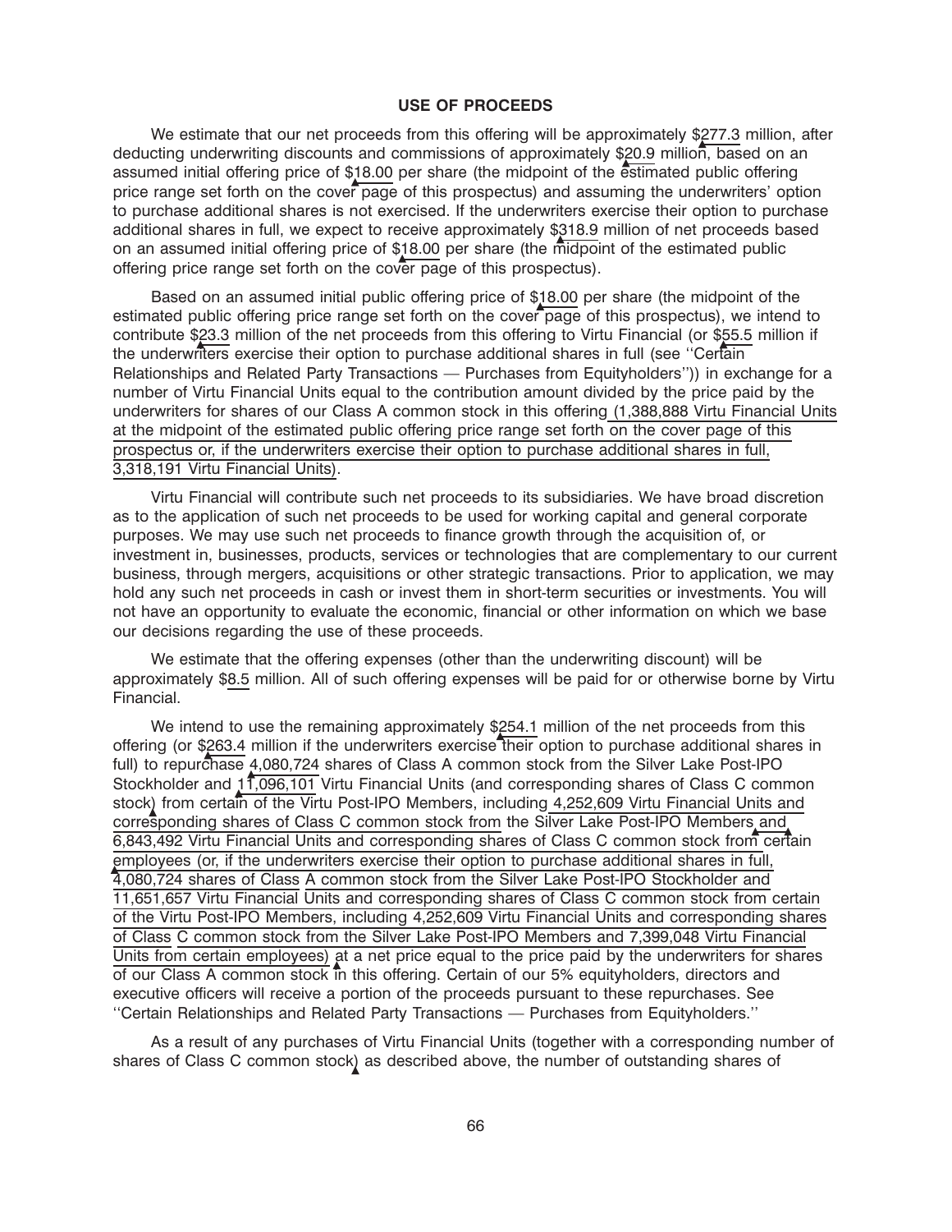## USE OF PROCEEDS

We estimate that our net proceeds from this offering will be approximately $277.3 million, after deducting underwriting discounts and commissions of approximately $20.9 million, based on an assumed initial offering price of $18.00 per share (the midpoint of the estimated public offering price range set forth on the cover page of this prospectus) and assuming the underwriters' option to purchase additional shares is not exercised. If the underwriters exercise their option to purchase additional shares in full, we expect to receive approximately $318.9 million of net proceeds based on an assumed initial offering price of $18.00 per share (the midpoint of the estimated public offering price range set forth on the cover page of this prospectus).

Based on an assumed initial public offering price of $18.00 per share (the midpoint of the estimated public offering price range set forth on the cover page of this prospectus), we intend to contribute $23.3 million of the net proceeds from this offering to Virtu Financial (or $55.5 million if the underwriters exercise their option to purchase additional shares in full (see ''Certain Relationships and Related Party Transactions — Purchases from Equityholders'')) in exchange for a number of Virtu Financial Units equal to the contribution amount divided by the price paid by the underwriters for shares of our Class A common stock in this offering (1,388,888 Virtu Financial Units at the midpoint of the estimated public offering price range set forth on the cover page of this prospectus or, if the underwriters exercise their option to purchase additional shares in full, 3,318,191 Virtu Financial Units).

Virtu Financial will contribute such net proceeds to its subsidiaries. We have broad discretion as to the application of such net proceeds to be used for working capital and general corporate purposes. We may use such net proceeds to finance growth through the acquisition of, or investment in, businesses, products, services or technologies that are complementary to our current business, through mergers, acquisitions or other strategic transactions. Prior to application, we may hold any such net proceeds in cash or invest them in short-term securities or investments. You will not have an opportunity to evaluate the economic, financial or other information on which we base our decisions regarding the use of these proceeds.

We estimate that the offering expenses (other than the underwriting discount) will be approximately $8.5 million. All of such offering expenses will be paid for or otherwise borne by Virtu Financial.

We intend to use the remaining approximately $254.1 million of the net proceeds from this offering (or $263.4 million if the underwriters exercise their option to purchase additional shares in full) to repurchase 4,080,724 shares of Class A common stock from the Silver Lake Post-IPO Stockholder and 11,096,101 Virtu Financial Units (and corresponding shares of Class C common stock) from certain of the Virtu Post-IPO Members, including 4,252,609 Virtu Financial Units and corresponding shares of Class C common stock from the Silver Lake Post-IPO Members and 6,843,492 Virtu Financial Units and corresponding shares of Class C common stock from certain employees (or, if the underwriters exercise their option to purchase additional shares in full, 4,080,724 shares of Class A common stock from the Silver Lake Post-IPO Stockholder and 11,651,657 Virtu Financial Units and corresponding shares of Class C common stock from certain of the Virtu Post-IPO Members, including 4,252,609 Virtu Financial Units and corresponding shares of Class C common stock from the Silver Lake Post-IPO Members and 7,399,048 Virtu Financial Units from certain employees) at a net price equal to the price paid by the underwriters for shares of our Class A common stock in this offering. Certain of our 5% equityholders, directors and executive officers will receive a portion of the proceeds pursuant to these repurchases. See ''Certain Relationships and Related Party Transactions — Purchases from Equityholders.''

As a result of any purchases of Virtu Financial Units (together with a corresponding number of shares of Class C common stock) as described above, the number of outstanding shares of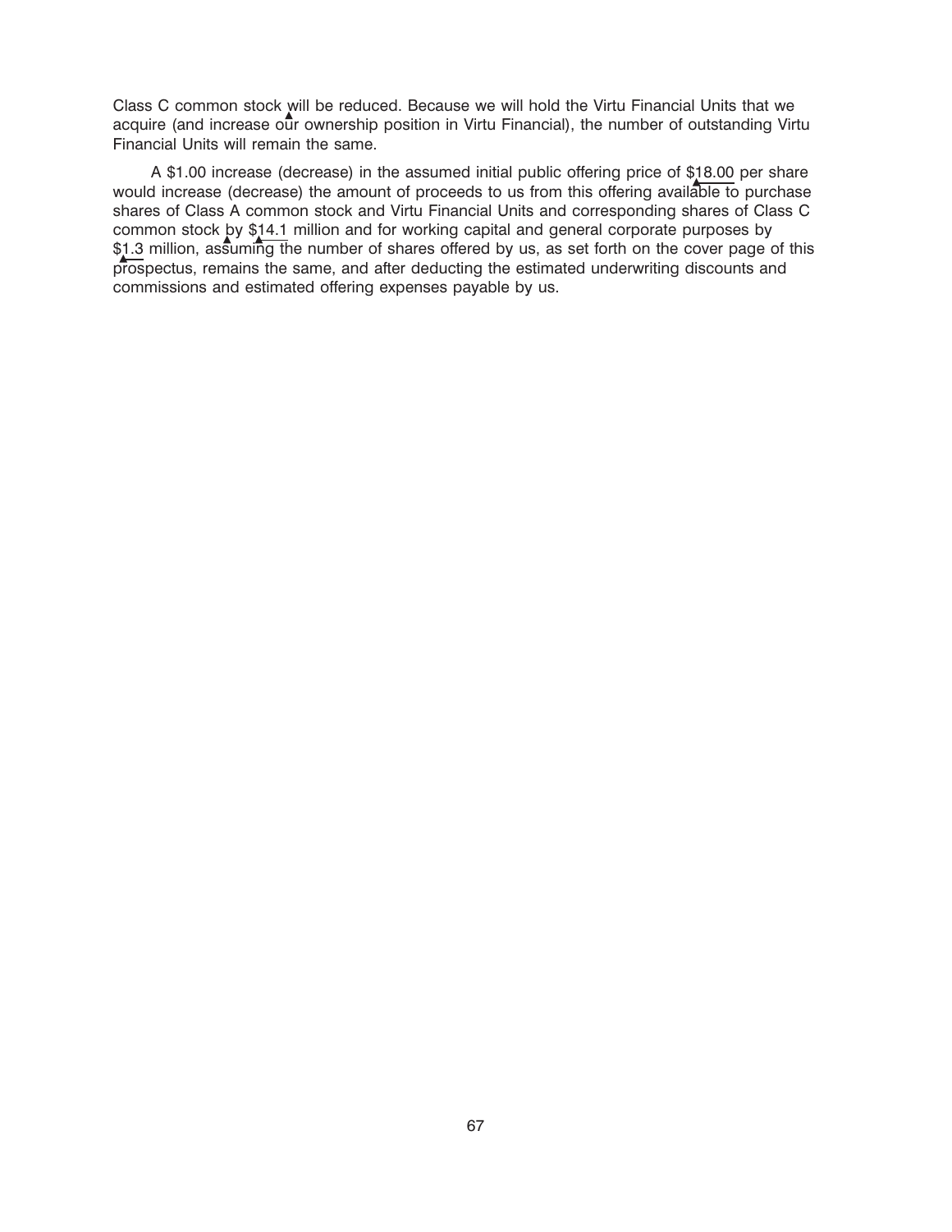Class C common stock will be reduced. Because we will hold the Virtu Financial Units that we acquire (and increase our ownership position in Virtu Financial), the number of outstanding Virtu Financial Units will remain the same.

A $1.00 increase (decrease) in the assumed initial public offering price of $18.00 per share would increase (decrease) the amount of proceeds to us from this offering available to purchase shares of Class A common stock and Virtu Financial Units and corresponding shares of Class C common stock by $14.1 million and for working capital and general corporate purposes by $1.3 million, assuming the number of shares offered by us, as set forth on the cover page of this prospectus, remains the same, and after deducting the estimated underwriting discounts and commissions and estimated offering expenses payable by us.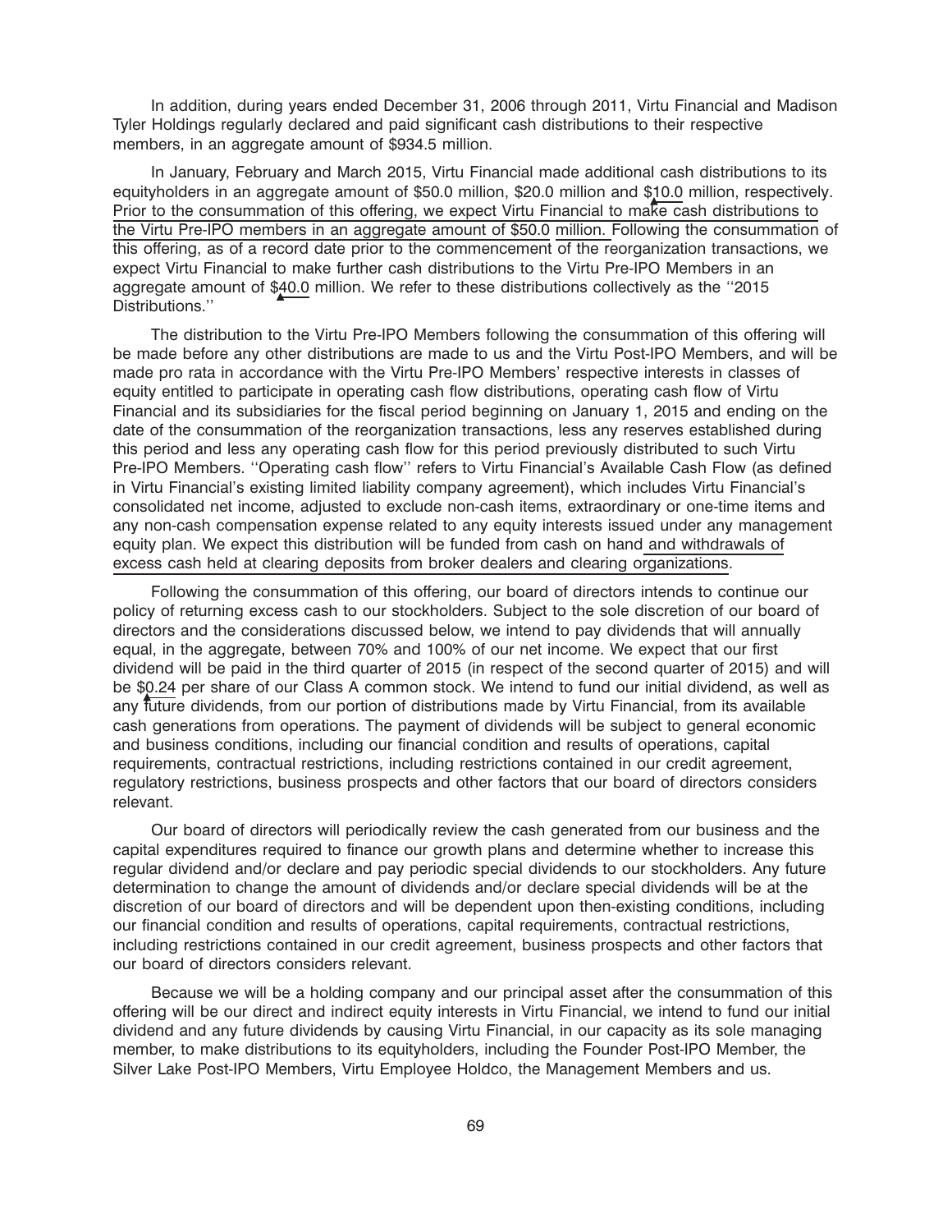In addition, during years ended December 31, 2006 through 2011, Virtu Financial and Madison Tyler Holdings regularly declared and paid significant cash distributions to their respective members, in an aggregate amount of $934.5 million.

In January, February and March 2015, Virtu Financial made additional cash distributions to its equityholders in an aggregate amount of $50.0 million, $20.0 million and $10.0 million, respectively. Prior to the consummation of this offering, we expect Virtu Financial to make cash distributions to the Virtu Pre-IPO members in an aggregate amount of $50.0 million. Following the consummation of this offering, as of a record date prior to the commencement of the reorganization transactions, we expect Virtu Financial to make further cash distributions to the Virtu Pre-IPO Members in an aggregate amount of $40.0 million. We refer to these distributions collectively as the ''2015 Distributions.''

The distribution to the Virtu Pre-IPO Members following the consummation of this offering will be made before any other distributions are made to us and the Virtu Post-IPO Members, and will be made pro rata in accordance with the Virtu Pre-IPO Members' respective interests in classes of equity entitled to participate in operating cash flow distributions, operating cash flow of Virtu Financial and its subsidiaries for the fiscal period beginning on January 1, 2015 and ending on the date of the consummation of the reorganization transactions, less any reserves established during this period and less any operating cash flow for this period previously distributed to such Virtu Pre-IPO Members. ''Operating cash flow'' refers to Virtu Financial's Available Cash Flow (as defined in Virtu Financial's existing limited liability company agreement), which includes Virtu Financial's consolidated net income, adjusted to exclude non-cash items, extraordinary or one-time items and any non-cash compensation expense related to any equity interests issued under any management equity plan. We expect this distribution will be funded from cash on hand and withdrawals of excess cash held at clearing deposits from broker dealers and clearing organizations.

Following the consummation of this offering, our board of directors intends to continue our policy of returning excess cash to our stockholders. Subject to the sole discretion of our board of directors and the considerations discussed below, we intend to pay dividends that will annually equal, in the aggregate, between 70% and 100% of our net income. We expect that our first dividend will be paid in the third quarter of 2015 (in respect of the second quarter of 2015) and will be $0.24 per share of our Class A common stock. We intend to fund our initial dividend, as well as any future dividends, from our portion of distributions made by Virtu Financial, from its available cash generations from operations. The payment of dividends will be subject to general economic and business conditions, including our financial condition and results of operations, capital requirements, contractual restrictions, including restrictions contained in our credit agreement, regulatory restrictions, business prospects and other factors that our board of directors considers relevant.

Our board of directors will periodically review the cash generated from our business and the capital expenditures required to finance our growth plans and determine whether to increase this regular dividend and/or declare and pay periodic special dividends to our stockholders. Any future determination to change the amount of dividends and/or declare special dividends will be at the discretion of our board of directors and will be dependent upon then-existing conditions, including our financial condition and results of operations, capital requirements, contractual restrictions, including restrictions contained in our credit agreement, business prospects and other factors that our board of directors considers relevant.

Because we will be a holding company and our principal asset after the consummation of this offering will be our direct and indirect equity interests in Virtu Financial, we intend to fund our initial dividend and any future dividends by causing Virtu Financial, in our capacity as its sole managing member, to make distributions to its equityholders, including the Founder Post-IPO Member, the Silver Lake Post-IPO Members, Virtu Employee Holdco, the Management Members and us.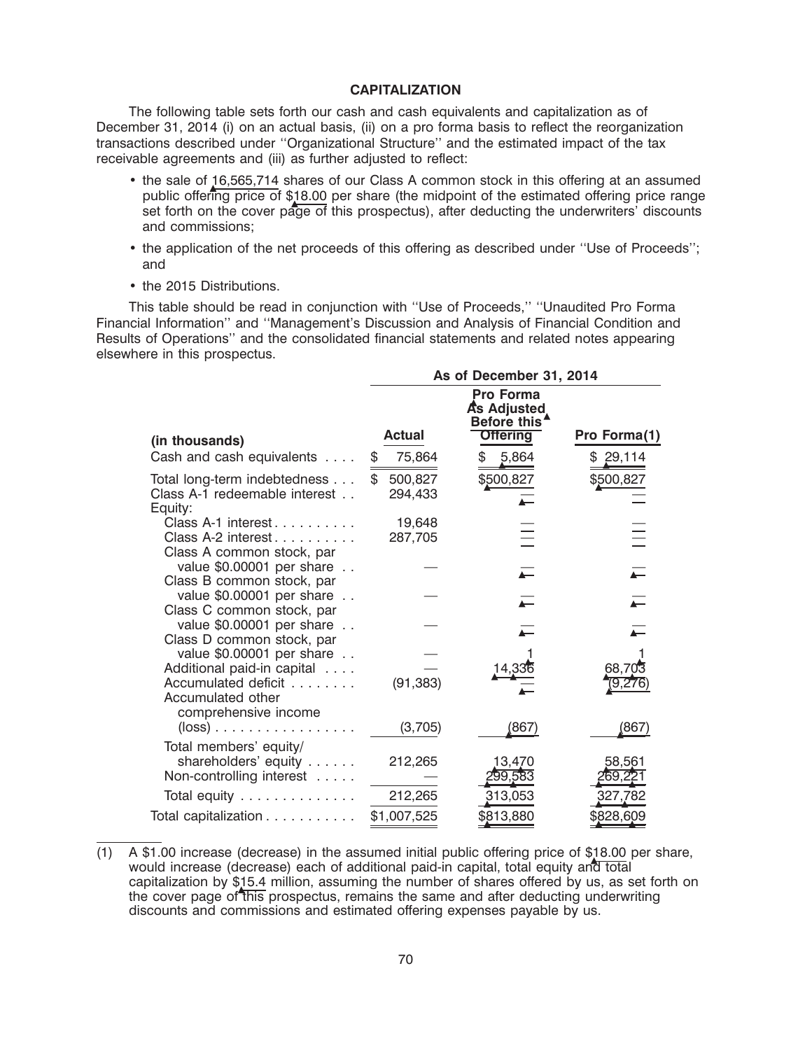## CAPITALIZATION

The following table sets forth our cash and cash equivalents and capitalization as of December 31, 2014 (i) on an actual basis, (ii) on a pro forma basis to reflect the reorganization transactions described under ''Organizational Structure'' and the estimated impact of the tax receivable agreements and (iii) as further adjusted to reflect:

- the sale of 16,565,714 shares of our Class A common stock in this offering at an assumed public offering price of $18.00 per share (the midpoint of the estimated offering price range set forth on the cover page of this prospectus), after deducting the underwriters' discounts and commissions;
- the application of the net proceeds of this offering as described under ''Use of Proceeds''; and
- the 2015 Distributions.

This table should be read in conjunction with ''Use of Proceeds,'' ''Unaudited Pro Forma Financial Information'' and ''Management's Discussion and Analysis of Financial Condition and Results of Operations'' and the consolidated financial statements and related notes appearing elsewhere in this prospectus.

| | As of December 31, 2014 | | |
|---|---|---|---|
| (in thousands) | Actual | Pro Forma As Adjusted Before this Offering | Pro Forma(1) |
| Cash and cash equivalents | $ 75,864 | $ 5,864 | $ 29,114 |
| Total long-term indebtedness | $ 500,827 | $500,827 | $500,827 |
| Class A-1 redeemable interest | 294,433 | — | — |
| Equity: | | | |
| Class A-1 interest | 19,648 | — | — |
| Class A-2 interest | 287,705 | — | — |
| Class A common stock, par value $0.00001 per share | — | — | — |
| Class B common stock, par value $0.00001 per share | — | — | — |
| Class C common stock, par value $0.00001 per share | — | — | — |
| Class D common stock, par value $0.00001 per share | — | 1 | 1 |
| Additional paid-in capital | — | 14,336 | 68,703 |
| Accumulated deficit | (91,383) | — | (9,276) |
| Accumulated other comprehensive income (loss) | (3,705) | (867) | (867) |
| Total members' equity/ shareholders' equity | 212,265 | 13,470 | 58,561 |
| Non-controlling interest | — | 299,583 | 269,221 |
| Total equity | 212,265 | 313,053 | 327,782 |
| Total capitalization | $1,007,525 | $813,880 | $828,609 |

(1) A $1.00 increase (decrease) in the assumed initial public offering price of $18.00 per share, would increase (decrease) each of additional paid-in capital, total equity and total capitalization by $15.4 million, assuming the number of shares offered by us, as set forth on the cover page of this prospectus, remains the same and after deducting underwriting discounts and commissions and estimated offering expenses payable by us.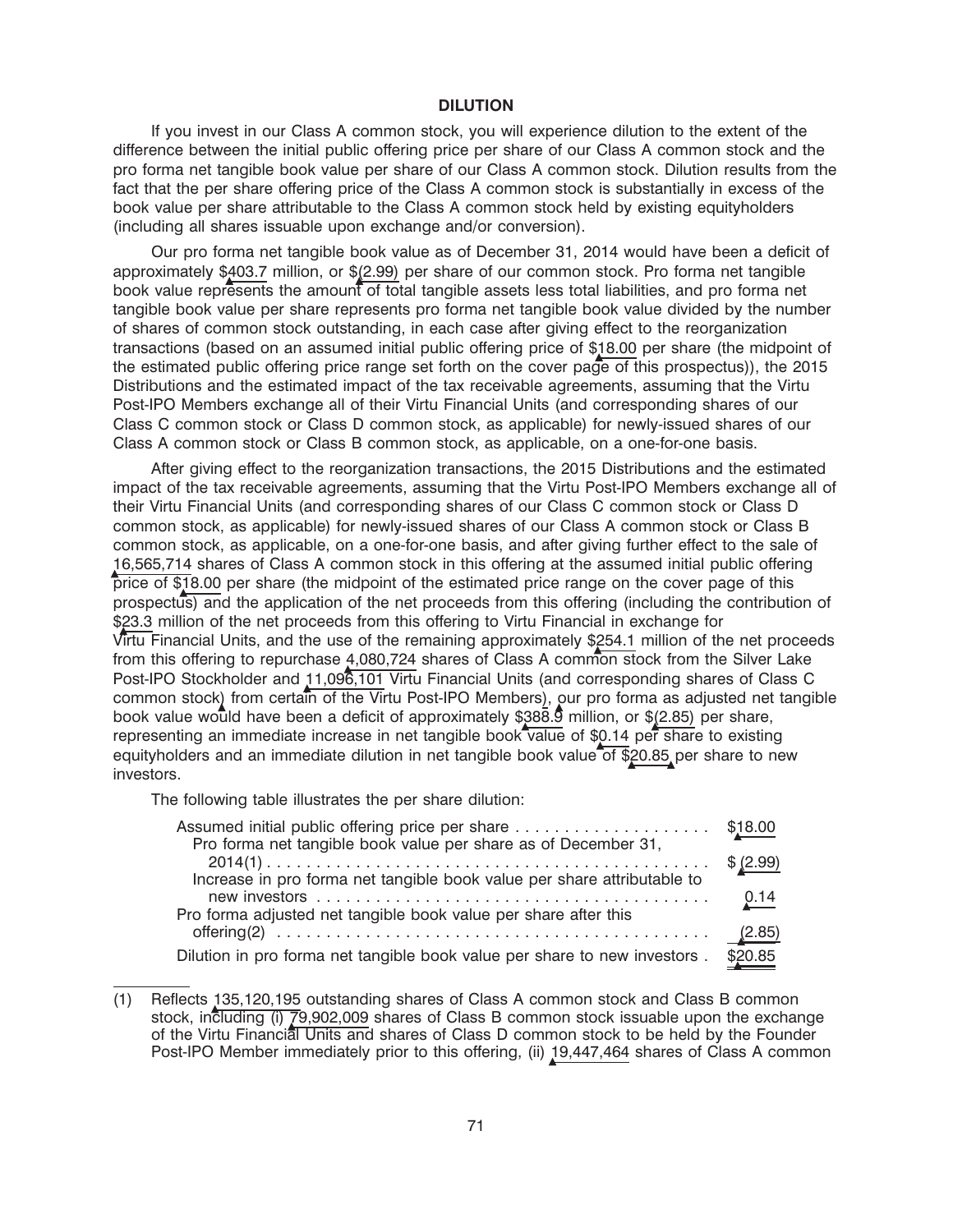# DILUTION

If you invest in our Class A common stock, you will experience dilution to the extent of the difference between the initial public offering price per share of our Class A common stock and the pro forma net tangible book value per share of our Class A common stock. Dilution results from the fact that the per share offering price of the Class A common stock is substantially in excess of the book value per share attributable to the Class A common stock held by existing equityholders (including all shares issuable upon exchange and/or conversion).

Our pro forma net tangible book value as of December 31, 2014 would have been a deficit of approximately $403.7 million, or $(2.99) per share of our common stock. Pro forma net tangible book value represents the amount of total tangible assets less total liabilities, and pro forma net tangible book value per share represents pro forma net tangible book value divided by the number of shares of common stock outstanding, in each case after giving effect to the reorganization transactions (based on an assumed initial public offering price of $18.00 per share (the midpoint of the estimated public offering price range set forth on the cover page of this prospectus)), the 2015 Distributions and the estimated impact of the tax receivable agreements, assuming that the Virtu Post-IPO Members exchange all of their Virtu Financial Units (and corresponding shares of our Class C common stock or Class D common stock, as applicable) for newly-issued shares of our Class A common stock or Class B common stock, as applicable, on a one-for-one basis.

After giving effect to the reorganization transactions, the 2015 Distributions and the estimated impact of the tax receivable agreements, assuming that the Virtu Post-IPO Members exchange all of their Virtu Financial Units (and corresponding shares of our Class C common stock or Class D common stock, as applicable) for newly-issued shares of our Class A common stock or Class B common stock, as applicable, on a one-for-one basis, and after giving further effect to the sale of 16,565,714 shares of Class A common stock in this offering at the assumed initial public offering price of $18.00 per share (the midpoint of the estimated price range on the cover page of this prospectus) and the application of the net proceeds from this offering (including the contribution of $23.3 million of the net proceeds from this offering to Virtu Financial in exchange for Virtu Financial Units, and the use of the remaining approximately $254.1 million of the net proceeds from this offering to repurchase 4,080,724 shares of Class A common stock from the Silver Lake Post-IPO Stockholder and 11,096,101 Virtu Financial Units (and corresponding shares of Class C common stock) from certain of the Virtu Post-IPO Members), our pro forma as adjusted net tangible book value would have been a deficit of approximately $388.9 million, or $(2.85) per share, representing an immediate increase in net tangible book value of $0.14 per share to existing equityholders and an immediate dilution in net tangible book value of $20.85 per share to new investors.

The following table illustrates the per share dilution:

| | |
|---|---|
| Assumed initial public offering price per share | $18.00 |
| Pro forma net tangible book value per share as of December 31, 2014(1) | $ (2.99) |
| Increase in pro forma net tangible book value per share attributable to new investors | 0.14 |
| Pro forma adjusted net tangible book value per share after this offering(2) | (2.85) |
| Dilution in pro forma net tangible book value per share to new investors | $20.85 |

(1) Reflects 135,120,195 outstanding shares of Class A common stock and Class B common stock, including (i) 79,902,009 shares of Class B common stock issuable upon the exchange of the Virtu Financial Units and shares of Class D common stock to be held by the Founder Post-IPO Member immediately prior to this offering, (ii) 19,447,464 shares of Class A common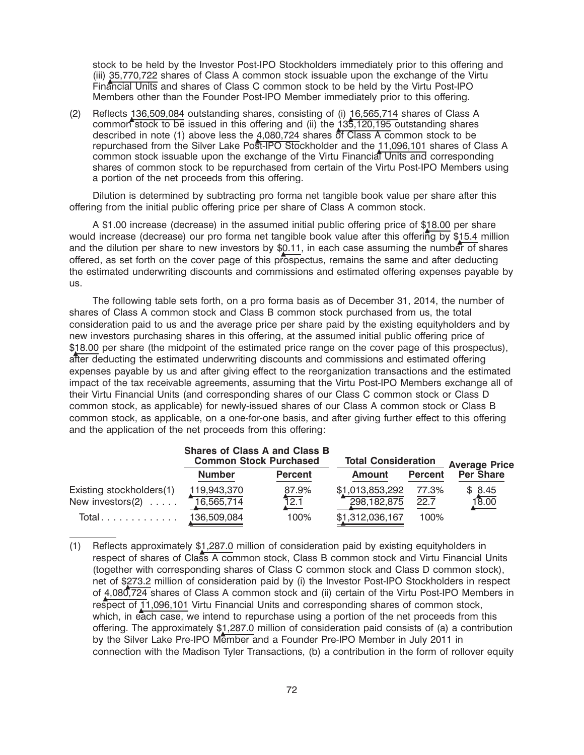stock to be held by the Investor Post-IPO Stockholders immediately prior to this offering and (iii) 35,770,722 shares of Class A common stock issuable upon the exchange of the Virtu Financial Units and shares of Class C common stock to be held by the Virtu Post-IPO Members other than the Founder Post-IPO Member immediately prior to this offering.

(2) Reflects 136,509,084 outstanding shares, consisting of (i) 16,565,714 shares of Class A common stock to be issued in this offering and (ii) the 135,120,195 outstanding shares described in note (1) above less the 4,080,724 shares of Class A common stock to be repurchased from the Silver Lake Post-IPO Stockholder and the 11,096,101 shares of Class A common stock issuable upon the exchange of the Virtu Financial Units and corresponding shares of common stock to be repurchased from certain of the Virtu Post-IPO Members using a portion of the net proceeds from this offering.

Dilution is determined by subtracting pro forma net tangible book value per share after this offering from the initial public offering price per share of Class A common stock.

A $1.00 increase (decrease) in the assumed initial public offering price of $18.00 per share would increase (decrease) our pro forma net tangible book value after this offering by $15.4 million and the dilution per share to new investors by $0.11, in each case assuming the number of shares offered, as set forth on the cover page of this prospectus, remains the same and after deducting the estimated underwriting discounts and commissions and estimated offering expenses payable by us.

The following table sets forth, on a pro forma basis as of December 31, 2014, the number of shares of Class A common stock and Class B common stock purchased from us, the total consideration paid to us and the average price per share paid by the existing equityholders and by new investors purchasing shares in this offering, at the assumed initial public offering price of $18.00 per share (the midpoint of the estimated price range on the cover page of this prospectus), after deducting the estimated underwriting discounts and commissions and estimated offering expenses payable by us and after giving effect to the reorganization transactions and the estimated impact of the tax receivable agreements, assuming that the Virtu Post-IPO Members exchange all of their Virtu Financial Units (and corresponding shares of our Class C common stock or Class D common stock, as applicable) for newly-issued shares of our Class A common stock or Class B common stock, as applicable, on a one-for-one basis, and after giving further effect to this offering and the application of the net proceeds from this offering:

| | Shares of Class A and Class B Common Stock Purchased | | Total Consideration | | Average Price Per Share |
|---|---|---|---|---|---|
| | Number | Percent | Amount | Percent | |
| Existing stockholders(1) | 119,943,370 | 87.9% | $1,013,853,292 | 77.3% | $ 8.45 |
| New investors(2) | 16,565,714 | 12.1 | 298,182,875 | 22.7 | 18.00 |
| Total | 136,509,084 | 100% | $1,312,036,167 | 100% | |

(1) Reflects approximately $1,287.0 million of consideration paid by existing equityholders in respect of shares of Class A common stock, Class B common stock and Virtu Financial Units (together with corresponding shares of Class C common stock and Class D common stock), net of $273.2 million of consideration paid by (i) the Investor Post-IPO Stockholders in respect of 4,080,724 shares of Class A common stock and (ii) certain of the Virtu Post-IPO Members in respect of 11,096,101 Virtu Financial Units and corresponding shares of common stock, which, in each case, we intend to repurchase using a portion of the net proceeds from this offering. The approximately $1,287.0 million of consideration paid consists of (a) a contribution by the Silver Lake Pre-IPO Member and a Founder Pre-IPO Member in July 2011 in connection with the Madison Tyler Transactions, (b) a contribution in the form of rollover equity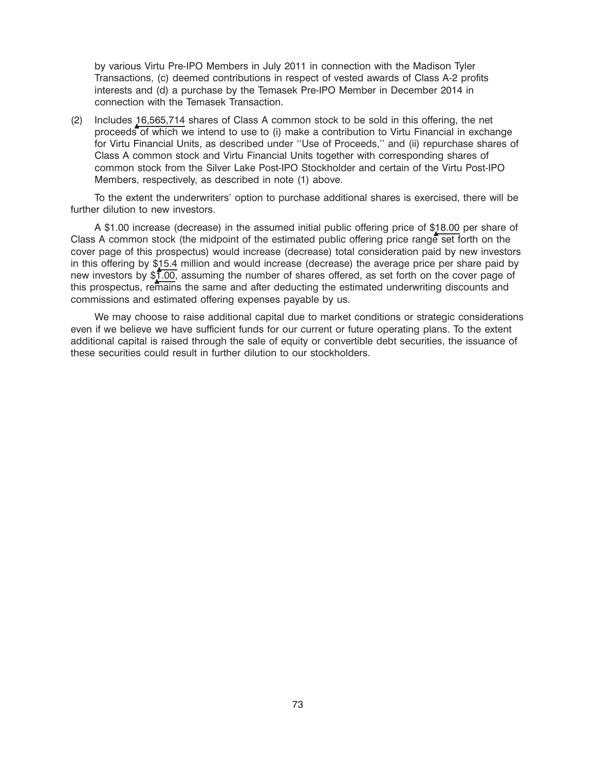by various Virtu Pre-IPO Members in July 2011 in connection with the Madison Tyler Transactions, (c) deemed contributions in respect of vested awards of Class A-2 profits interests and (d) a purchase by the Temasek Pre-IPO Member in December 2014 in connection with the Temasek Transaction.

(2) Includes 16,565,714 shares of Class A common stock to be sold in this offering, the net proceeds of which we intend to use to (i) make a contribution to Virtu Financial in exchange for Virtu Financial Units, as described under ''Use of Proceeds,'' and (ii) repurchase shares of Class A common stock and Virtu Financial Units together with corresponding shares of common stock from the Silver Lake Post-IPO Stockholder and certain of the Virtu Post-IPO Members, respectively, as described in note (1) above.

To the extent the underwriters' option to purchase additional shares is exercised, there will be further dilution to new investors.

A $1.00 increase (decrease) in the assumed initial public offering price of $18.00 per share of Class A common stock (the midpoint of the estimated public offering price range set forth on the cover page of this prospectus) would increase (decrease) total consideration paid by new investors in this offering by $15.4 million and would increase (decrease) the average price per share paid by new investors by $1.00, assuming the number of shares offered, as set forth on the cover page of this prospectus, remains the same and after deducting the estimated underwriting discounts and commissions and estimated offering expenses payable by us.

We may choose to raise additional capital due to market conditions or strategic considerations even if we believe we have sufficient funds for our current or future operating plans. To the extent additional capital is raised through the sale of equity or convertible debt securities, the issuance of these securities could result in further dilution to our stockholders.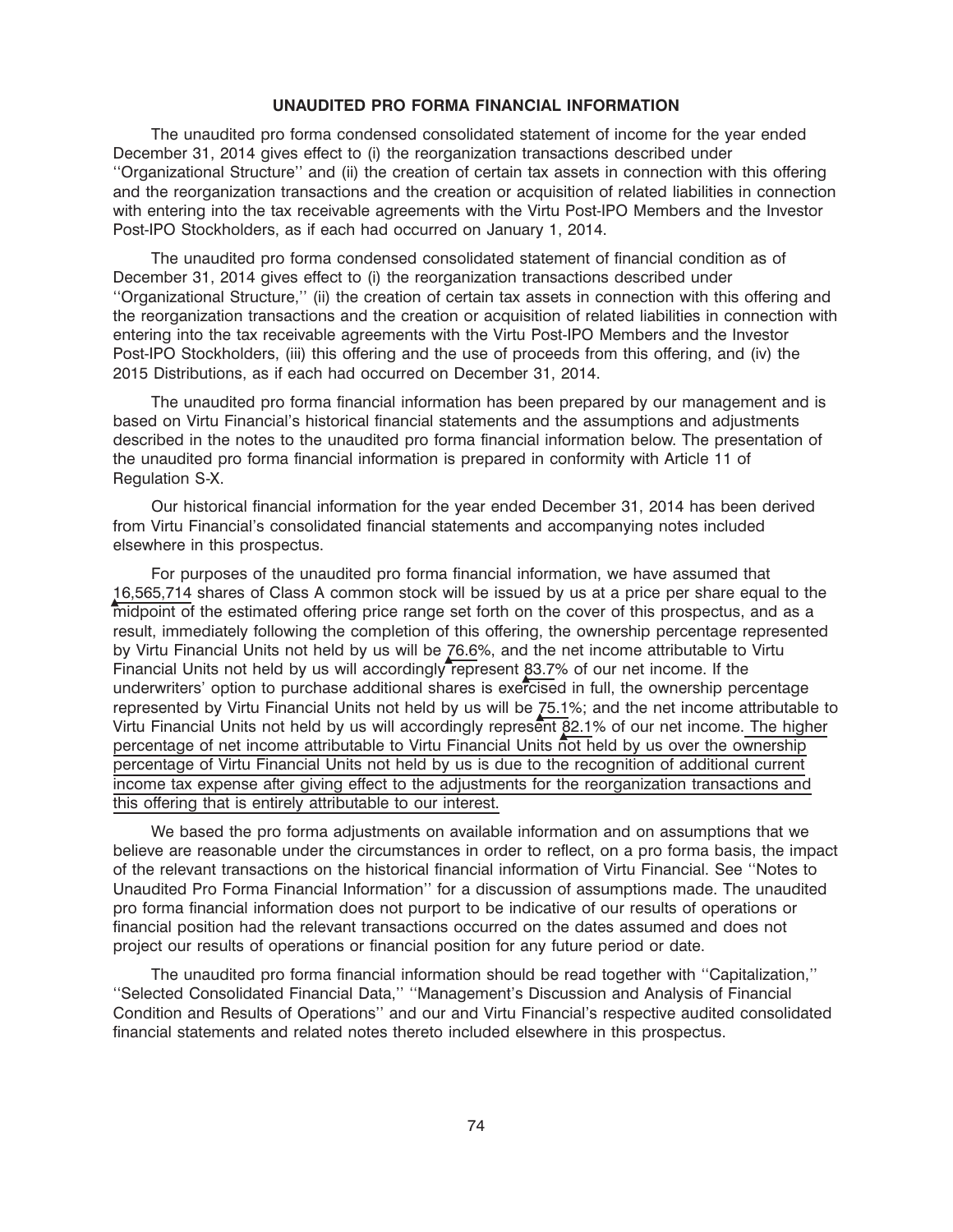# UNAUDITED PRO FORMA FINANCIAL INFORMATION

The unaudited pro forma condensed consolidated statement of income for the year ended December 31, 2014 gives effect to (i) the reorganization transactions described under ''Organizational Structure'' and (ii) the creation of certain tax assets in connection with this offering and the reorganization transactions and the creation or acquisition of related liabilities in connection with entering into the tax receivable agreements with the Virtu Post-IPO Members and the Investor Post-IPO Stockholders, as if each had occurred on January 1, 2014.

The unaudited pro forma condensed consolidated statement of financial condition as of December 31, 2014 gives effect to (i) the reorganization transactions described under ''Organizational Structure,'' (ii) the creation of certain tax assets in connection with this offering and the reorganization transactions and the creation or acquisition of related liabilities in connection with entering into the tax receivable agreements with the Virtu Post-IPO Members and the Investor Post-IPO Stockholders, (iii) this offering and the use of proceeds from this offering, and (iv) the 2015 Distributions, as if each had occurred on December 31, 2014.

The unaudited pro forma financial information has been prepared by our management and is based on Virtu Financial's historical financial statements and the assumptions and adjustments described in the notes to the unaudited pro forma financial information below. The presentation of the unaudited pro forma financial information is prepared in conformity with Article 11 of Regulation S-X.

Our historical financial information for the year ended December 31, 2014 has been derived from Virtu Financial's consolidated financial statements and accompanying notes included elsewhere in this prospectus.

For purposes of the unaudited pro forma financial information, we have assumed that 16,565,714 shares of Class A common stock will be issued by us at a price per share equal to the midpoint of the estimated offering price range set forth on the cover of this prospectus, and as a result, immediately following the completion of this offering, the ownership percentage represented by Virtu Financial Units not held by us will be 76.6%, and the net income attributable to Virtu Financial Units not held by us will accordingly represent 83.7% of our net income. If the underwriters' option to purchase additional shares is exercised in full, the ownership percentage represented by Virtu Financial Units not held by us will be 75.1%; and the net income attributable to Virtu Financial Units not held by us will accordingly represent 82.1% of our net income. The higher percentage of net income attributable to Virtu Financial Units not held by us over the ownership percentage of Virtu Financial Units not held by us is due to the recognition of additional current income tax expense after giving effect to the adjustments for the reorganization transactions and this offering that is entirely attributable to our interest.

We based the pro forma adjustments on available information and on assumptions that we believe are reasonable under the circumstances in order to reflect, on a pro forma basis, the impact of the relevant transactions on the historical financial information of Virtu Financial. See ''Notes to Unaudited Pro Forma Financial Information'' for a discussion of assumptions made. The unaudited pro forma financial information does not purport to be indicative of our results of operations or financial position had the relevant transactions occurred on the dates assumed and does not project our results of operations or financial position for any future period or date.

The unaudited pro forma financial information should be read together with ''Capitalization,'' ''Selected Consolidated Financial Data,'' ''Management's Discussion and Analysis of Financial Condition and Results of Operations'' and our and Virtu Financial's respective audited consolidated financial statements and related notes thereto included elsewhere in this prospectus.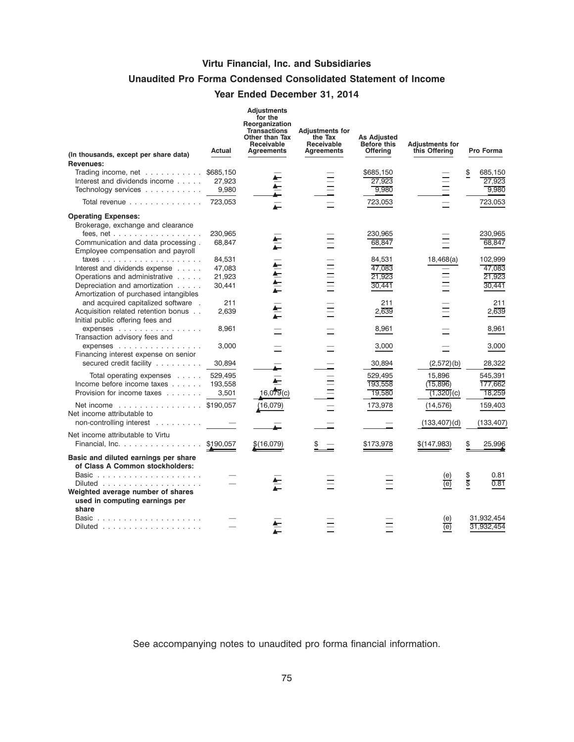# Virtu Financial, Inc. and Subsidiaries

## Unaudited Pro Forma Condensed Consolidated Statement of Income

### Year Ended December 31, 2014

| (In thousands, except per share data) | Actual | Adjustments for the Reorganization Transactions Other than Tax Receivable Agreements | Adjustments for the Tax Receivable Agreements | As Adjusted Before this Offering | Adjustments for this Offering | Pro Forma |
|---|---|---|---|---|---|---|
| **Revenues:** | | | | | | |
| Trading income, net | $685,150 | — | — | $685,150 | — | $ 685,150 |
| Interest and dividends income | 27,923 | — | — | 27,923 | — | 27,923 |
| Technology services | 9,980 | — | — | 9,980 | — | 9,980 |
| Total revenue | 723,053 | — | — | 723,053 | — | 723,053 |
| **Operating Expenses:** | | | | | | |
| Brokerage, exchange and clearance fees, net | 230,965 | — | — | 230,965 | — | 230,965 |
| Communication and data processing | 68,847 | — | — | 68,847 | — | 68,847 |
| Employee compensation and payroll taxes | 84,531 | — | — | 84,531 | 18,468(a) | 102,999 |
| Interest and dividends expense | 47,083 | — | — | 47,083 | — | 47,083 |
| Operations and administrative | 21,923 | — | — | 21,923 | — | 21,923 |
| Depreciation and amortization | 30,441 | — | — | 30,441 | — | 30,441 |
| Amortization of purchased intangibles and acquired capitalized software | 211 | — | — | 211 | — | 211 |
| Acquisition related retention bonus | 2,639 | — | — | 2,639 | — | 2,639 |
| Initial public offering fees and expenses | 8,961 | — | — | 8,961 | — | 8,961 |
| Transaction advisory fees and expenses | 3,000 | — | — | 3,000 | — | 3,000 |
| Financing interest expense on senior secured credit facility | 30,894 | — | — | 30,894 | (2,572)(b) | 28,322 |
| Total operating expenses | 529,495 | — | — | 529,495 | 15,896 | 545,391 |
| Income before income taxes | 193,558 | — | — | 193,558 | (15,896) | 177,662 |
| Provision for income taxes | 3,501 | 16,079(c) | — | 19,580 | (1,320)(c) | 18,259 |
| Net income | $190,057 | (16,079) | — | 173,978 | (14,576) | 159,403 |
| Net income attributable to non-controlling interest | — | — | — | — | (133,407)(d) | (133,407) |
| Net income attributable to Virtu Financial, Inc. | $190,057 | $(16,079) | $ — | $173,978 | $(147,983) | $ 25,996 |
| **Basic and diluted earnings per share of Class A Common stockholders:** | | | | | | |
| Basic | — | — | — | — | (e) | $ 0.81 |
| Diluted | — | — | — | — | (e) | $ 0.81 |
| **Weighted average number of shares used in computing earnings per share** | | | | | | |
| Basic | — | — | — | — | (e) | 31,932,454 |
| Diluted | — | — | — | — | (e) | 31,932,454 |

See accompanying notes to unaudited pro forma financial information.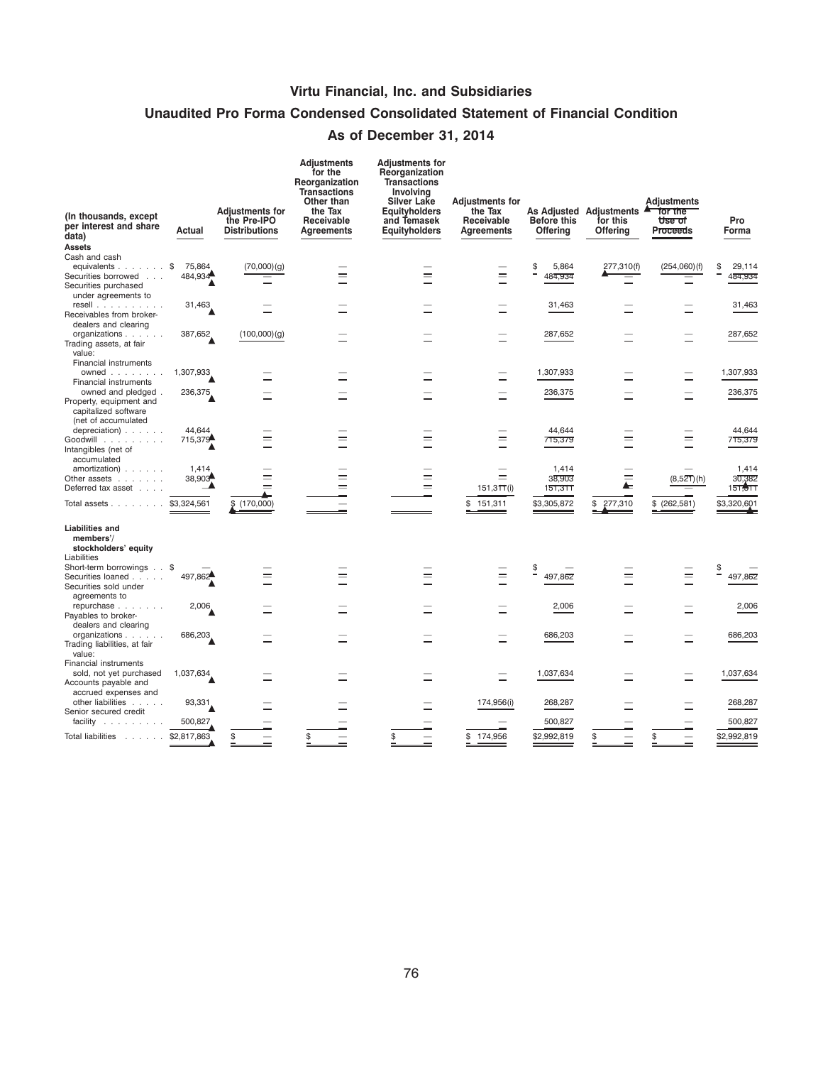# Virtu Financial, Inc. and Subsidiaries

## Unaudited Pro Forma Condensed Consolidated Statement of Financial Condition

## As of December 31, 2014

| (In thousands, except per interest and share data) | Actual | Adjustments for the Pre-IPO Distributions | Adjustments for the Reorganization Transactions Other than the Tax Receivable Agreements | Adjustments for Reorganization Transactions Involving Silver Lake Equityholders and Temasek Equityholders | Adjustments for the Tax Receivable Agreements | As Adjusted Before this Offering | Adjustments for this Offering | Adjustments for the Use of Proceeds | Pro Forma |
|---|---|---|---|---|---|---|---|---|---|
| **Assets** | | | | | | | | | |
| Cash and cash equivalents | $ 75,864 | (70,000)(g) | — | — | — | $ 5,864 | 277,310(f) | (254,060)(f) | $ 29,114 |
| Securities borrowed | 484,934 | — | — | — | — | 484,934 | — | — | 484,934 |
| Securities purchased under agreements to resell | 31,463 | — | — | — | — | 31,463 | — | — | 31,463 |
| Receivables from broker-dealers and clearing organizations | 387,652 | (100,000)(g) | — | — | — | 287,652 | — | — | 287,652 |
| Trading assets, at fair value: | | | | | | | | | |
| Financial instruments owned | 1,307,933 | — | — | — | — | 1,307,933 | — | — | 1,307,933 |
| Financial instruments owned and pledged | 236,375 | — | — | — | — | 236,375 | — | — | 236,375 |
| Property, equipment and capitalized software (net of accumulated depreciation) | 44,644 | — | — | — | — | 44,644 | — | — | 44,644 |
| Goodwill | 715,379 | — | — | — | — | 715,379 | — | — | 715,379 |
| Intangibles (net of accumulated amortization) | 1,414 | — | — | — | — | 1,414 | — | — | 1,414 |
| Other assets | 38,903 | — | — | — | — | 38,903 | — | (8,521)(h) | 30,382 |
| Deferred tax asset | — | — | — | — | 151,311(i) | 151,311 | — | — | 151,311 |
| Total assets | $3,324,561 | $ (170,000) | — | | $ 151,311 | $3,305,872 | $ 277,310 | $ (262,581) | $3,320,601 |
| **Liabilities and members'/ stockholders' equity** | | | | | | | | | |
| Liabilities | | | | | | | | | |
| Short-term borrowings | $ — | — | — | — | — | $ — | — | — | $ — |
| Securities loaned | 497,862 | — | — | — | — | 497,862 | — | — | 497,862 |
| Securities sold under agreements to repurchase | 2,006 | — | — | — | — | 2,006 | — | — | 2,006 |
| Payables to broker-dealers and clearing organizations | 686,203 | — | — | — | — | 686,203 | — | — | 686,203 |
| Trading liabilities, at fair value: | | | | | | | | | |
| Financial instruments sold, not yet purchased | 1,037,634 | — | — | — | — | 1,037,634 | — | — | 1,037,634 |
| Accounts payable and accrued expenses and other liabilities | 93,331 | — | — | — | 174,956(i) | 268,287 | — | — | 268,287 |
| Senior secured credit facility | 500,827 | — | — | — | — | 500,827 | — | — | 500,827 |
| Total liabilities | $2,817,863 | $ — | $ — | $ — | $ 174,956 | $2,992,819 | $ — | $ — | $2,992,819 |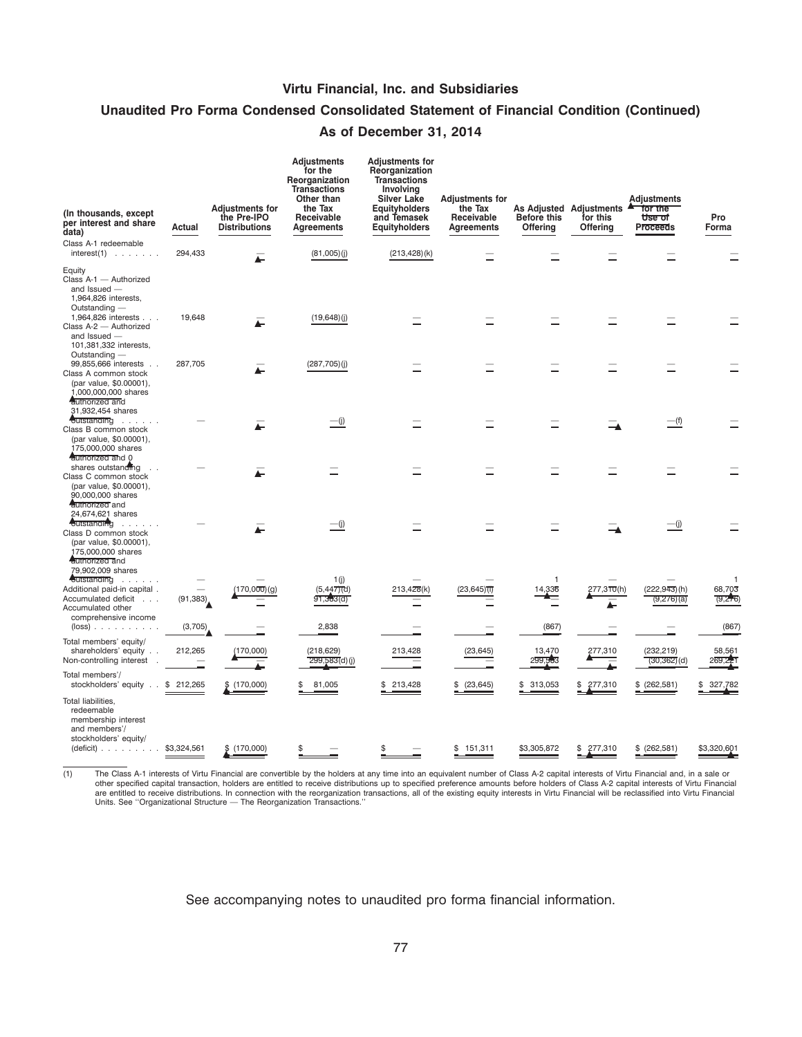## Virtu Financial, Inc. and Subsidiaries

## Unaudited Pro Forma Condensed Consolidated Statement of Financial Condition (Continued)

## As of December 31, 2014

| (In thousands, except per interest and share data) | Actual | Adjustments for the Pre-IPO Distributions | Adjustments for the Reorganization Transactions Other than the Tax Receivable Agreements | Adjustments for Reorganization Transactions Involving Silver Lake Equityholders and Temasek Equityholders | Adjustments for the Tax Receivable Agreements | As Adjusted Before this Offering | Adjustments for this Offering | Adjustments for the Use of Proceeds | Pro Forma |
|---|---|---|---|---|---|---|---|---|---|
| Class A-1 redeemable interest(1) | 294,433 | — | (81,005)(j) | (213,428)(k) | — | — | — | — | — |
| Equity | | | | | | | | | |
| Class A-1 — Authorized and Issued — 1,964,826 interests, Outstanding — 1,964,826 interests | 19,648 | — | (19,648)(j) | — | — | — | — | — | — |
| Class A-2 — Authorized and Issued — 101,381,332 interests, Outstanding — 99,855,666 interests | 287,705 | — | (287,705)(j) | — | — | — | — | — | — |
| Class A common stock (par value, $0.00001), 1,000,000,000 shares authorized and 31,932,454 shares outstanding | — | — | —(j) | — | — | — | — | —(f) | — |
| Class B common stock (par value, $0.00001), 175,000,000 shares authorized and 0 shares outstanding | — | — | — | — | — | — | — | — | — |
| Class C common stock (par value, $0.00001), 90,000,000 shares authorized and 24,674,621 shares outstanding | — | — | —(j) | — | — | — | — | —(j) | — |
| Class D common stock (par value, $0.00001), 175,000,000 shares authorized and 79,902,009 shares outstanding | — | — | 1(j) | — | — | 1 | — | — | 1 |
| Additional paid-in capital | — | (170,000)(g) | (5,447)(d) | 213,428(k) | (23,645)(i) | 14,336 | 277,310(h) | (222,943)(h) | 68,703 |
| Accumulated deficit | (91,383) | — | 91,383(d) | — | — | — | — | (9,276)(a) | (9,276) |
| Accumulated other comprehensive income (loss) | (3,705) | — | 2,838 | — | — | (867) | — | — | (867) |
| Total members' equity/ shareholders' equity | 212,265 | (170,000) | (218,629) | 213,428 | (23,645) | 13,470 | 277,310 | (232,219) | 58,561 |
| Non-controlling interest | — | — | 299,583(d)(j) | — | — | 299,583 | — | (30,362)(d) | 269,221 |
| Total members'/ stockholders' equity | $ 212,265 | $ (170,000) | $ 81,005 | $ 213,428 | $ (23,645) | $ 313,053 | $ 277,310 | $ (262,581) | $ 327,782 |
| Total liabilities, redeemable membership interest and members'/ stockholders' equity/ (deficit) | $3,324,561 | $ (170,000) | $ — | $ — | $ 151,311 | $3,305,872 | $ 277,310 | $ (262,581) | $3,320,601 |

(1) The Class A-1 interests of Virtu Financial are convertible by the holders at any time into an equivalent number of Class A-2 capital interests of Virtu Financial and, in a sale or other specified capital transaction, holders are entitled to receive distributions up to specified preference amounts before holders of Class A-2 capital interests of Virtu Financial are entitled to receive distributions. In connection with the reorganization transactions, all of the existing equity interests in Virtu Financial will be reclassified into Virtu Financial Units. See "Organizational Structure — The Reorganization Transactions."

See accompanying notes to unaudited pro forma financial information.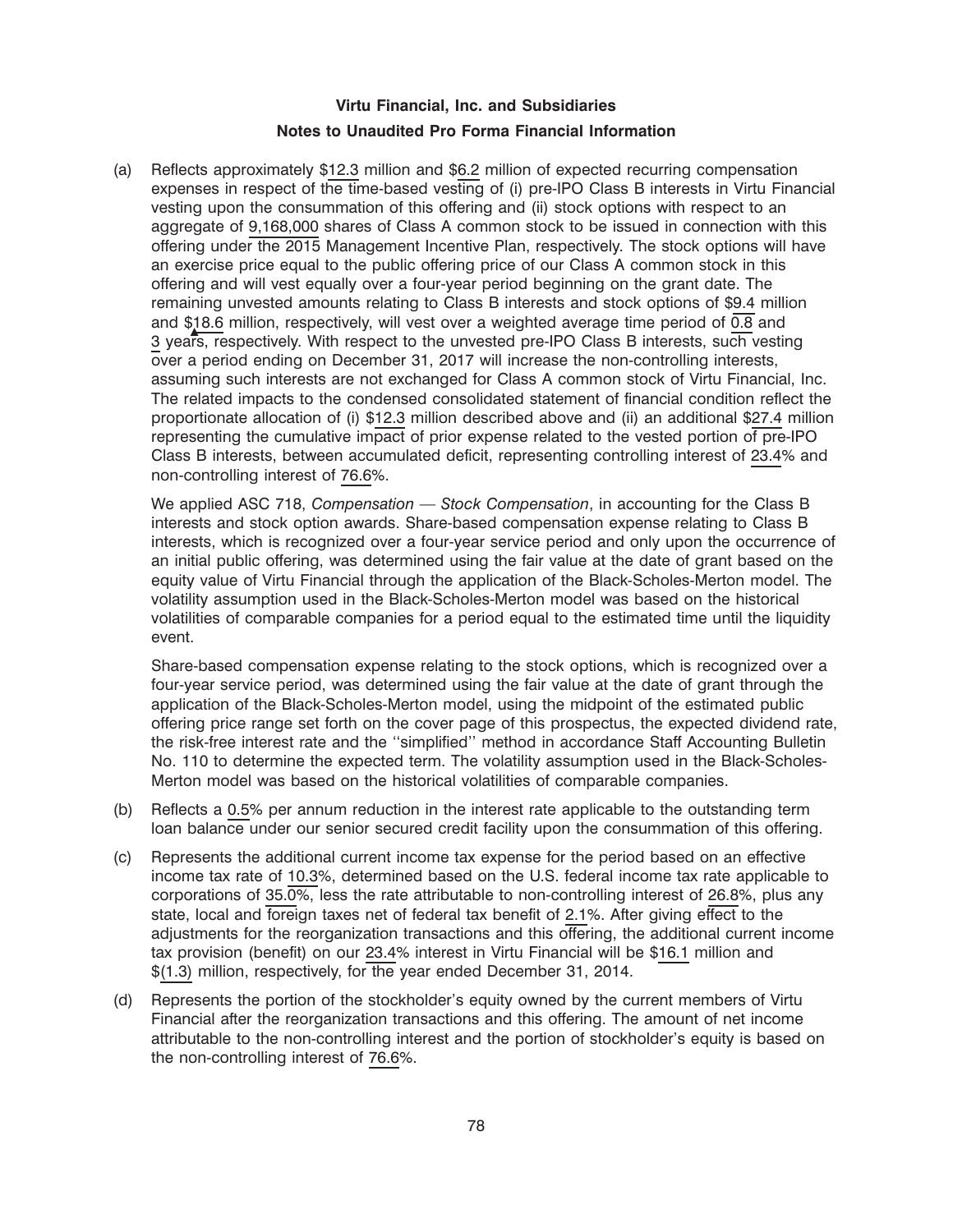**Virtu Financial, Inc. and Subsidiaries**

**Notes to Unaudited Pro Forma Financial Information**

(a) Reflects approximately $12.3 million and $6.2 million of expected recurring compensation expenses in respect of the time-based vesting of (i) pre-IPO Class B interests in Virtu Financial vesting upon the consummation of this offering and (ii) stock options with respect to an aggregate of 9,168,000 shares of Class A common stock to be issued in connection with this offering under the 2015 Management Incentive Plan, respectively. The stock options will have an exercise price equal to the public offering price of our Class A common stock in this offering and will vest equally over a four-year period beginning on the grant date. The remaining unvested amounts relating to Class B interests and stock options of $9.4 million and $18.6 million, respectively, will vest over a weighted average time period of 0.8 and 3 years, respectively. With respect to the unvested pre-IPO Class B interests, such vesting over a period ending on December 31, 2017 will increase the non-controlling interests, assuming such interests are not exchanged for Class A common stock of Virtu Financial, Inc. The related impacts to the condensed consolidated statement of financial condition reflect the proportionate allocation of (i) $12.3 million described above and (ii) an additional $27.4 million representing the cumulative impact of prior expense related to the vested portion of pre-IPO Class B interests, between accumulated deficit, representing controlling interest of 23.4% and non-controlling interest of 76.6%.

We applied ASC 718, *Compensation — Stock Compensation*, in accounting for the Class B interests and stock option awards. Share-based compensation expense relating to Class B interests, which is recognized over a four-year service period and only upon the occurrence of an initial public offering, was determined using the fair value at the date of grant based on the equity value of Virtu Financial through the application of the Black-Scholes-Merton model. The volatility assumption used in the Black-Scholes-Merton model was based on the historical volatilities of comparable companies for a period equal to the estimated time until the liquidity event.

Share-based compensation expense relating to the stock options, which is recognized over a four-year service period, was determined using the fair value at the date of grant through the application of the Black-Scholes-Merton model, using the midpoint of the estimated public offering price range set forth on the cover page of this prospectus, the expected dividend rate, the risk-free interest rate and the ''simplified'' method in accordance Staff Accounting Bulletin No. 110 to determine the expected term. The volatility assumption used in the Black-Scholes-Merton model was based on the historical volatilities of comparable companies.

(b) Reflects a 0.5% per annum reduction in the interest rate applicable to the outstanding term loan balance under our senior secured credit facility upon the consummation of this offering.

(c) Represents the additional current income tax expense for the period based on an effective income tax rate of 10.3%, determined based on the U.S. federal income tax rate applicable to corporations of 35.0%, less the rate attributable to non-controlling interest of 26.8%, plus any state, local and foreign taxes net of federal tax benefit of 2.1%. After giving effect to the adjustments for the reorganization transactions and this offering, the additional current income tax provision (benefit) on our 23.4% interest in Virtu Financial will be $16.1 million and $(1.3) million, respectively, for the year ended December 31, 2014.

(d) Represents the portion of the stockholder's equity owned by the current members of Virtu Financial after the reorganization transactions and this offering. The amount of net income attributable to the non-controlling interest and the portion of stockholder's equity is based on the non-controlling interest of 76.6%.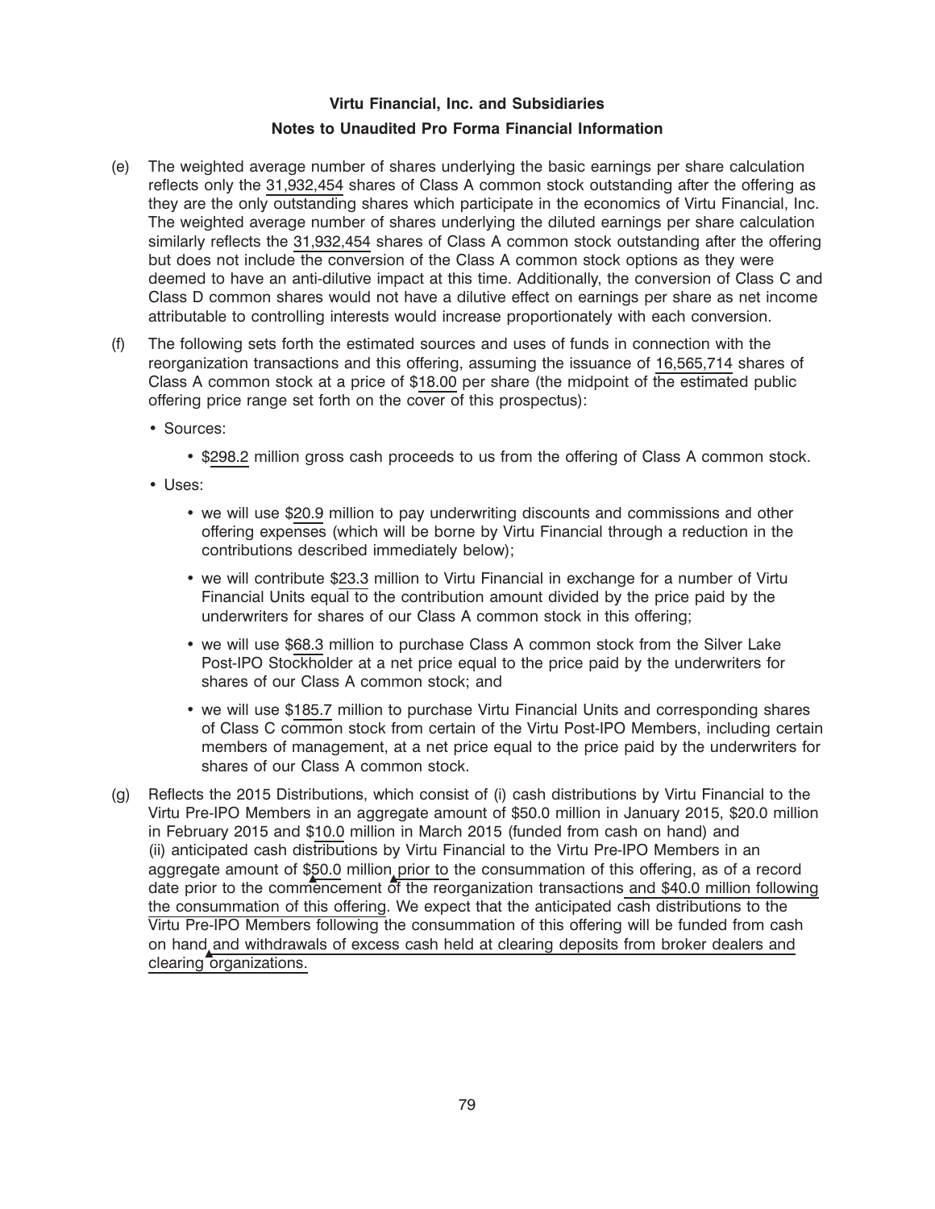## Virtu Financial, Inc. and Subsidiaries

### Notes to Unaudited Pro Forma Financial Information

(e) The weighted average number of shares underlying the basic earnings per share calculation reflects only the 31,932,454 shares of Class A common stock outstanding after the offering as they are the only outstanding shares which participate in the economics of Virtu Financial, Inc. The weighted average number of shares underlying the diluted earnings per share calculation similarly reflects the 31,932,454 shares of Class A common stock outstanding after the offering but does not include the conversion of the Class A common stock options as they were deemed to have an anti-dilutive impact at this time. Additionally, the conversion of Class C and Class D common shares would not have a dilutive effect on earnings per share as net income attributable to controlling interests would increase proportionately with each conversion.

(f) The following sets forth the estimated sources and uses of funds in connection with the reorganization transactions and this offering, assuming the issuance of 16,565,714 shares of Class A common stock at a price of $18.00 per share (the midpoint of the estimated public offering price range set forth on the cover of this prospectus):

- Sources:
  - $298.2 million gross cash proceeds to us from the offering of Class A common stock.
- Uses:
  - we will use $20.9 million to pay underwriting discounts and commissions and other offering expenses (which will be borne by Virtu Financial through a reduction in the contributions described immediately below);
  - we will contribute $23.3 million to Virtu Financial in exchange for a number of Virtu Financial Units equal to the contribution amount divided by the price paid by the underwriters for shares of our Class A common stock in this offering;
  - we will use $68.3 million to purchase Class A common stock from the Silver Lake Post-IPO Stockholder at a net price equal to the price paid by the underwriters for shares of our Class A common stock; and
  - we will use $185.7 million to purchase Virtu Financial Units and corresponding shares of Class C common stock from certain of the Virtu Post-IPO Members, including certain members of management, at a net price equal to the price paid by the underwriters for shares of our Class A common stock.

(g) Reflects the 2015 Distributions, which consist of (i) cash distributions by Virtu Financial to the Virtu Pre-IPO Members in an aggregate amount of $50.0 million in January 2015, $20.0 million in February 2015 and $10.0 million in March 2015 (funded from cash on hand) and (ii) anticipated cash distributions by Virtu Financial to the Virtu Pre-IPO Members in an aggregate amount of $50.0 million prior to the consummation of this offering, as of a record date prior to the commencement of the reorganization transactions and $40.0 million following the consummation of this offering. We expect that the anticipated cash distributions to the Virtu Pre-IPO Members following the consummation of this offering will be funded from cash on hand and withdrawals of excess cash held at clearing deposits from broker dealers and clearing organizations.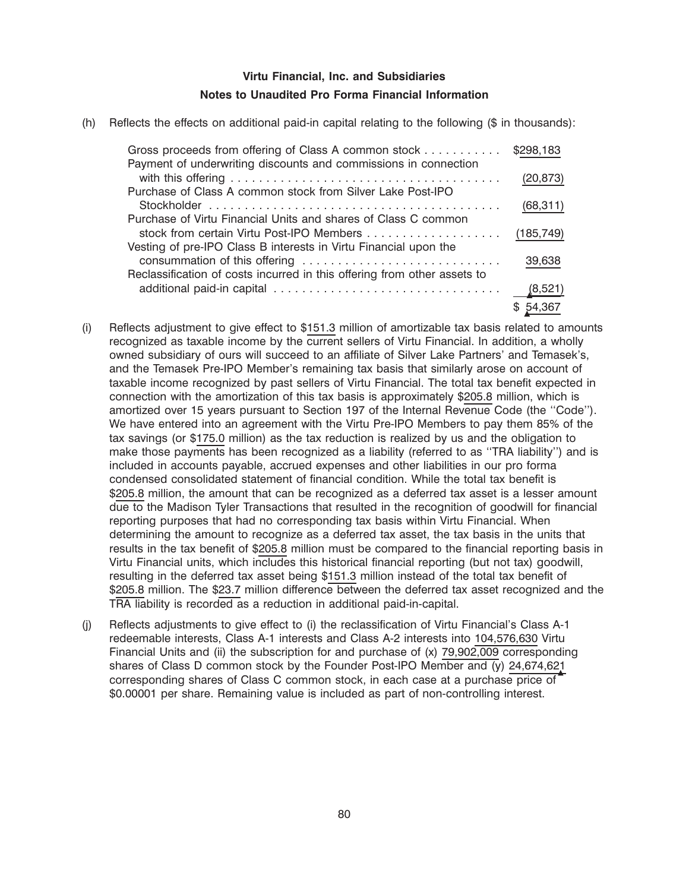**Virtu Financial, Inc. and Subsidiaries**

**Notes to Unaudited Pro Forma Financial Information**

(h) Reflects the effects on additional paid-in capital relating to the following ($ in thousands):

| | |
|---|---|
| Gross proceeds from offering of Class A common stock | $298,183 |
| Payment of underwriting discounts and commissions in connection with this offering | (20,873) |
| Purchase of Class A common stock from Silver Lake Post-IPO Stockholder | (68,311) |
| Purchase of Virtu Financial Units and shares of Class C common stock from certain Virtu Post-IPO Members | (185,749) |
| Vesting of pre-IPO Class B interests in Virtu Financial upon the consummation of this offering | 39,638 |
| Reclassification of costs incurred in this offering from other assets to additional paid-in capital | (8,521) |
| | $ 54,367 |

(i) Reflects adjustment to give effect to $151.3 million of amortizable tax basis related to amounts recognized as taxable income by the current sellers of Virtu Financial. In addition, a wholly owned subsidiary of ours will succeed to an affiliate of Silver Lake Partners' and Temasek's, and the Temasek Pre-IPO Member's remaining tax basis that similarly arose on account of taxable income recognized by past sellers of Virtu Financial. The total tax benefit expected in connection with the amortization of this tax basis is approximately $205.8 million, which is amortized over 15 years pursuant to Section 197 of the Internal Revenue Code (the ''Code''). We have entered into an agreement with the Virtu Pre-IPO Members to pay them 85% of the tax savings (or $175.0 million) as the tax reduction is realized by us and the obligation to make those payments has been recognized as a liability (referred to as ''TRA liability'') and is included in accounts payable, accrued expenses and other liabilities in our pro forma condensed consolidated statement of financial condition. While the total tax benefit is $205.8 million, the amount that can be recognized as a deferred tax asset is a lesser amount due to the Madison Tyler Transactions that resulted in the recognition of goodwill for financial reporting purposes that had no corresponding tax basis within Virtu Financial. When determining the amount to recognize as a deferred tax asset, the tax basis in the units that results in the tax benefit of $205.8 million must be compared to the financial reporting basis in Virtu Financial units, which includes this historical financial reporting (but not tax) goodwill, resulting in the deferred tax asset being $151.3 million instead of the total tax benefit of $205.8 million. The $23.7 million difference between the deferred tax asset recognized and the TRA liability is recorded as a reduction in additional paid-in-capital.

(j) Reflects adjustments to give effect to (i) the reclassification of Virtu Financial's Class A-1 redeemable interests, Class A-1 interests and Class A-2 interests into 104,576,630 Virtu Financial Units and (ii) the subscription for and purchase of (x) 79,902,009 corresponding shares of Class D common stock by the Founder Post-IPO Member and (y) 24,674,621 corresponding shares of Class C common stock, in each case at a purchase price of $0.00001 per share. Remaining value is included as part of non-controlling interest.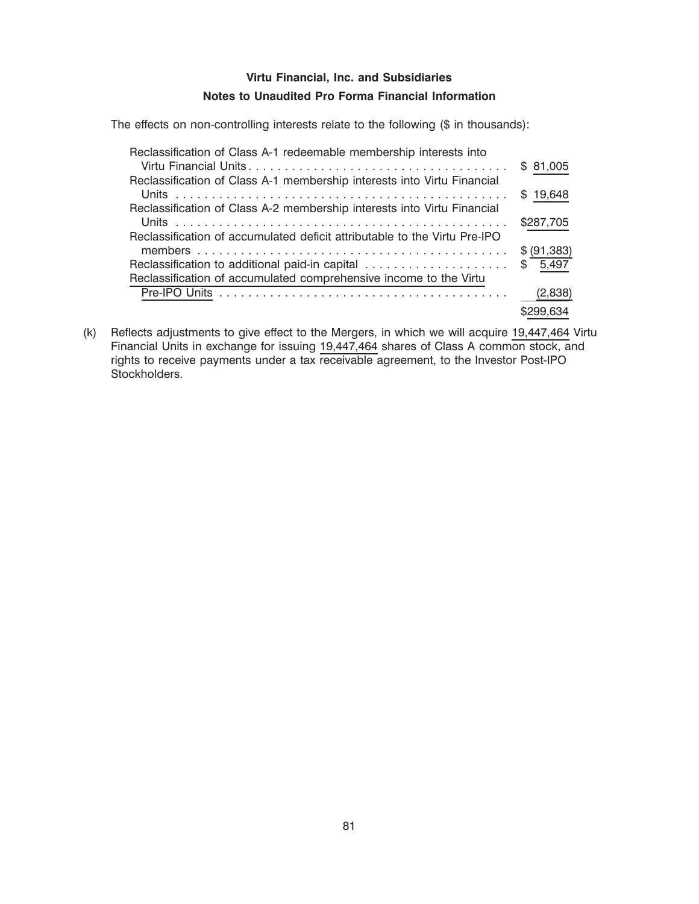**Virtu Financial, Inc. and Subsidiaries**

**Notes to Unaudited Pro Forma Financial Information**

The effects on non-controlling interests relate to the following ($ in thousands):

| | |
|---|---|
| Reclassification of Class A-1 redeemable membership interests into Virtu Financial Units | $ 81,005 |
| Reclassification of Class A-1 membership interests into Virtu Financial Units | $ 19,648 |
| Reclassification of Class A-2 membership interests into Virtu Financial Units | $287,705 |
| Reclassification of accumulated deficit attributable to the Virtu Pre-IPO members | $ (91,383) |
| Reclassification to additional paid-in capital | $ 5,497 |
| Reclassification of accumulated comprehensive income to the Virtu Pre-IPO Units | (2,838) |
| | $299,634 |

(k) Reflects adjustments to give effect to the Mergers, in which we will acquire 19,447,464 Virtu Financial Units in exchange for issuing 19,447,464 shares of Class A common stock, and rights to receive payments under a tax receivable agreement, to the Investor Post-IPO Stockholders.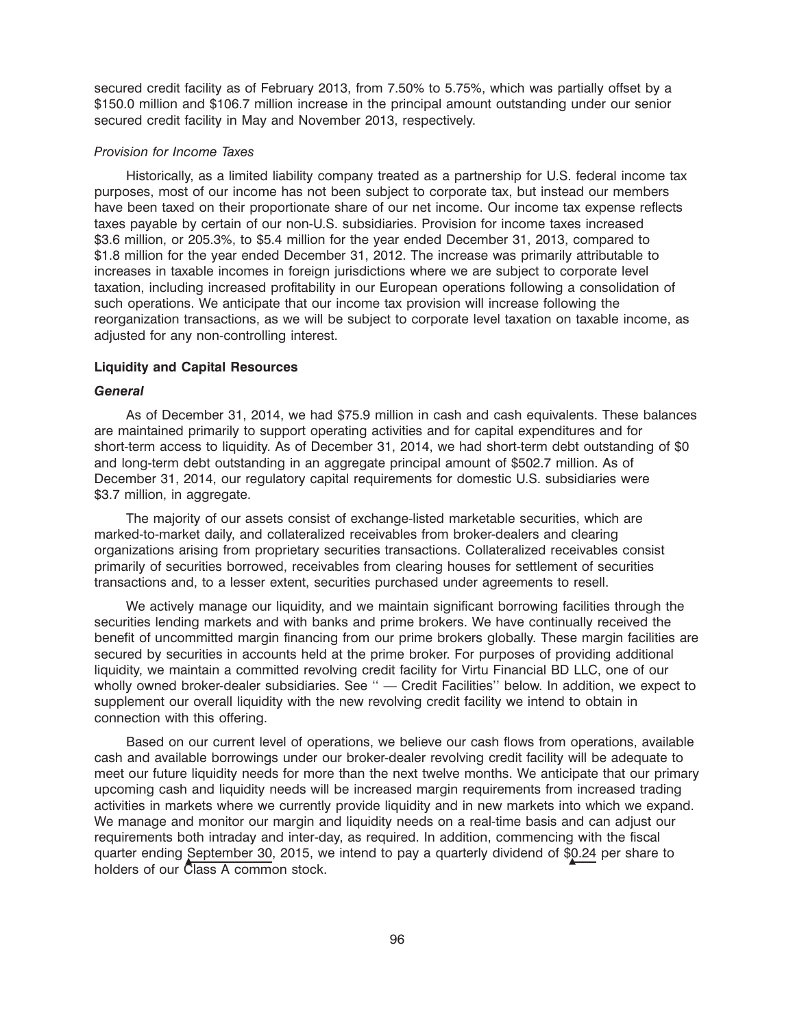secured credit facility as of February 2013, from 7.50% to 5.75%, which was partially offset by a $150.0 million and $106.7 million increase in the principal amount outstanding under our senior secured credit facility in May and November 2013, respectively.

*Provision for Income Taxes*

Historically, as a limited liability company treated as a partnership for U.S. federal income tax purposes, most of our income has not been subject to corporate tax, but instead our members have been taxed on their proportionate share of our net income. Our income tax expense reflects taxes payable by certain of our non-U.S. subsidiaries. Provision for income taxes increased $3.6 million, or 205.3%, to $5.4 million for the year ended December 31, 2013, compared to $1.8 million for the year ended December 31, 2012. The increase was primarily attributable to increases in taxable incomes in foreign jurisdictions where we are subject to corporate level taxation, including increased profitability in our European operations following a consolidation of such operations. We anticipate that our income tax provision will increase following the reorganization transactions, as we will be subject to corporate level taxation on taxable income, as adjusted for any non-controlling interest.

**Liquidity and Capital Resources**

***General***

As of December 31, 2014, we had $75.9 million in cash and cash equivalents. These balances are maintained primarily to support operating activities and for capital expenditures and for short-term access to liquidity. As of December 31, 2014, we had short-term debt outstanding of $0 and long-term debt outstanding in an aggregate principal amount of $502.7 million. As of December 31, 2014, our regulatory capital requirements for domestic U.S. subsidiaries were $3.7 million, in aggregate.

The majority of our assets consist of exchange-listed marketable securities, which are marked-to-market daily, and collateralized receivables from broker-dealers and clearing organizations arising from proprietary securities transactions. Collateralized receivables consist primarily of securities borrowed, receivables from clearing houses for settlement of securities transactions and, to a lesser extent, securities purchased under agreements to resell.

We actively manage our liquidity, and we maintain significant borrowing facilities through the securities lending markets and with banks and prime brokers. We have continually received the benefit of uncommitted margin financing from our prime brokers globally. These margin facilities are secured by securities in accounts held at the prime broker. For purposes of providing additional liquidity, we maintain a committed revolving credit facility for Virtu Financial BD LLC, one of our wholly owned broker-dealer subsidiaries. See '' — Credit Facilities'' below. In addition, we expect to supplement our overall liquidity with the new revolving credit facility we intend to obtain in connection with this offering.

Based on our current level of operations, we believe our cash flows from operations, available cash and available borrowings under our broker-dealer revolving credit facility will be adequate to meet our future liquidity needs for more than the next twelve months. We anticipate that our primary upcoming cash and liquidity needs will be increased margin requirements from increased trading activities in markets where we currently provide liquidity and in new markets into which we expand. We manage and monitor our margin and liquidity needs on a real-time basis and can adjust our requirements both intraday and inter-day, as required. In addition, commencing with the fiscal quarter ending September 30, 2015, we intend to pay a quarterly dividend of $0.24 per share to holders of our Class A common stock.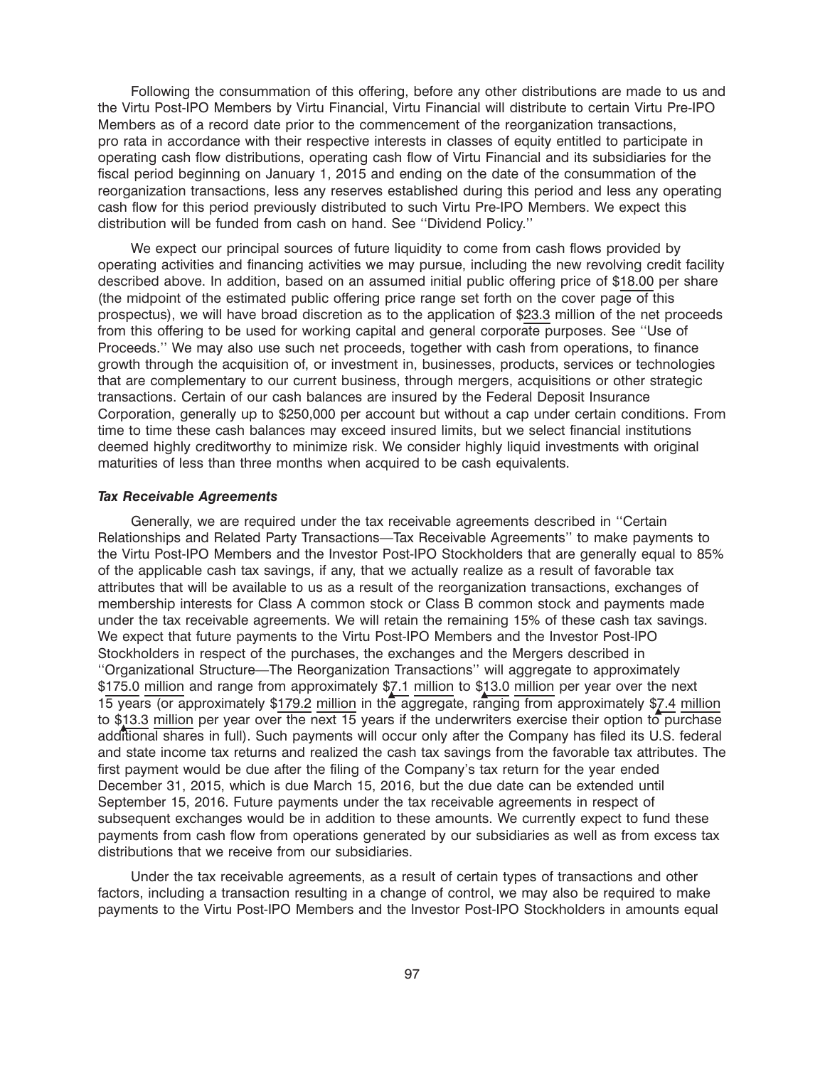Following the consummation of this offering, before any other distributions are made to us and the Virtu Post-IPO Members by Virtu Financial, Virtu Financial will distribute to certain Virtu Pre-IPO Members as of a record date prior to the commencement of the reorganization transactions, pro rata in accordance with their respective interests in classes of equity entitled to participate in operating cash flow distributions, operating cash flow of Virtu Financial and its subsidiaries for the fiscal period beginning on January 1, 2015 and ending on the date of the consummation of the reorganization transactions, less any reserves established during this period and less any operating cash flow for this period previously distributed to such Virtu Pre-IPO Members. We expect this distribution will be funded from cash on hand. See ''Dividend Policy.''

We expect our principal sources of future liquidity to come from cash flows provided by operating activities and financing activities we may pursue, including the new revolving credit facility described above. In addition, based on an assumed initial public offering price of $18.00 per share (the midpoint of the estimated public offering price range set forth on the cover page of this prospectus), we will have broad discretion as to the application of $23.3 million of the net proceeds from this offering to be used for working capital and general corporate purposes. See ''Use of Proceeds.'' We may also use such net proceeds, together with cash from operations, to finance growth through the acquisition of, or investment in, businesses, products, services or technologies that are complementary to our current business, through mergers, acquisitions or other strategic transactions. Certain of our cash balances are insured by the Federal Deposit Insurance Corporation, generally up to $250,000 per account but without a cap under certain conditions. From time to time these cash balances may exceed insured limits, but we select financial institutions deemed highly creditworthy to minimize risk. We consider highly liquid investments with original maturities of less than three months when acquired to be cash equivalents.

***Tax Receivable Agreements***

Generally, we are required under the tax receivable agreements described in ''Certain Relationships and Related Party Transactions—Tax Receivable Agreements'' to make payments to the Virtu Post-IPO Members and the Investor Post-IPO Stockholders that are generally equal to 85% of the applicable cash tax savings, if any, that we actually realize as a result of favorable tax attributes that will be available to us as a result of the reorganization transactions, exchanges of membership interests for Class A common stock or Class B common stock and payments made under the tax receivable agreements. We will retain the remaining 15% of these cash tax savings. We expect that future payments to the Virtu Post-IPO Members and the Investor Post-IPO Stockholders in respect of the purchases, the exchanges and the Mergers described in ''Organizational Structure—The Reorganization Transactions'' will aggregate to approximately $175.0 million and range from approximately $7.1 million to $13.0 million per year over the next 15 years (or approximately $179.2 million in the aggregate, ranging from approximately $7.4 million to $13.3 million per year over the next 15 years if the underwriters exercise their option to purchase additional shares in full). Such payments will occur only after the Company has filed its U.S. federal and state income tax returns and realized the cash tax savings from the favorable tax attributes. The first payment would be due after the filing of the Company's tax return for the year ended December 31, 2015, which is due March 15, 2016, but the due date can be extended until September 15, 2016. Future payments under the tax receivable agreements in respect of subsequent exchanges would be in addition to these amounts. We currently expect to fund these payments from cash flow from operations generated by our subsidiaries as well as from excess tax distributions that we receive from our subsidiaries.

Under the tax receivable agreements, as a result of certain types of transactions and other factors, including a transaction resulting in a change of control, we may also be required to make payments to the Virtu Post-IPO Members and the Investor Post-IPO Stockholders in amounts equal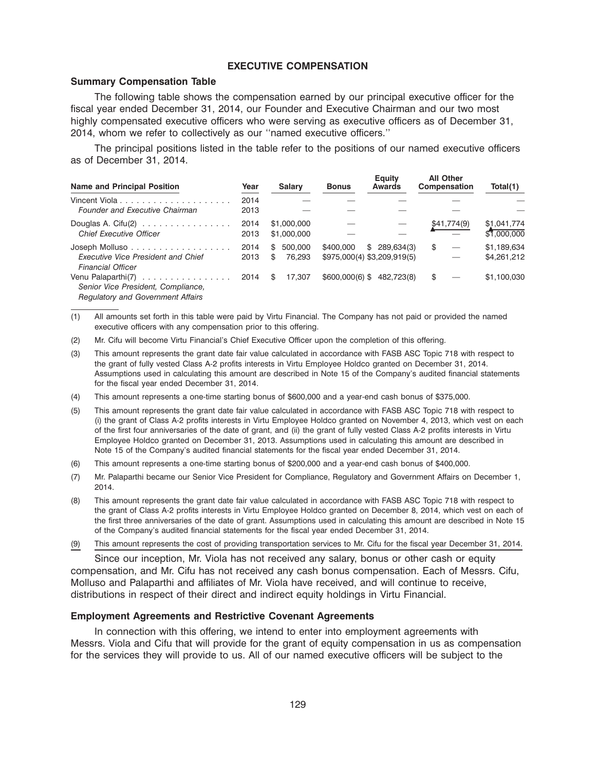## EXECUTIVE COMPENSATION

### Summary Compensation Table

The following table shows the compensation earned by our principal executive officer for the fiscal year ended December 31, 2014, our Founder and Executive Chairman and our two most highly compensated executive officers who were serving as executive officers as of December 31, 2014, whom we refer to collectively as our ''named executive officers.''

The principal positions listed in the table refer to the positions of our named executive officers as of December 31, 2014.

| Name and Principal Position | Year | Salary | Bonus | Equity Awards | All Other Compensation | Total(1) |
|---|---|---|---|---|---|---|
| Vincent Viola | 2014 | — | — | — | — | — |
| *Founder and Executive Chairman* | 2013 | — | — | — | — | — |
| Douglas A. Cifu(2) | 2014 | $1,000,000 | — | — | $41,774(9) | $1,041,774 |
| *Chief Executive Officer* | 2013 | $1,000,000 | — | — | — | $1,000,000 |
| Joseph Molluso | 2014 | $ 500,000 | $400,000 | $ 289,634(3) | $ — | $1,189,634 |
| *Executive Vice President and Chief Financial Officer* | 2013 | $ 76,293 | $975,000(4) | $3,209,919(5) | — | $4,261,212 |
| Venu Palaparthi(7)<br>*Senior Vice President, Compliance, Regulatory and Government Affairs* | 2014 | $ 17,307 | $600,000(6) | $ 482,723(8) | $ — | $1,100,030 |

(1) All amounts set forth in this table were paid by Virtu Financial. The Company has not paid or provided the named executive officers with any compensation prior to this offering.

(2) Mr. Cifu will become Virtu Financial's Chief Executive Officer upon the completion of this offering.

(3) This amount represents the grant date fair value calculated in accordance with FASB ASC Topic 718 with respect to the grant of fully vested Class A-2 profits interests in Virtu Employee Holdco granted on December 31, 2014. Assumptions used in calculating this amount are described in Note 15 of the Company's audited financial statements for the fiscal year ended December 31, 2014.

(4) This amount represents a one-time starting bonus of $600,000 and a year-end cash bonus of $375,000.

(5) This amount represents the grant date fair value calculated in accordance with FASB ASC Topic 718 with respect to (i) the grant of Class A-2 profits interests in Virtu Employee Holdco granted on November 4, 2013, which vest on each of the first four anniversaries of the date of grant, and (ii) the grant of fully vested Class A-2 profits interests in Virtu Employee Holdco granted on December 31, 2013. Assumptions used in calculating this amount are described in Note 15 of the Company's audited financial statements for the fiscal year ended December 31, 2014.

(6) This amount represents a one-time starting bonus of $200,000 and a year-end cash bonus of $400,000.

(7) Mr. Palaparthi became our Senior Vice President for Compliance, Regulatory and Government Affairs on December 1, 2014.

(8) This amount represents the grant date fair value calculated in accordance with FASB ASC Topic 718 with respect to the grant of Class A-2 profits interests in Virtu Employee Holdco granted on December 8, 2014, which vest on each of the first three anniversaries of the date of grant. Assumptions used in calculating this amount are described in Note 15 of the Company's audited financial statements for the fiscal year ended December 31, 2014.

(9) This amount represents the cost of providing transportation services to Mr. Cifu for the fiscal year December 31, 2014.

Since our inception, Mr. Viola has not received any salary, bonus or other cash or equity compensation, and Mr. Cifu has not received any cash bonus compensation. Each of Messrs. Cifu, Molluso and Palaparthi and affiliates of Mr. Viola have received, and will continue to receive, distributions in respect of their direct and indirect equity holdings in Virtu Financial.

### Employment Agreements and Restrictive Covenant Agreements

In connection with this offering, we intend to enter into employment agreements with Messrs. Viola and Cifu that will provide for the grant of equity compensation in us as compensation for the services they will provide to us. All of our named executive officers will be subject to the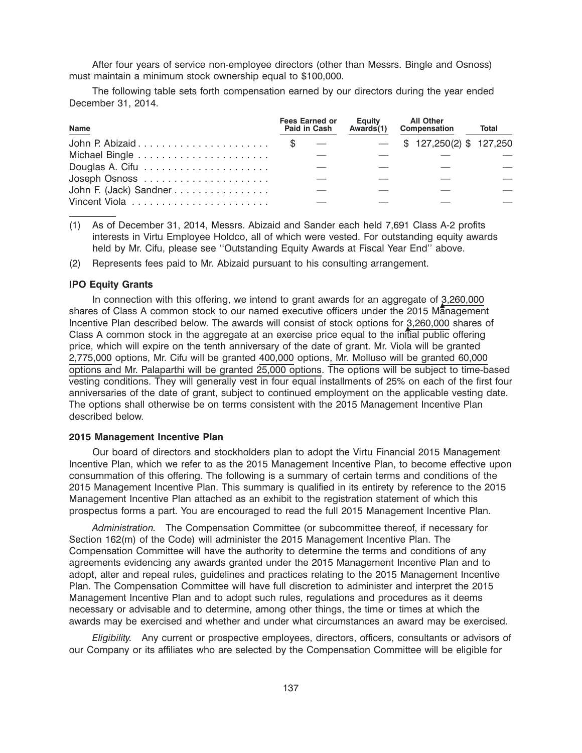After four years of service non-employee directors (other than Messrs. Bingle and Osnoss) must maintain a minimum stock ownership equal to $100,000.

The following table sets forth compensation earned by our directors during the year ended December 31, 2014.

| Name | Fees Earned or Paid in Cash | Equity Awards(1) | All Other Compensation | Total |
|---|---|---|---|---|
| John P. Abizaid | $ — | — | $ 127,250(2) | $ 127,250 |
| Michael Bingle | — | — | — | — |
| Douglas A. Cifu | — | — | — | — |
| Joseph Osnoss | — | — | — | — |
| John F. (Jack) Sandner | — | — | — | — |
| Vincent Viola | — | — | — | — |

(1) As of December 31, 2014, Messrs. Abizaid and Sander each held 7,691 Class A-2 profits interests in Virtu Employee Holdco, all of which were vested. For outstanding equity awards held by Mr. Cifu, please see ''Outstanding Equity Awards at Fiscal Year End'' above.

(2) Represents fees paid to Mr. Abizaid pursuant to his consulting arrangement.

**IPO Equity Grants**

In connection with this offering, we intend to grant awards for an aggregate of 3,260,000 shares of Class A common stock to our named executive officers under the 2015 Management Incentive Plan described below. The awards will consist of stock options for 3,260,000 shares of Class A common stock in the aggregate at an exercise price equal to the initial public offering price, which will expire on the tenth anniversary of the date of grant. Mr. Viola will be granted 2,775,000 options, Mr. Cifu will be granted 400,000 options, Mr. Molluso will be granted 60,000 options and Mr. Palaparthi will be granted 25,000 options. The options will be subject to time-based vesting conditions. They will generally vest in four equal installments of 25% on each of the first four anniversaries of the date of grant, subject to continued employment on the applicable vesting date. The options shall otherwise be on terms consistent with the 2015 Management Incentive Plan described below.

**2015 Management Incentive Plan**

Our board of directors and stockholders plan to adopt the Virtu Financial 2015 Management Incentive Plan, which we refer to as the 2015 Management Incentive Plan, to become effective upon consummation of this offering. The following is a summary of certain terms and conditions of the 2015 Management Incentive Plan. This summary is qualified in its entirety by reference to the 2015 Management Incentive Plan attached as an exhibit to the registration statement of which this prospectus forms a part. You are encouraged to read the full 2015 Management Incentive Plan.

*Administration.* The Compensation Committee (or subcommittee thereof, if necessary for Section 162(m) of the Code) will administer the 2015 Management Incentive Plan. The Compensation Committee will have the authority to determine the terms and conditions of any agreements evidencing any awards granted under the 2015 Management Incentive Plan and to adopt, alter and repeal rules, guidelines and practices relating to the 2015 Management Incentive Plan. The Compensation Committee will have full discretion to administer and interpret the 2015 Management Incentive Plan and to adopt such rules, regulations and procedures as it deems necessary or advisable and to determine, among other things, the time or times at which the awards may be exercised and whether and under what circumstances an award may be exercised.

*Eligibility.* Any current or prospective employees, directors, officers, consultants or advisors of our Company or its affiliates who are selected by the Compensation Committee will be eligible for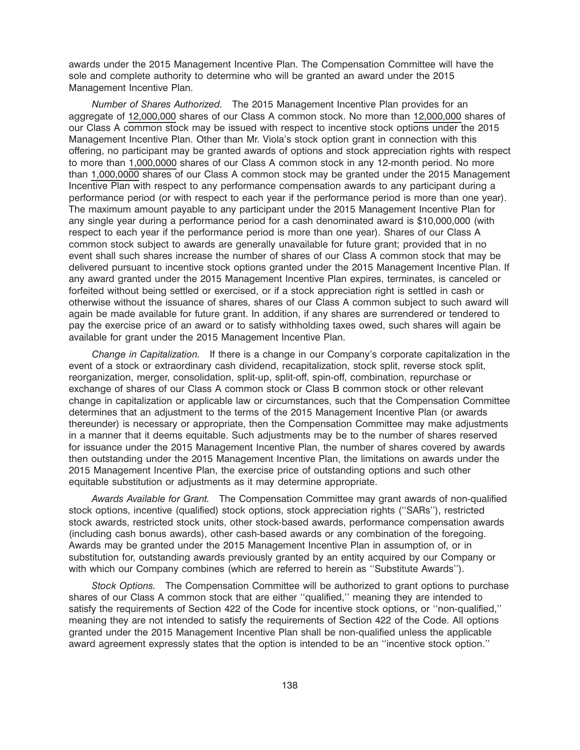awards under the 2015 Management Incentive Plan. The Compensation Committee will have the sole and complete authority to determine who will be granted an award under the 2015 Management Incentive Plan.

*Number of Shares Authorized.* The 2015 Management Incentive Plan provides for an aggregate of 12,000,000 shares of our Class A common stock. No more than 12,000,000 shares of our Class A common stock may be issued with respect to incentive stock options under the 2015 Management Incentive Plan. Other than Mr. Viola's stock option grant in connection with this offering, no participant may be granted awards of options and stock appreciation rights with respect to more than 1,000,0000 shares of our Class A common stock in any 12-month period. No more than 1,000,0000 shares of our Class A common stock may be granted under the 2015 Management Incentive Plan with respect to any performance compensation awards to any participant during a performance period (or with respect to each year if the performance period is more than one year). The maximum amount payable to any participant under the 2015 Management Incentive Plan for any single year during a performance period for a cash denominated award is $10,000,000 (with respect to each year if the performance period is more than one year). Shares of our Class A common stock subject to awards are generally unavailable for future grant; provided that in no event shall such shares increase the number of shares of our Class A common stock that may be delivered pursuant to incentive stock options granted under the 2015 Management Incentive Plan. If any award granted under the 2015 Management Incentive Plan expires, terminates, is canceled or forfeited without being settled or exercised, or if a stock appreciation right is settled in cash or otherwise without the issuance of shares, shares of our Class A common subject to such award will again be made available for future grant. In addition, if any shares are surrendered or tendered to pay the exercise price of an award or to satisfy withholding taxes owed, such shares will again be available for grant under the 2015 Management Incentive Plan.

*Change in Capitalization.* If there is a change in our Company's corporate capitalization in the event of a stock or extraordinary cash dividend, recapitalization, stock split, reverse stock split, reorganization, merger, consolidation, split-up, split-off, spin-off, combination, repurchase or exchange of shares of our Class A common stock or Class B common stock or other relevant change in capitalization or applicable law or circumstances, such that the Compensation Committee determines that an adjustment to the terms of the 2015 Management Incentive Plan (or awards thereunder) is necessary or appropriate, then the Compensation Committee may make adjustments in a manner that it deems equitable. Such adjustments may be to the number of shares reserved for issuance under the 2015 Management Incentive Plan, the number of shares covered by awards then outstanding under the 2015 Management Incentive Plan, the limitations on awards under the 2015 Management Incentive Plan, the exercise price of outstanding options and such other equitable substitution or adjustments as it may determine appropriate.

*Awards Available for Grant.* The Compensation Committee may grant awards of non-qualified stock options, incentive (qualified) stock options, stock appreciation rights (''SARs''), restricted stock awards, restricted stock units, other stock-based awards, performance compensation awards (including cash bonus awards), other cash-based awards or any combination of the foregoing. Awards may be granted under the 2015 Management Incentive Plan in assumption of, or in substitution for, outstanding awards previously granted by an entity acquired by our Company or with which our Company combines (which are referred to herein as ''Substitute Awards'').

*Stock Options.* The Compensation Committee will be authorized to grant options to purchase shares of our Class A common stock that are either ''qualified,'' meaning they are intended to satisfy the requirements of Section 422 of the Code for incentive stock options, or ''non-qualified,'' meaning they are not intended to satisfy the requirements of Section 422 of the Code. All options granted under the 2015 Management Incentive Plan shall be non-qualified unless the applicable award agreement expressly states that the option is intended to be an ''incentive stock option.''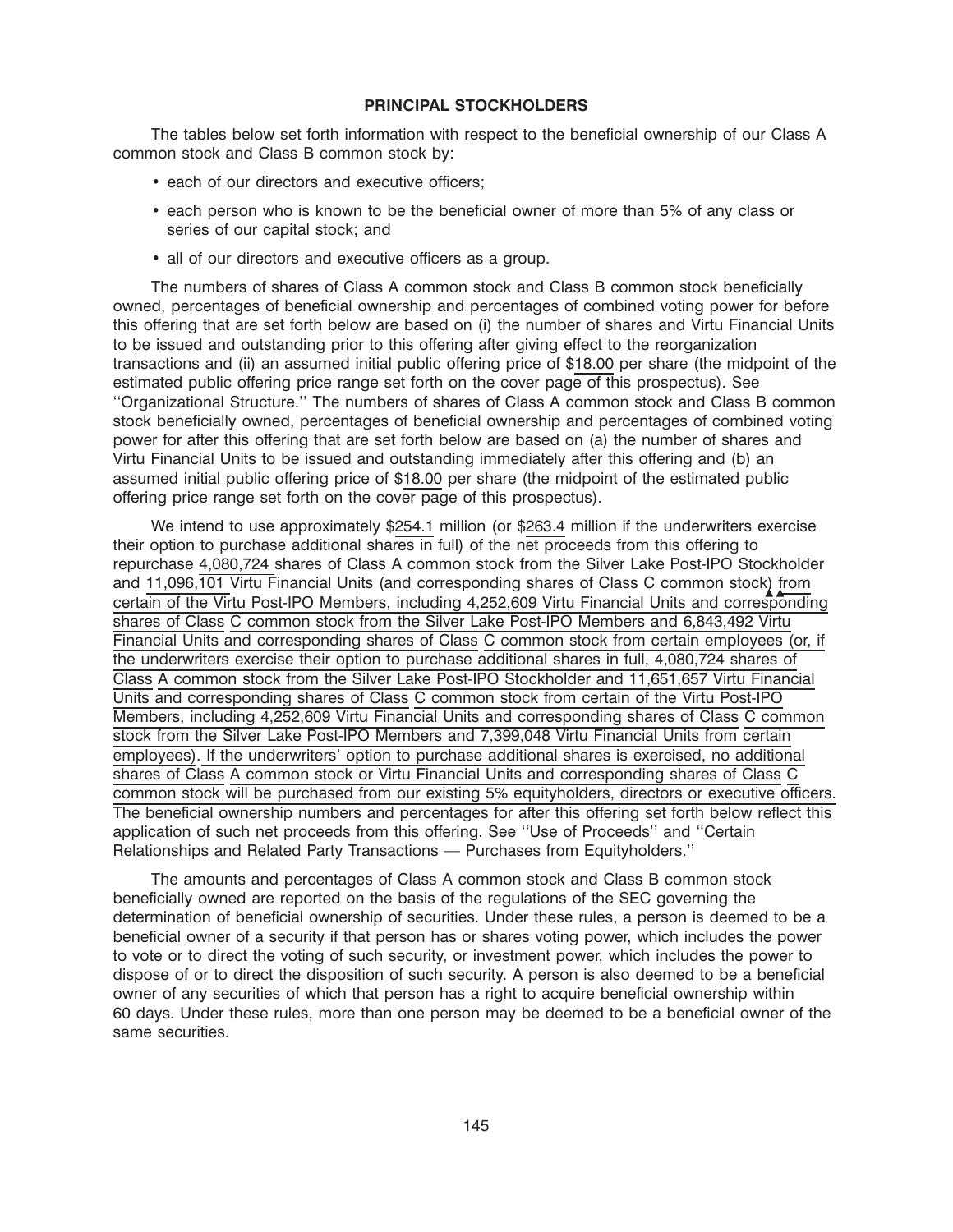## PRINCIPAL STOCKHOLDERS

The tables below set forth information with respect to the beneficial ownership of our Class A common stock and Class B common stock by:

- each of our directors and executive officers;
- each person who is known to be the beneficial owner of more than 5% of any class or series of our capital stock; and
- all of our directors and executive officers as a group.

The numbers of shares of Class A common stock and Class B common stock beneficially owned, percentages of beneficial ownership and percentages of combined voting power for before this offering that are set forth below are based on (i) the number of shares and Virtu Financial Units to be issued and outstanding prior to this offering after giving effect to the reorganization transactions and (ii) an assumed initial public offering price of $18.00 per share (the midpoint of the estimated public offering price range set forth on the cover page of this prospectus). See ''Organizational Structure.'' The numbers of shares of Class A common stock and Class B common stock beneficially owned, percentages of beneficial ownership and percentages of combined voting power for after this offering that are set forth below are based on (a) the number of shares and Virtu Financial Units to be issued and outstanding immediately after this offering and (b) an assumed initial public offering price of $18.00 per share (the midpoint of the estimated public offering price range set forth on the cover page of this prospectus).

We intend to use approximately $254.1 million (or $263.4 million if the underwriters exercise their option to purchase additional shares in full) of the net proceeds from this offering to repurchase 4,080,724 shares of Class A common stock from the Silver Lake Post-IPO Stockholder and 11,096,101 Virtu Financial Units (and corresponding shares of Class C common stock) from certain of the Virtu Post-IPO Members, including 4,252,609 Virtu Financial Units and corresponding shares of Class C common stock from the Silver Lake Post-IPO Members and 6,843,492 Virtu Financial Units and corresponding shares of Class C common stock from certain employees (or, if the underwriters exercise their option to purchase additional shares in full, 4,080,724 shares of Class A common stock from the Silver Lake Post-IPO Stockholder and 11,651,657 Virtu Financial Units and corresponding shares of Class C common stock from certain of the Virtu Post-IPO Members, including 4,252,609 Virtu Financial Units and corresponding shares of Class C common stock from the Silver Lake Post-IPO Members and 7,399,048 Virtu Financial Units from certain employees). If the underwriters' option to purchase additional shares is exercised, no additional shares of Class A common stock or Virtu Financial Units and corresponding shares of Class C common stock will be purchased from our existing 5% equityholders, directors or executive officers. The beneficial ownership numbers and percentages for after this offering set forth below reflect this application of such net proceeds from this offering. See ''Use of Proceeds'' and ''Certain Relationships and Related Party Transactions — Purchases from Equityholders.''

The amounts and percentages of Class A common stock and Class B common stock beneficially owned are reported on the basis of the regulations of the SEC governing the determination of beneficial ownership of securities. Under these rules, a person is deemed to be a beneficial owner of a security if that person has or shares voting power, which includes the power to vote or to direct the voting of such security, or investment power, which includes the power to dispose of or to direct the disposition of such security. A person is also deemed to be a beneficial owner of any securities of which that person has a right to acquire beneficial ownership within 60 days. Under these rules, more than one person may be deemed to be a beneficial owner of the same securities.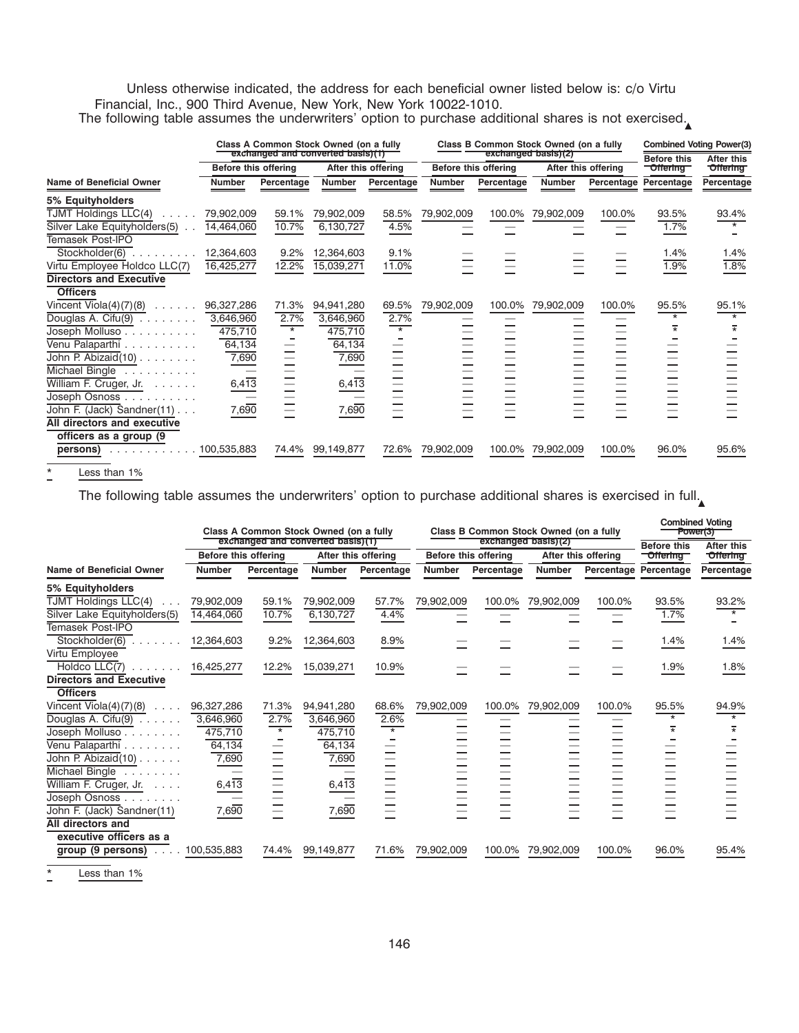Unless otherwise indicated, the address for each beneficial owner listed below is: c/o Virtu Financial, Inc., 900 Third Avenue, New York, New York 10022-1010.

The following table assumes the underwriters' option to purchase additional shares is not exercised.

| | Class A Common Stock Owned (on a fully exchanged and converted basis)(1) | | | | Class B Common Stock Owned (on a fully exchanged basis)(2) | | | | Combined Voting Power(3) | |
|---|---|---|---|---|---|---|---|---|---|---|
| | Before this offering | | After this offering | | Before this offering | | After this offering | | Before this Offering | After this Offering |
| Name of Beneficial Owner | Number | Percentage | Number | Percentage | Number | Percentage | Number | Percentage | Percentage | Percentage |
| **5% Equityholders** | | | | | | | | | | |
| TJMT Holdings LLC(4) | 79,902,009 | 59.1% | 79,902,009 | 58.5% | 79,902,009 | 100.0% | 79,902,009 | 100.0% | 93.5% | 93.4% |
| Silver Lake Equityholders(5) | 14,464,060 | 10.7% | 6,130,727 | 4.5% | — | — | — | — | 1.7% | * |
| Temasek Post-IPO Stockholder(6) | 12,364,603 | 9.2% | 12,364,603 | 9.1% | — | — | — | — | 1.4% | 1.4% |
| Virtu Employee Holdco LLC(7) | 16,425,277 | 12.2% | 15,039,271 | 11.0% | — | — | — | — | 1.9% | 1.8% |
| **Directors and Executive Officers** | | | | | | | | | | |
| Vincent Viola(4)(7)(8) | 96,327,286 | 71.3% | 94,941,280 | 69.5% | 79,902,009 | 100.0% | 79,902,009 | 100.0% | 95.5% | 95.1% |
| Douglas A. Cifu(9) | 3,646,960 | 2.7% | 3,646,960 | 2.7% | — | — | — | — | * | * |
| Joseph Molluso | 475,710 | * | 475,710 | * | — | — | — | — | * | * |
| Venu Palaparthi | 64,134 | — | 64,134 | — | — | — | — | — | — | — |
| John P. Abizaid(10) | 7,690 | — | 7,690 | — | — | — | — | — | — | — |
| Michael Bingle | — | — | — | — | — | — | — | — | — | — |
| William F. Cruger, Jr. | 6,413 | — | 6,413 | — | — | — | — | — | — | — |
| Joseph Osnoss | — | — | — | — | — | — | — | — | — | — |
| John F. (Jack) Sandner(11) | 7,690 | — | 7,690 | — | — | — | — | — | — | — |
| **All directors and executive officers as a group (9 persons)** | 100,535,883 | 74.4% | 99,149,877 | 72.6% | 79,902,009 | 100.0% | 79,902,009 | 100.0% | 96.0% | 95.6% |

\* Less than 1%

The following table assumes the underwriters' option to purchase additional shares is exercised in full.

| | Class A Common Stock Owned (on a fully exchanged and converted basis)(1) | | | | Class B Common Stock Owned (on a fully exchanged basis)(2) | | | | Combined Voting Power(3) | |
|---|---|---|---|---|---|---|---|---|---|---|
| | Before this offering | | After this offering | | Before this offering | | After this offering | | Before this Offering | After this Offering |
| Name of Beneficial Owner | Number | Percentage | Number | Percentage | Number | Percentage | Number | Percentage | Percentage | Percentage |
| **5% Equityholders** | | | | | | | | | | |
| TJMT Holdings LLC(4) | 79,902,009 | 59.1% | 79,902,009 | 57.7% | 79,902,009 | 100.0% | 79,902,009 | 100.0% | 93.5% | 93.2% |
| Silver Lake Equityholders(5) | 14,464,060 | 10.7% | 6,130,727 | 4.4% | — | — | — | — | 1.7% | * |
| Temasek Post-IPO Stockholder(6) | 12,364,603 | 9.2% | 12,364,603 | 8.9% | — | — | — | — | 1.4% | 1.4% |
| Virtu Employee Holdco LLC(7) | 16,425,277 | 12.2% | 15,039,271 | 10.9% | — | — | — | — | 1.9% | 1.8% |
| **Directors and Executive Officers** | | | | | | | | | | |
| Vincent Viola(4)(7)(8) | 96,327,286 | 71.3% | 94,941,280 | 68.6% | 79,902,009 | 100.0% | 79,902,009 | 100.0% | 95.5% | 94.9% |
| Douglas A. Cifu(9) | 3,646,960 | 2.7% | 3,646,960 | 2.6% | — | — | — | — | * | * |
| Joseph Molluso | 475,710 | * | 475,710 | * | — | — | — | — | * | * |
| Venu Palaparthi | 64,134 | — | 64,134 | — | — | — | — | — | — | — |
| John P. Abizaid(10) | 7,690 | — | 7,690 | — | — | — | — | — | — | — |
| Michael Bingle | — | — | — | — | — | — | — | — | — | — |
| William F. Cruger, Jr. | 6,413 | — | 6,413 | — | — | — | — | — | — | — |
| Joseph Osnoss | — | — | — | — | — | — | — | — | — | — |
| John F. (Jack) Sandner(11) | 7,690 | — | 7,690 | — | — | — | — | — | — | — |
| **All directors and executive officers as a group (9 persons)** | 100,535,883 | 74.4% | 99,149,877 | 71.6% | 79,902,009 | 100.0% | 79,902,009 | 100.0% | 96.0% | 95.4% |

\* Less than 1%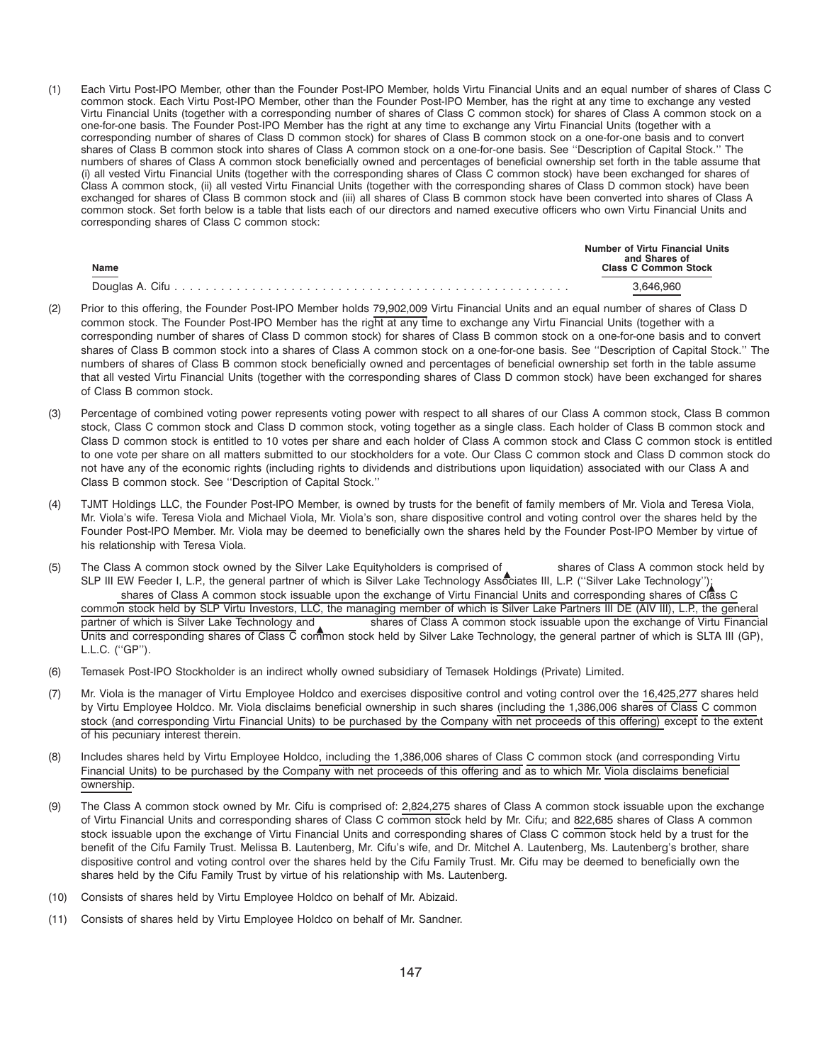(1) Each Virtu Post-IPO Member, other than the Founder Post-IPO Member, holds Virtu Financial Units and an equal number of shares of Class C common stock. Each Virtu Post-IPO Member, other than the Founder Post-IPO Member, has the right at any time to exchange any vested Virtu Financial Units (together with a corresponding number of shares of Class C common stock) for shares of Class A common stock on a one-for-one basis. The Founder Post-IPO Member has the right at any time to exchange any Virtu Financial Units (together with a corresponding number of shares of Class D common stock) for shares of Class B common stock on a one-for-one basis and to convert shares of Class B common stock into shares of Class A common stock on a one-for-one basis. See ''Description of Capital Stock.'' The numbers of shares of Class A common stock beneficially owned and percentages of beneficial ownership set forth in the table assume that (i) all vested Virtu Financial Units (together with the corresponding shares of Class C common stock) have been exchanged for shares of Class A common stock, (ii) all vested Virtu Financial Units (together with the corresponding shares of Class D common stock) have been exchanged for shares of Class B common stock and (iii) all shares of Class B common stock have been converted into shares of Class A common stock. Set forth below is a table that lists each of our directors and named executive officers who own Virtu Financial Units and corresponding shares of Class C common stock:

| Name | Number of Virtu Financial Units and Shares of Class C Common Stock |
|---|---|
| Douglas A. Cifu | 3,646,960 |

(2) Prior to this offering, the Founder Post-IPO Member holds 79,902,009 Virtu Financial Units and an equal number of shares of Class D common stock. The Founder Post-IPO Member has the right at any time to exchange any Virtu Financial Units (together with a corresponding number of shares of Class D common stock) for shares of Class B common stock on a one-for-one basis and to convert shares of Class B common stock into a shares of Class A common stock on a one-for-one basis. See ''Description of Capital Stock.'' The numbers of shares of Class B common stock beneficially owned and percentages of beneficial ownership set forth in the table assume that all vested Virtu Financial Units (together with the corresponding shares of Class D common stock) have been exchanged for shares of Class B common stock.

(3) Percentage of combined voting power represents voting power with respect to all shares of our Class A common stock, Class B common stock, Class C common stock and Class D common stock, voting together as a single class. Each holder of Class B common stock and Class D common stock is entitled to 10 votes per share and each holder of Class A common stock and Class C common stock is entitled to one vote per share on all matters submitted to our stockholders for a vote. Our Class C common stock and Class D common stock do not have any of the economic rights (including rights to dividends and distributions upon liquidation) associated with our Class A and Class B common stock. See ''Description of Capital Stock.''

(4) TJMT Holdings LLC, the Founder Post-IPO Member, is owned by trusts for the benefit of family members of Mr. Viola and Teresa Viola, Mr. Viola's wife. Teresa Viola and Michael Viola, Mr. Viola's son, share dispositive control and voting control over the shares held by the Founder Post-IPO Member. Mr. Viola may be deemed to beneficially own the shares held by the Founder Post-IPO Member by virtue of his relationship with Teresa Viola.

(5) The Class A common stock owned by the Silver Lake Equityholders is comprised of shares of Class A common stock held by SLP III EW Feeder I, L.P., the general partner of which is Silver Lake Technology Associates III, L.P. (''Silver Lake Technology''); shares of Class A common stock issuable upon the exchange of Virtu Financial Units and corresponding shares of Class C common stock held by SLP Virtu Investors, LLC, the managing member of which is Silver Lake Partners III DE (AIV III), L.P., the general partner of which is Silver Lake Technology and shares of Class A common stock issuable upon the exchange of Virtu Financial Units and corresponding shares of Class C common stock held by Silver Lake Technology, the general partner of which is SLTA III (GP), L.L.C. (''GP'').

(6) Temasek Post-IPO Stockholder is an indirect wholly owned subsidiary of Temasek Holdings (Private) Limited.

(7) Mr. Viola is the manager of Virtu Employee Holdco and exercises dispositive control and voting control over the 16,425,277 shares held by Virtu Employee Holdco. Mr. Viola disclaims beneficial ownership in such shares (including the 1,386,006 shares of Class C common stock (and corresponding Virtu Financial Units) to be purchased by the Company with net proceeds of this offering) except to the extent of his pecuniary interest therein.

(8) Includes shares held by Virtu Employee Holdco, including the 1,386,006 shares of Class C common stock (and corresponding Virtu Financial Units) to be purchased by the Company with net proceeds of this offering and as to which Mr. Viola disclaims beneficial ownership.

(9) The Class A common stock owned by Mr. Cifu is comprised of: 2,824,275 shares of Class A common stock issuable upon the exchange of Virtu Financial Units and corresponding shares of Class C common stock held by Mr. Cifu; and 822,685 shares of Class A common stock issuable upon the exchange of Virtu Financial Units and corresponding shares of Class C common stock held by a trust for the benefit of the Cifu Family Trust. Melissa B. Lautenberg, Mr. Cifu's wife, and Dr. Mitchel A. Lautenberg, Ms. Lautenberg's brother, share dispositive control and voting control over the shares held by the Cifu Family Trust. Mr. Cifu may be deemed to beneficially own the shares held by the Cifu Family Trust by virtue of his relationship with Ms. Lautenberg.

(10) Consists of shares held by Virtu Employee Holdco on behalf of Mr. Abizaid.

(11) Consists of shares held by Virtu Employee Holdco on behalf of Mr. Sandner.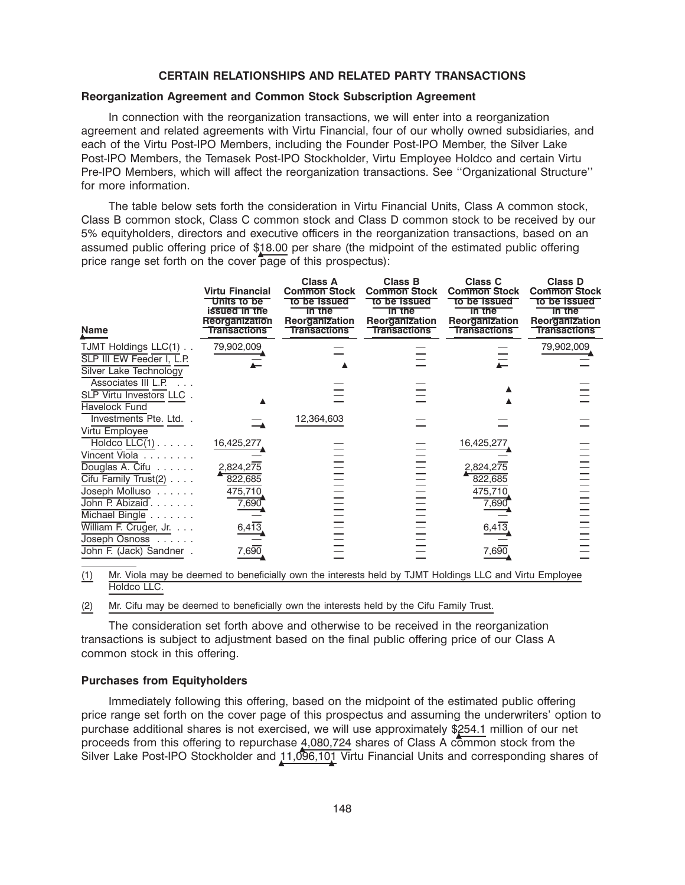## CERTAIN RELATIONSHIPS AND RELATED PARTY TRANSACTIONS

### Reorganization Agreement and Common Stock Subscription Agreement

In connection with the reorganization transactions, we will enter into a reorganization agreement and related agreements with Virtu Financial, four of our wholly owned subsidiaries, and each of the Virtu Post-IPO Members, including the Founder Post-IPO Member, the Silver Lake Post-IPO Members, the Temasek Post-IPO Stockholder, Virtu Employee Holdco and certain Virtu Pre-IPO Members, which will affect the reorganization transactions. See ''Organizational Structure'' for more information.

The table below sets forth the consideration in Virtu Financial Units, Class A common stock, Class B common stock, Class C common stock and Class D common stock to be received by our 5% equityholders, directors and executive officers in the reorganization transactions, based on an assumed public offering price of $18.00 per share (the midpoint of the estimated public offering price range set forth on the cover page of this prospectus):

| Name | Virtu Financial Units to be issued in the Reorganization Transactions | Class A Common Stock to be Issued in the Reorganization Transactions | Class B Common Stock to be Issued in the Reorganization Transactions | Class C Common Stock to be Issued in the Reorganization Transactions | Class D Common Stock to be Issued in the Reorganization Transactions |
|---|---|---|---|---|---|
| TJMT Holdings LLC(1) | 79,902,009 | — | — | — | 79,902,009 |
| SLP III EW Feeder I, L.P. | — | | — | — | — |
| Silver Lake Technology Associates III L.P. | | — | — | — | — |
| SLP Virtu Investors LLC | | — | — | | — |
| Havelock Fund Investments Pte. Ltd. | — | 12,364,603 | — | — | — |
| Virtu Employee Holdco LLC(1) | 16,425,277 | — | — | 16,425,277 | — |
| Vincent Viola | — | — | — | — | — |
| Douglas A. Cifu | 2,824,275 | — | — | 2,824,275 | — |
| Cifu Family Trust(2) | 822,685 | — | — | 822,685 | — |
| Joseph Molluso | 475,710 | — | — | 475,710 | — |
| John P. Abizaid | 7,690 | — | — | 7,690 | — |
| Michael Bingle | — | — | — | — | — |
| William F. Cruger, Jr. | 6,413 | — | — | 6,413 | — |
| Joseph Osnoss | — | — | — | — | — |
| John F. (Jack) Sandner | 7,690 | — | — | 7,690 | — |

(1) Mr. Viola may be deemed to beneficially own the interests held by TJMT Holdings LLC and Virtu Employee Holdco LLC.

(2) Mr. Cifu may be deemed to beneficially own the interests held by the Cifu Family Trust.

The consideration set forth above and otherwise to be received in the reorganization transactions is subject to adjustment based on the final public offering price of our Class A common stock in this offering.

### Purchases from Equityholders

Immediately following this offering, based on the midpoint of the estimated public offering price range set forth on the cover page of this prospectus and assuming the underwriters' option to purchase additional shares is not exercised, we will use approximately $254.1 million of our net proceeds from this offering to repurchase 4,080,724 shares of Class A common stock from the Silver Lake Post-IPO Stockholder and 11,096,101 Virtu Financial Units and corresponding shares of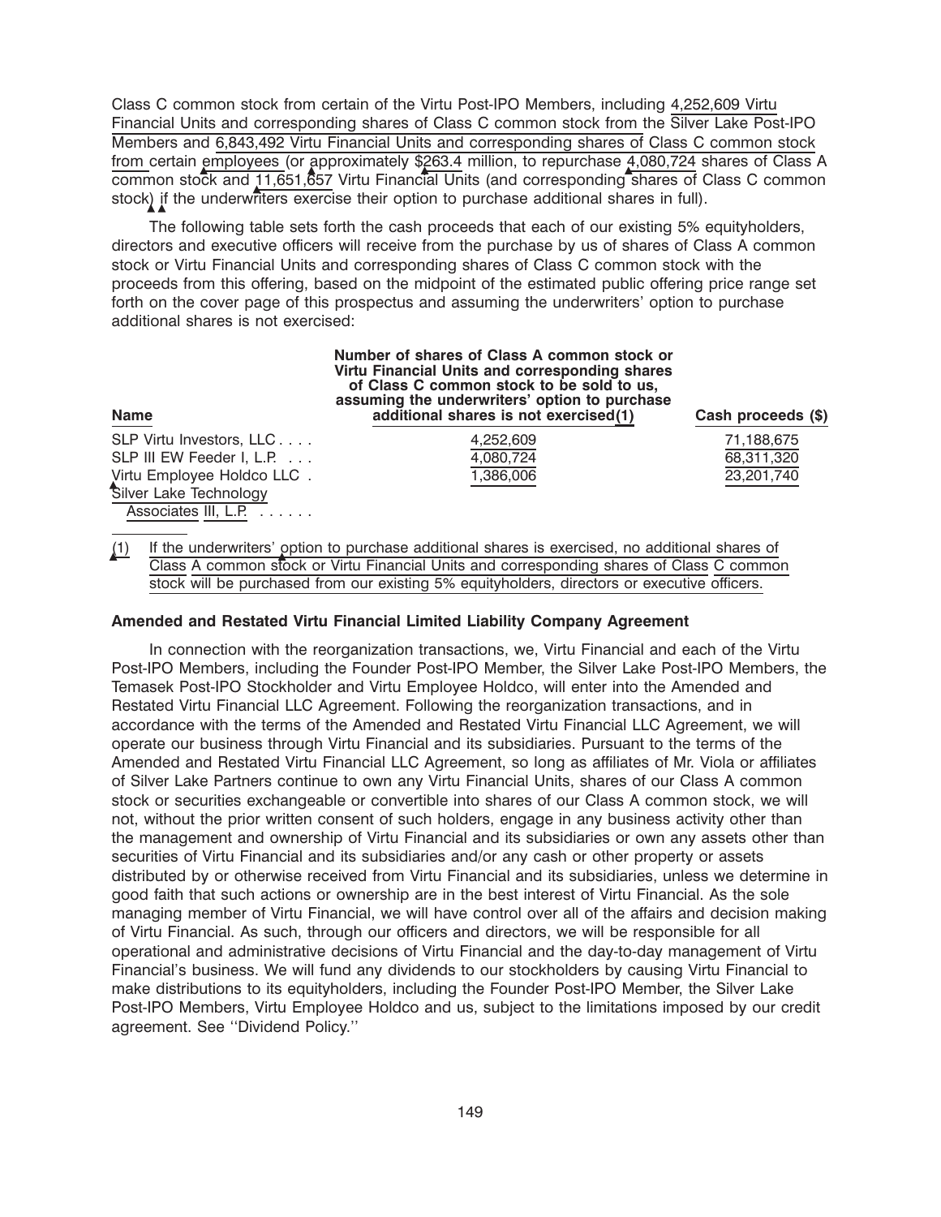Class C common stock from certain of the Virtu Post-IPO Members, including 4,252,609 Virtu Financial Units and corresponding shares of Class C common stock from the Silver Lake Post-IPO Members and 6,843,492 Virtu Financial Units and corresponding shares of Class C common stock from certain employees (or approximately $263.4 million, to repurchase 4,080,724 shares of Class A common stock and 11,651,657 Virtu Financial Units (and corresponding shares of Class C common stock) if the underwriters exercise their option to purchase additional shares in full).

The following table sets forth the cash proceeds that each of our existing 5% equityholders, directors and executive officers will receive from the purchase by us of shares of Class A common stock or Virtu Financial Units and corresponding shares of Class C common stock with the proceeds from this offering, based on the midpoint of the estimated public offering price range set forth on the cover page of this prospectus and assuming the underwriters' option to purchase additional shares is not exercised:

| Name | Number of shares of Class A common stock or Virtu Financial Units and corresponding shares of Class C common stock to be sold to us, assuming the underwriters' option to purchase additional shares is not exercised(1) | Cash proceeds ($) |
|---|---|---|
| SLP Virtu Investors, LLC | 4,252,609 | 71,188,675 |
| SLP III EW Feeder I, L.P. | 4,080,724 | 68,311,320 |
| Virtu Employee Holdco LLC | 1,386,006 | 23,201,740 |
| Silver Lake Technology Associates III, L.P. | | |

(1) If the underwriters' option to purchase additional shares is exercised, no additional shares of Class A common stock or Virtu Financial Units and corresponding shares of Class C common stock will be purchased from our existing 5% equityholders, directors or executive officers.

**Amended and Restated Virtu Financial Limited Liability Company Agreement**

In connection with the reorganization transactions, we, Virtu Financial and each of the Virtu Post-IPO Members, including the Founder Post-IPO Member, the Silver Lake Post-IPO Members, the Temasek Post-IPO Stockholder and Virtu Employee Holdco, will enter into the Amended and Restated Virtu Financial LLC Agreement. Following the reorganization transactions, and in accordance with the terms of the Amended and Restated Virtu Financial LLC Agreement, we will operate our business through Virtu Financial and its subsidiaries. Pursuant to the terms of the Amended and Restated Virtu Financial LLC Agreement, so long as affiliates of Mr. Viola or affiliates of Silver Lake Partners continue to own any Virtu Financial Units, shares of our Class A common stock or securities exchangeable or convertible into shares of our Class A common stock, we will not, without the prior written consent of such holders, engage in any business activity other than the management and ownership of Virtu Financial and its subsidiaries or own any assets other than securities of Virtu Financial and its subsidiaries and/or any cash or other property or assets distributed by or otherwise received from Virtu Financial and its subsidiaries, unless we determine in good faith that such actions or ownership are in the best interest of Virtu Financial. As the sole managing member of Virtu Financial, we will have control over all of the affairs and decision making of Virtu Financial. As such, through our officers and directors, we will be responsible for all operational and administrative decisions of Virtu Financial and the day-to-day management of Virtu Financial's business. We will fund any dividends to our stockholders by causing Virtu Financial to make distributions to its equityholders, including the Founder Post-IPO Member, the Silver Lake Post-IPO Members, Virtu Employee Holdco and us, subject to the limitations imposed by our credit agreement. See ''Dividend Policy.''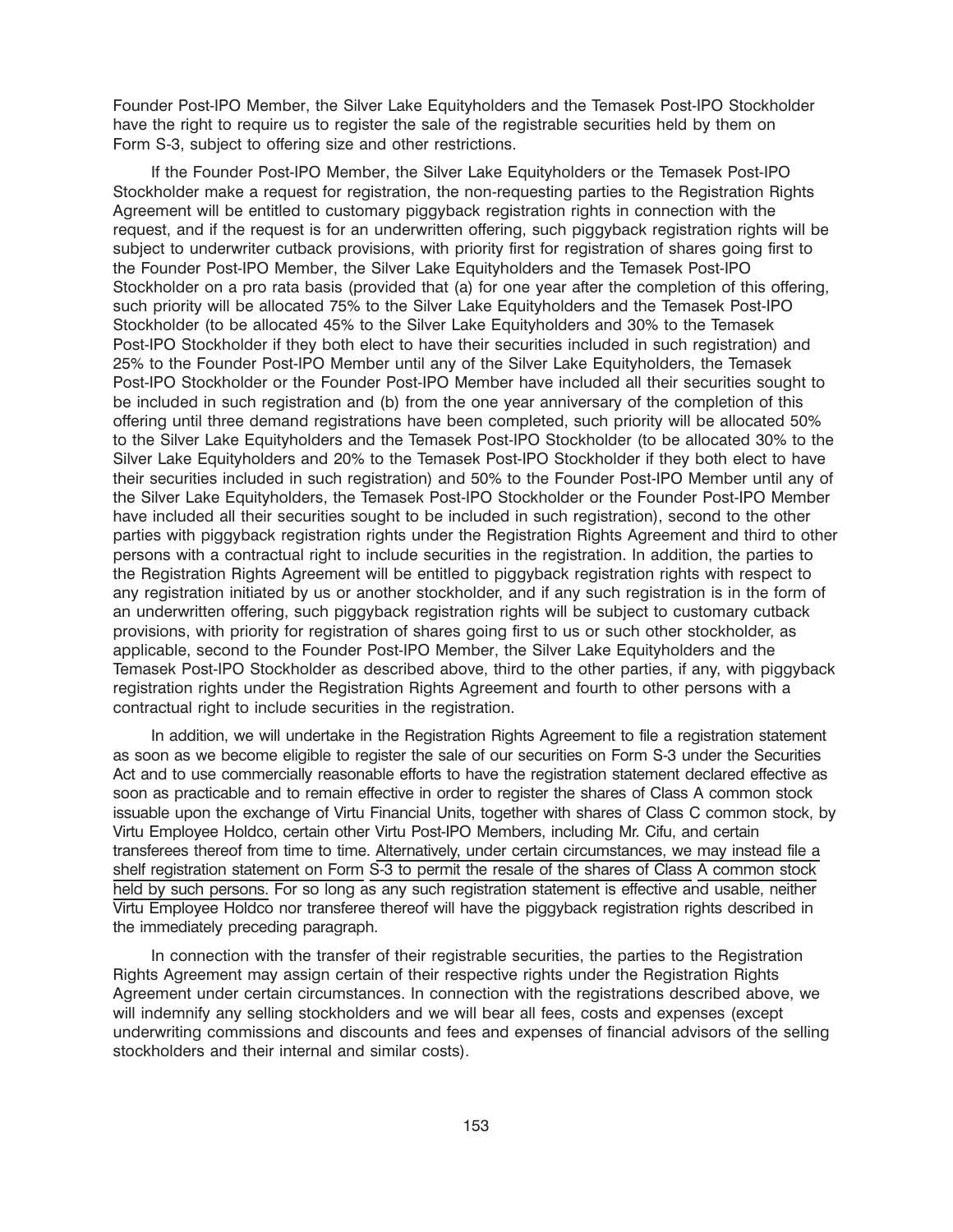Founder Post-IPO Member, the Silver Lake Equityholders and the Temasek Post-IPO Stockholder have the right to require us to register the sale of the registrable securities held by them on Form S-3, subject to offering size and other restrictions.

If the Founder Post-IPO Member, the Silver Lake Equityholders or the Temasek Post-IPO Stockholder make a request for registration, the non-requesting parties to the Registration Rights Agreement will be entitled to customary piggyback registration rights in connection with the request, and if the request is for an underwritten offering, such piggyback registration rights will be subject to underwriter cutback provisions, with priority first for registration of shares going first to the Founder Post-IPO Member, the Silver Lake Equityholders and the Temasek Post-IPO Stockholder on a pro rata basis (provided that (a) for one year after the completion of this offering, such priority will be allocated 75% to the Silver Lake Equityholders and the Temasek Post-IPO Stockholder (to be allocated 45% to the Silver Lake Equityholders and 30% to the Temasek Post-IPO Stockholder if they both elect to have their securities included in such registration) and 25% to the Founder Post-IPO Member until any of the Silver Lake Equityholders, the Temasek Post-IPO Stockholder or the Founder Post-IPO Member have included all their securities sought to be included in such registration and (b) from the one year anniversary of the completion of this offering until three demand registrations have been completed, such priority will be allocated 50% to the Silver Lake Equityholders and the Temasek Post-IPO Stockholder (to be allocated 30% to the Silver Lake Equityholders and 20% to the Temasek Post-IPO Stockholder if they both elect to have their securities included in such registration) and 50% to the Founder Post-IPO Member until any of the Silver Lake Equityholders, the Temasek Post-IPO Stockholder or the Founder Post-IPO Member have included all their securities sought to be included in such registration), second to the other parties with piggyback registration rights under the Registration Rights Agreement and third to other persons with a contractual right to include securities in the registration. In addition, the parties to the Registration Rights Agreement will be entitled to piggyback registration rights with respect to any registration initiated by us or another stockholder, and if any such registration is in the form of an underwritten offering, such piggyback registration rights will be subject to customary cutback provisions, with priority for registration of shares going first to us or such other stockholder, as applicable, second to the Founder Post-IPO Member, the Silver Lake Equityholders and the Temasek Post-IPO Stockholder as described above, third to the other parties, if any, with piggyback registration rights under the Registration Rights Agreement and fourth to other persons with a contractual right to include securities in the registration.

In addition, we will undertake in the Registration Rights Agreement to file a registration statement as soon as we become eligible to register the sale of our securities on Form S-3 under the Securities Act and to use commercially reasonable efforts to have the registration statement declared effective as soon as practicable and to remain effective in order to register the shares of Class A common stock issuable upon the exchange of Virtu Financial Units, together with shares of Class C common stock, by Virtu Employee Holdco, certain other Virtu Post-IPO Members, including Mr. Cifu, and certain transferees thereof from time to time. Alternatively, under certain circumstances, we may instead file a shelf registration statement on Form S-3 to permit the resale of the shares of Class A common stock held by such persons. For so long as any such registration statement is effective and usable, neither Virtu Employee Holdco nor transferee thereof will have the piggyback registration rights described in the immediately preceding paragraph.

In connection with the transfer of their registrable securities, the parties to the Registration Rights Agreement may assign certain of their respective rights under the Registration Rights Agreement under certain circumstances. In connection with the registrations described above, we will indemnify any selling stockholders and we will bear all fees, costs and expenses (except underwriting commissions and discounts and fees and expenses of financial advisors of the selling stockholders and their internal and similar costs).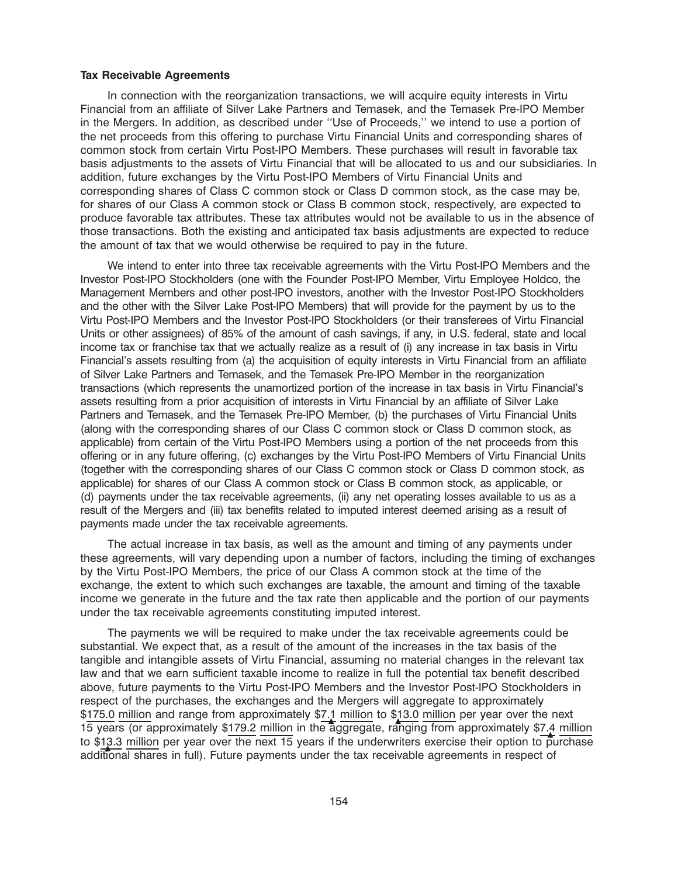**Tax Receivable Agreements**

In connection with the reorganization transactions, we will acquire equity interests in Virtu Financial from an affiliate of Silver Lake Partners and Temasek, and the Temasek Pre-IPO Member in the Mergers. In addition, as described under ''Use of Proceeds,'' we intend to use a portion of the net proceeds from this offering to purchase Virtu Financial Units and corresponding shares of common stock from certain Virtu Post-IPO Members. These purchases will result in favorable tax basis adjustments to the assets of Virtu Financial that will be allocated to us and our subsidiaries. In addition, future exchanges by the Virtu Post-IPO Members of Virtu Financial Units and corresponding shares of Class C common stock or Class D common stock, as the case may be, for shares of our Class A common stock or Class B common stock, respectively, are expected to produce favorable tax attributes. These tax attributes would not be available to us in the absence of those transactions. Both the existing and anticipated tax basis adjustments are expected to reduce the amount of tax that we would otherwise be required to pay in the future.

We intend to enter into three tax receivable agreements with the Virtu Post-IPO Members and the Investor Post-IPO Stockholders (one with the Founder Post-IPO Member, Virtu Employee Holdco, the Management Members and other post-IPO investors, another with the Investor Post-IPO Stockholders and the other with the Silver Lake Post-IPO Members) that will provide for the payment by us to the Virtu Post-IPO Members and the Investor Post-IPO Stockholders (or their transferees of Virtu Financial Units or other assignees) of 85% of the amount of cash savings, if any, in U.S. federal, state and local income tax or franchise tax that we actually realize as a result of (i) any increase in tax basis in Virtu Financial's assets resulting from (a) the acquisition of equity interests in Virtu Financial from an affiliate of Silver Lake Partners and Temasek, and the Temasek Pre-IPO Member in the reorganization transactions (which represents the unamortized portion of the increase in tax basis in Virtu Financial's assets resulting from a prior acquisition of interests in Virtu Financial by an affiliate of Silver Lake Partners and Temasek, and the Temasek Pre-IPO Member, (b) the purchases of Virtu Financial Units (along with the corresponding shares of our Class C common stock or Class D common stock, as applicable) from certain of the Virtu Post-IPO Members using a portion of the net proceeds from this offering or in any future offering, (c) exchanges by the Virtu Post-IPO Members of Virtu Financial Units (together with the corresponding shares of our Class C common stock or Class D common stock, as applicable) for shares of our Class A common stock or Class B common stock, as applicable, or (d) payments under the tax receivable agreements, (ii) any net operating losses available to us as a result of the Mergers and (iii) tax benefits related to imputed interest deemed arising as a result of payments made under the tax receivable agreements.

The actual increase in tax basis, as well as the amount and timing of any payments under these agreements, will vary depending upon a number of factors, including the timing of exchanges by the Virtu Post-IPO Members, the price of our Class A common stock at the time of the exchange, the extent to which such exchanges are taxable, the amount and timing of the taxable income we generate in the future and the tax rate then applicable and the portion of our payments under the tax receivable agreements constituting imputed interest.

The payments we will be required to make under the tax receivable agreements could be substantial. We expect that, as a result of the amount of the increases in the tax basis of the tangible and intangible assets of Virtu Financial, assuming no material changes in the relevant tax law and that we earn sufficient taxable income to realize in full the potential tax benefit described above, future payments to the Virtu Post-IPO Members and the Investor Post-IPO Stockholders in respect of the purchases, the exchanges and the Mergers will aggregate to approximately $175.0 million and range from approximately $7.1 million to $13.0 million per year over the next 15 years (or approximately $179.2 million in the aggregate, ranging from approximately $7.4 million to $13.3 million per year over the next 15 years if the underwriters exercise their option to purchase additional shares in full). Future payments under the tax receivable agreements in respect of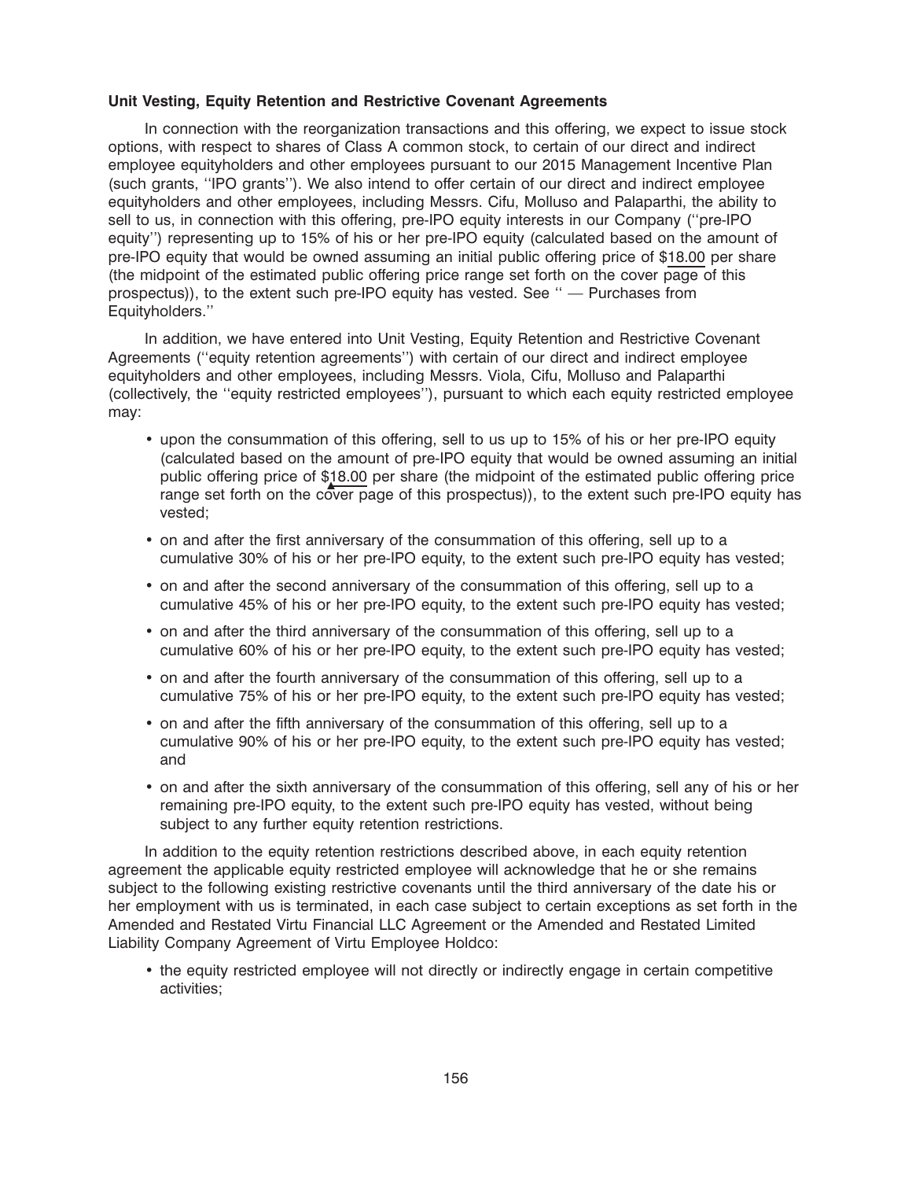**Unit Vesting, Equity Retention and Restrictive Covenant Agreements**

In connection with the reorganization transactions and this offering, we expect to issue stock options, with respect to shares of Class A common stock, to certain of our direct and indirect employee equityholders and other employees pursuant to our 2015 Management Incentive Plan (such grants, ''IPO grants''). We also intend to offer certain of our direct and indirect employee equityholders and other employees, including Messrs. Cifu, Molluso and Palaparthi, the ability to sell to us, in connection with this offering, pre-IPO equity interests in our Company (''pre-IPO equity'') representing up to 15% of his or her pre-IPO equity (calculated based on the amount of pre-IPO equity that would be owned assuming an initial public offering price of $18.00 per share (the midpoint of the estimated public offering price range set forth on the cover page of this prospectus)), to the extent such pre-IPO equity has vested. See '' — Purchases from Equityholders.''

In addition, we have entered into Unit Vesting, Equity Retention and Restrictive Covenant Agreements (''equity retention agreements'') with certain of our direct and indirect employee equityholders and other employees, including Messrs. Viola, Cifu, Molluso and Palaparthi (collectively, the ''equity restricted employees''), pursuant to which each equity restricted employee may:

- upon the consummation of this offering, sell to us up to 15% of his or her pre-IPO equity (calculated based on the amount of pre-IPO equity that would be owned assuming an initial public offering price of $18.00 per share (the midpoint of the estimated public offering price range set forth on the cover page of this prospectus)), to the extent such pre-IPO equity has vested;
- on and after the first anniversary of the consummation of this offering, sell up to a cumulative 30% of his or her pre-IPO equity, to the extent such pre-IPO equity has vested;
- on and after the second anniversary of the consummation of this offering, sell up to a cumulative 45% of his or her pre-IPO equity, to the extent such pre-IPO equity has vested;
- on and after the third anniversary of the consummation of this offering, sell up to a cumulative 60% of his or her pre-IPO equity, to the extent such pre-IPO equity has vested;
- on and after the fourth anniversary of the consummation of this offering, sell up to a cumulative 75% of his or her pre-IPO equity, to the extent such pre-IPO equity has vested;
- on and after the fifth anniversary of the consummation of this offering, sell up to a cumulative 90% of his or her pre-IPO equity, to the extent such pre-IPO equity has vested; and
- on and after the sixth anniversary of the consummation of this offering, sell any of his or her remaining pre-IPO equity, to the extent such pre-IPO equity has vested, without being subject to any further equity retention restrictions.

In addition to the equity retention restrictions described above, in each equity retention agreement the applicable equity restricted employee will acknowledge that he or she remains subject to the following existing restrictive covenants until the third anniversary of the date his or her employment with us is terminated, in each case subject to certain exceptions as set forth in the Amended and Restated Virtu Financial LLC Agreement or the Amended and Restated Limited Liability Company Agreement of Virtu Employee Holdco:

- the equity restricted employee will not directly or indirectly engage in certain competitive activities;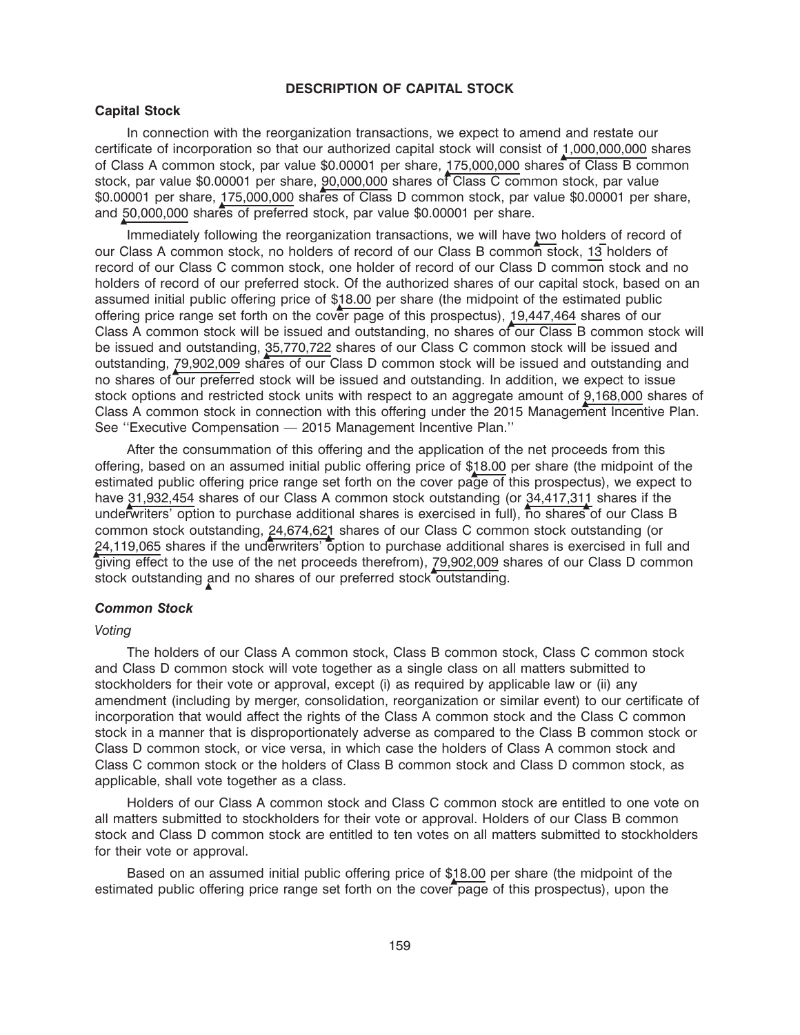## DESCRIPTION OF CAPITAL STOCK

### Capital Stock

In connection with the reorganization transactions, we expect to amend and restate our certificate of incorporation so that our authorized capital stock will consist of 1,000,000,000 shares of Class A common stock, par value $0.00001 per share, 175,000,000 shares of Class B common stock, par value $0.00001 per share, 90,000,000 shares of Class C common stock, par value $0.00001 per share, 175,000,000 shares of Class D common stock, par value $0.00001 per share, and 50,000,000 shares of preferred stock, par value $0.00001 per share.

Immediately following the reorganization transactions, we will have two holders of record of our Class A common stock, no holders of record of our Class B common stock, 13 holders of record of our Class C common stock, one holder of record of our Class D common stock and no holders of record of our preferred stock. Of the authorized shares of our capital stock, based on an assumed initial public offering price of $18.00 per share (the midpoint of the estimated public offering price range set forth on the cover page of this prospectus), 19,447,464 shares of our Class A common stock will be issued and outstanding, no shares of our Class B common stock will be issued and outstanding, 35,770,722 shares of our Class C common stock will be issued and outstanding, 79,902,009 shares of our Class D common stock will be issued and outstanding and no shares of our preferred stock will be issued and outstanding. In addition, we expect to issue stock options and restricted stock units with respect to an aggregate amount of 9,168,000 shares of Class A common stock in connection with this offering under the 2015 Management Incentive Plan. See ''Executive Compensation — 2015 Management Incentive Plan.''

After the consummation of this offering and the application of the net proceeds from this offering, based on an assumed initial public offering price of $18.00 per share (the midpoint of the estimated public offering price range set forth on the cover page of this prospectus), we expect to have 31,932,454 shares of our Class A common stock outstanding (or 34,417,311 shares if the underwriters' option to purchase additional shares is exercised in full), no shares of our Class B common stock outstanding, 24,674,621 shares of our Class C common stock outstanding (or 24,119,065 shares if the underwriters' option to purchase additional shares is exercised in full and giving effect to the use of the net proceeds therefrom), 79,902,009 shares of our Class D common stock outstanding and no shares of our preferred stock outstanding.

### *Common Stock*

*Voting*

The holders of our Class A common stock, Class B common stock, Class C common stock and Class D common stock will vote together as a single class on all matters submitted to stockholders for their vote or approval, except (i) as required by applicable law or (ii) any amendment (including by merger, consolidation, reorganization or similar event) to our certificate of incorporation that would affect the rights of the Class A common stock and the Class C common stock in a manner that is disproportionately adverse as compared to the Class B common stock or Class D common stock, or vice versa, in which case the holders of Class A common stock and Class C common stock or the holders of Class B common stock and Class D common stock, as applicable, shall vote together as a class.

Holders of our Class A common stock and Class C common stock are entitled to one vote on all matters submitted to stockholders for their vote or approval. Holders of our Class B common stock and Class D common stock are entitled to ten votes on all matters submitted to stockholders for their vote or approval.

Based on an assumed initial public offering price of $18.00 per share (the midpoint of the estimated public offering price range set forth on the cover page of this prospectus), upon the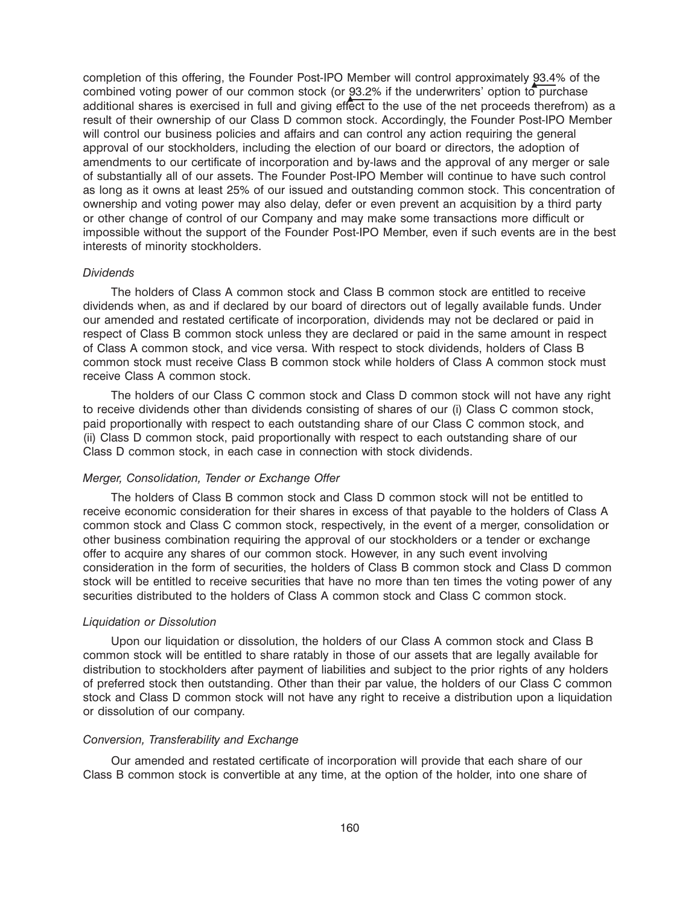completion of this offering, the Founder Post-IPO Member will control approximately 93.4% of the combined voting power of our common stock (or 93.2% if the underwriters' option to purchase additional shares is exercised in full and giving effect to the use of the net proceeds therefrom) as a result of their ownership of our Class D common stock. Accordingly, the Founder Post-IPO Member will control our business policies and affairs and can control any action requiring the general approval of our stockholders, including the election of our board or directors, the adoption of amendments to our certificate of incorporation and by-laws and the approval of any merger or sale of substantially all of our assets. The Founder Post-IPO Member will continue to have such control as long as it owns at least 25% of our issued and outstanding common stock. This concentration of ownership and voting power may also delay, defer or even prevent an acquisition by a third party or other change of control of our Company and may make some transactions more difficult or impossible without the support of the Founder Post-IPO Member, even if such events are in the best interests of minority stockholders.

*Dividends*

The holders of Class A common stock and Class B common stock are entitled to receive dividends when, as and if declared by our board of directors out of legally available funds. Under our amended and restated certificate of incorporation, dividends may not be declared or paid in respect of Class B common stock unless they are declared or paid in the same amount in respect of Class A common stock, and vice versa. With respect to stock dividends, holders of Class B common stock must receive Class B common stock while holders of Class A common stock must receive Class A common stock.

The holders of our Class C common stock and Class D common stock will not have any right to receive dividends other than dividends consisting of shares of our (i) Class C common stock, paid proportionally with respect to each outstanding share of our Class C common stock, and (ii) Class D common stock, paid proportionally with respect to each outstanding share of our Class D common stock, in each case in connection with stock dividends.

*Merger, Consolidation, Tender or Exchange Offer*

The holders of Class B common stock and Class D common stock will not be entitled to receive economic consideration for their shares in excess of that payable to the holders of Class A common stock and Class C common stock, respectively, in the event of a merger, consolidation or other business combination requiring the approval of our stockholders or a tender or exchange offer to acquire any shares of our common stock. However, in any such event involving consideration in the form of securities, the holders of Class B common stock and Class D common stock will be entitled to receive securities that have no more than ten times the voting power of any securities distributed to the holders of Class A common stock and Class C common stock.

*Liquidation or Dissolution*

Upon our liquidation or dissolution, the holders of our Class A common stock and Class B common stock will be entitled to share ratably in those of our assets that are legally available for distribution to stockholders after payment of liabilities and subject to the prior rights of any holders of preferred stock then outstanding. Other than their par value, the holders of our Class C common stock and Class D common stock will not have any right to receive a distribution upon a liquidation or dissolution of our company.

*Conversion, Transferability and Exchange*

Our amended and restated certificate of incorporation will provide that each share of our Class B common stock is convertible at any time, at the option of the holder, into one share of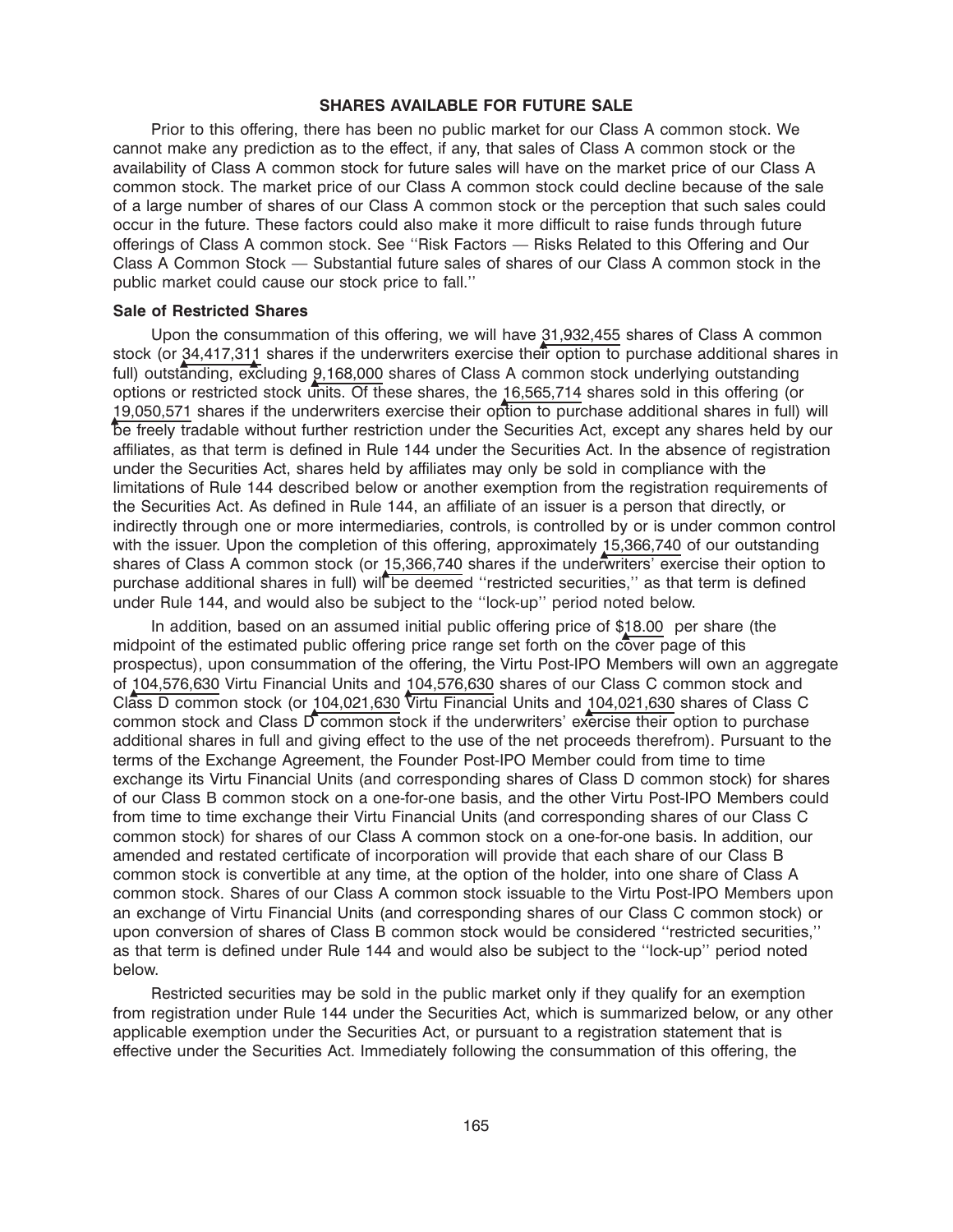## SHARES AVAILABLE FOR FUTURE SALE

Prior to this offering, there has been no public market for our Class A common stock. We cannot make any prediction as to the effect, if any, that sales of Class A common stock or the availability of Class A common stock for future sales will have on the market price of our Class A common stock. The market price of our Class A common stock could decline because of the sale of a large number of shares of our Class A common stock or the perception that such sales could occur in the future. These factors could also make it more difficult to raise funds through future offerings of Class A common stock. See ''Risk Factors — Risks Related to this Offering and Our Class A Common Stock — Substantial future sales of shares of our Class A common stock in the public market could cause our stock price to fall.''

### Sale of Restricted Shares

Upon the consummation of this offering, we will have 31,932,455 shares of Class A common stock (or 34,417,311 shares if the underwriters exercise their option to purchase additional shares in full) outstanding, excluding 9,168,000 shares of Class A common stock underlying outstanding options or restricted stock units. Of these shares, the 16,565,714 shares sold in this offering (or 19,050,571 shares if the underwriters exercise their option to purchase additional shares in full) will be freely tradable without further restriction under the Securities Act, except any shares held by our affiliates, as that term is defined in Rule 144 under the Securities Act. In the absence of registration under the Securities Act, shares held by affiliates may only be sold in compliance with the limitations of Rule 144 described below or another exemption from the registration requirements of the Securities Act. As defined in Rule 144, an affiliate of an issuer is a person that directly, or indirectly through one or more intermediaries, controls, is controlled by or is under common control with the issuer. Upon the completion of this offering, approximately 15,366,740 of our outstanding shares of Class A common stock (or 15,366,740 shares if the underwriters' exercise their option to purchase additional shares in full) will be deemed ''restricted securities,'' as that term is defined under Rule 144, and would also be subject to the ''lock-up'' period noted below.

In addition, based on an assumed initial public offering price of $18.00 per share (the midpoint of the estimated public offering price range set forth on the cover page of this prospectus), upon consummation of the offering, the Virtu Post-IPO Members will own an aggregate of 104,576,630 Virtu Financial Units and 104,576,630 shares of our Class C common stock and Class D common stock (or 104,021,630 Virtu Financial Units and 104,021,630 shares of Class C common stock and Class D common stock if the underwriters' exercise their option to purchase additional shares in full and giving effect to the use of the net proceeds therefrom). Pursuant to the terms of the Exchange Agreement, the Founder Post-IPO Member could from time to time exchange its Virtu Financial Units (and corresponding shares of Class D common stock) for shares of our Class B common stock on a one-for-one basis, and the other Virtu Post-IPO Members could from time to time exchange their Virtu Financial Units (and corresponding shares of our Class C common stock) for shares of our Class A common stock on a one-for-one basis. In addition, our amended and restated certificate of incorporation will provide that each share of our Class B common stock is convertible at any time, at the option of the holder, into one share of Class A common stock. Shares of our Class A common stock issuable to the Virtu Post-IPO Members upon an exchange of Virtu Financial Units (and corresponding shares of our Class C common stock) or upon conversion of shares of Class B common stock would be considered ''restricted securities,'' as that term is defined under Rule 144 and would also be subject to the ''lock-up'' period noted below.

Restricted securities may be sold in the public market only if they qualify for an exemption from registration under Rule 144 under the Securities Act, which is summarized below, or any other applicable exemption under the Securities Act, or pursuant to a registration statement that is effective under the Securities Act. Immediately following the consummation of this offering, the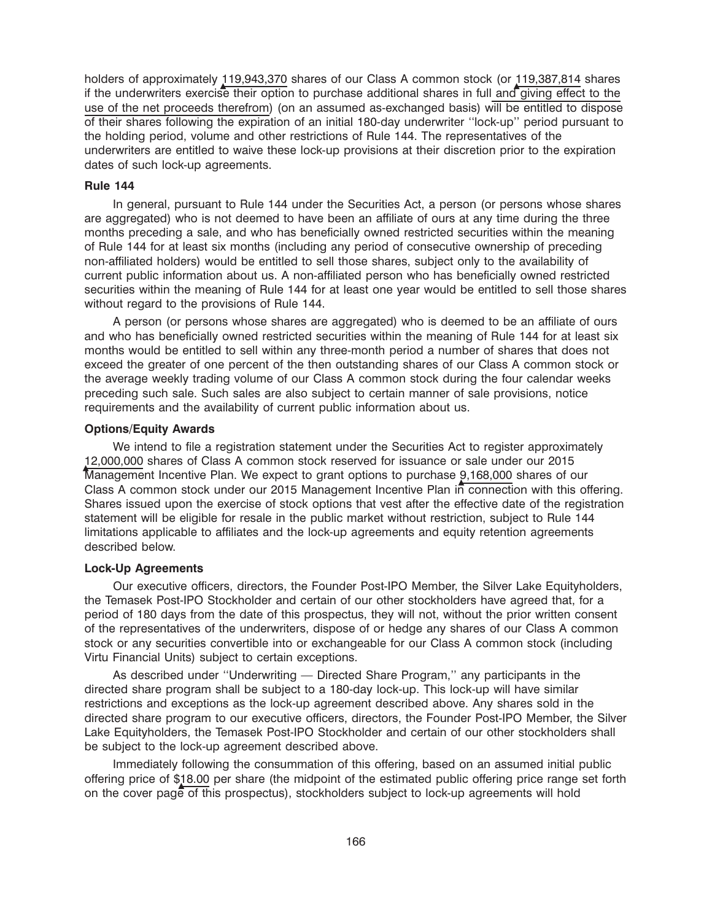holders of approximately 119,943,370 shares of our Class A common stock (or 119,387,814 shares if the underwriters exercise their option to purchase additional shares in full and giving effect to the use of the net proceeds therefrom) (on an assumed as-exchanged basis) will be entitled to dispose of their shares following the expiration of an initial 180-day underwriter ''lock-up'' period pursuant to the holding period, volume and other restrictions of Rule 144. The representatives of the underwriters are entitled to waive these lock-up provisions at their discretion prior to the expiration dates of such lock-up agreements.

**Rule 144**

In general, pursuant to Rule 144 under the Securities Act, a person (or persons whose shares are aggregated) who is not deemed to have been an affiliate of ours at any time during the three months preceding a sale, and who has beneficially owned restricted securities within the meaning of Rule 144 for at least six months (including any period of consecutive ownership of preceding non-affiliated holders) would be entitled to sell those shares, subject only to the availability of current public information about us. A non-affiliated person who has beneficially owned restricted securities within the meaning of Rule 144 for at least one year would be entitled to sell those shares without regard to the provisions of Rule 144.

A person (or persons whose shares are aggregated) who is deemed to be an affiliate of ours and who has beneficially owned restricted securities within the meaning of Rule 144 for at least six months would be entitled to sell within any three-month period a number of shares that does not exceed the greater of one percent of the then outstanding shares of our Class A common stock or the average weekly trading volume of our Class A common stock during the four calendar weeks preceding such sale. Such sales are also subject to certain manner of sale provisions, notice requirements and the availability of current public information about us.

**Options/Equity Awards**

We intend to file a registration statement under the Securities Act to register approximately 12,000,000 shares of Class A common stock reserved for issuance or sale under our 2015 Management Incentive Plan. We expect to grant options to purchase 9,168,000 shares of our Class A common stock under our 2015 Management Incentive Plan in connection with this offering. Shares issued upon the exercise of stock options that vest after the effective date of the registration statement will be eligible for resale in the public market without restriction, subject to Rule 144 limitations applicable to affiliates and the lock-up agreements and equity retention agreements described below.

**Lock-Up Agreements**

Our executive officers, directors, the Founder Post-IPO Member, the Silver Lake Equityholders, the Temasek Post-IPO Stockholder and certain of our other stockholders have agreed that, for a period of 180 days from the date of this prospectus, they will not, without the prior written consent of the representatives of the underwriters, dispose of or hedge any shares of our Class A common stock or any securities convertible into or exchangeable for our Class A common stock (including Virtu Financial Units) subject to certain exceptions.

As described under ''Underwriting — Directed Share Program,'' any participants in the directed share program shall be subject to a 180-day lock-up. This lock-up will have similar restrictions and exceptions as the lock-up agreement described above. Any shares sold in the directed share program to our executive officers, directors, the Founder Post-IPO Member, the Silver Lake Equityholders, the Temasek Post-IPO Stockholder and certain of our other stockholders shall be subject to the lock-up agreement described above.

Immediately following the consummation of this offering, based on an assumed initial public offering price of $18.00 per share (the midpoint of the estimated public offering price range set forth on the cover page of this prospectus), stockholders subject to lock-up agreements will hold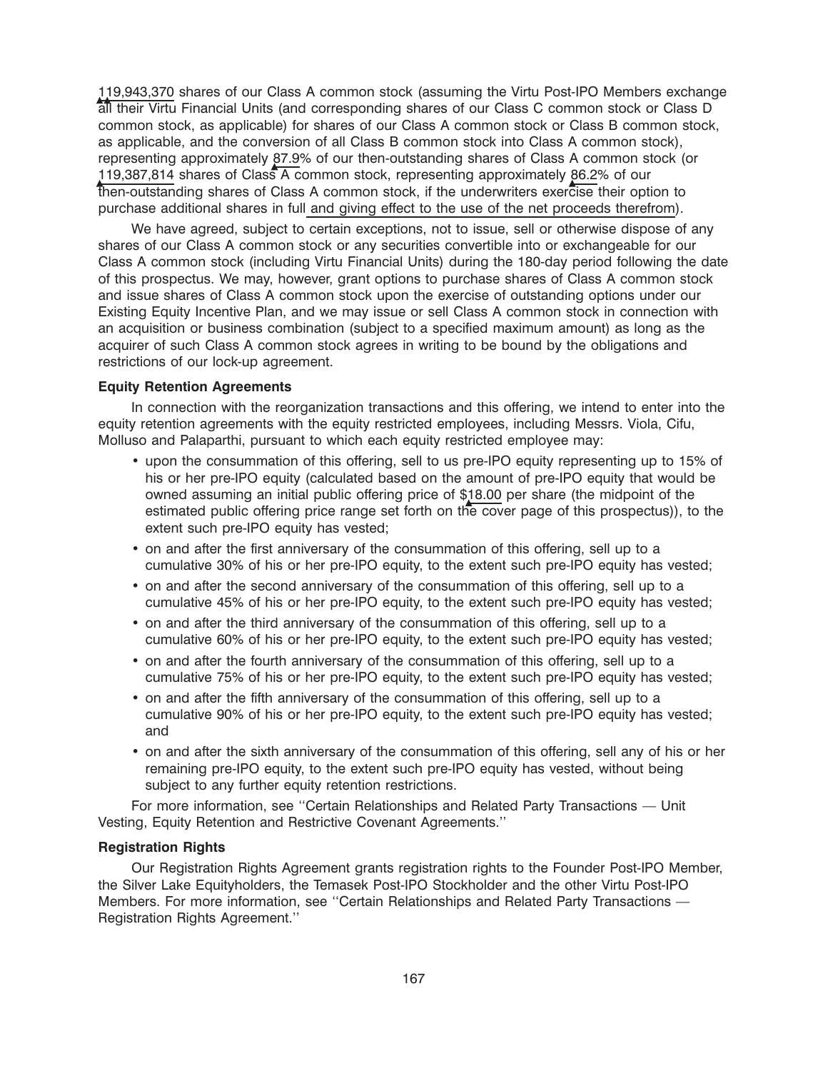119,943,370 shares of our Class A common stock (assuming the Virtu Post-IPO Members exchange all their Virtu Financial Units (and corresponding shares of our Class C common stock or Class D common stock, as applicable) for shares of our Class A common stock or Class B common stock, as applicable, and the conversion of all Class B common stock into Class A common stock), representing approximately 87.9% of our then-outstanding shares of Class A common stock (or 119,387,814 shares of Class A common stock, representing approximately 86.2% of our then-outstanding shares of Class A common stock, if the underwriters exercise their option to purchase additional shares in full and giving effect to the use of the net proceeds therefrom).

We have agreed, subject to certain exceptions, not to issue, sell or otherwise dispose of any shares of our Class A common stock or any securities convertible into or exchangeable for our Class A common stock (including Virtu Financial Units) during the 180-day period following the date of this prospectus. We may, however, grant options to purchase shares of Class A common stock and issue shares of Class A common stock upon the exercise of outstanding options under our Existing Equity Incentive Plan, and we may issue or sell Class A common stock in connection with an acquisition or business combination (subject to a specified maximum amount) as long as the acquirer of such Class A common stock agrees in writing to be bound by the obligations and restrictions of our lock-up agreement.

**Equity Retention Agreements**

In connection with the reorganization transactions and this offering, we intend to enter into the equity retention agreements with the equity restricted employees, including Messrs. Viola, Cifu, Molluso and Palaparthi, pursuant to which each equity restricted employee may:

- upon the consummation of this offering, sell to us pre-IPO equity representing up to 15% of his or her pre-IPO equity (calculated based on the amount of pre-IPO equity that would be owned assuming an initial public offering price of $18.00 per share (the midpoint of the estimated public offering price range set forth on the cover page of this prospectus)), to the extent such pre-IPO equity has vested;
- on and after the first anniversary of the consummation of this offering, sell up to a cumulative 30% of his or her pre-IPO equity, to the extent such pre-IPO equity has vested;
- on and after the second anniversary of the consummation of this offering, sell up to a cumulative 45% of his or her pre-IPO equity, to the extent such pre-IPO equity has vested;
- on and after the third anniversary of the consummation of this offering, sell up to a cumulative 60% of his or her pre-IPO equity, to the extent such pre-IPO equity has vested;
- on and after the fourth anniversary of the consummation of this offering, sell up to a cumulative 75% of his or her pre-IPO equity, to the extent such pre-IPO equity has vested;
- on and after the fifth anniversary of the consummation of this offering, sell up to a cumulative 90% of his or her pre-IPO equity, to the extent such pre-IPO equity has vested; and
- on and after the sixth anniversary of the consummation of this offering, sell any of his or her remaining pre-IPO equity, to the extent such pre-IPO equity has vested, without being subject to any further equity retention restrictions.

For more information, see ''Certain Relationships and Related Party Transactions — Unit Vesting, Equity Retention and Restrictive Covenant Agreements.''

**Registration Rights**

Our Registration Rights Agreement grants registration rights to the Founder Post-IPO Member, the Silver Lake Equityholders, the Temasek Post-IPO Stockholder and the other Virtu Post-IPO Members. For more information, see ''Certain Relationships and Related Party Transactions — Registration Rights Agreement.''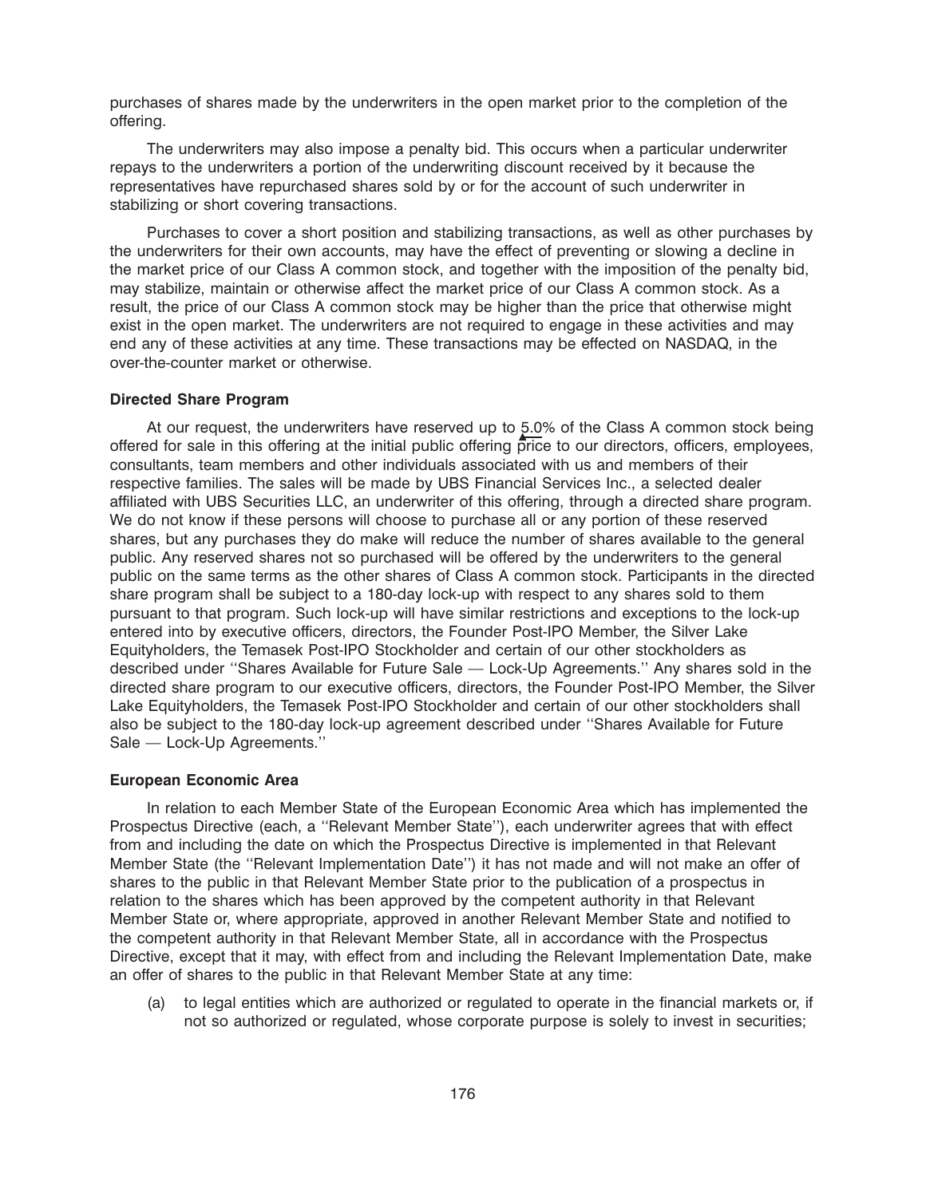purchases of shares made by the underwriters in the open market prior to the completion of the offering.

The underwriters may also impose a penalty bid. This occurs when a particular underwriter repays to the underwriters a portion of the underwriting discount received by it because the representatives have repurchased shares sold by or for the account of such underwriter in stabilizing or short covering transactions.

Purchases to cover a short position and stabilizing transactions, as well as other purchases by the underwriters for their own accounts, may have the effect of preventing or slowing a decline in the market price of our Class A common stock, and together with the imposition of the penalty bid, may stabilize, maintain or otherwise affect the market price of our Class A common stock. As a result, the price of our Class A common stock may be higher than the price that otherwise might exist in the open market. The underwriters are not required to engage in these activities and may end any of these activities at any time. These transactions may be effected on NASDAQ, in the over-the-counter market or otherwise.

**Directed Share Program**

At our request, the underwriters have reserved up to 5.0% of the Class A common stock being offered for sale in this offering at the initial public offering price to our directors, officers, employees, consultants, team members and other individuals associated with us and members of their respective families. The sales will be made by UBS Financial Services Inc., a selected dealer affiliated with UBS Securities LLC, an underwriter of this offering, through a directed share program. We do not know if these persons will choose to purchase all or any portion of these reserved shares, but any purchases they do make will reduce the number of shares available to the general public. Any reserved shares not so purchased will be offered by the underwriters to the general public on the same terms as the other shares of Class A common stock. Participants in the directed share program shall be subject to a 180-day lock-up with respect to any shares sold to them pursuant to that program. Such lock-up will have similar restrictions and exceptions to the lock-up entered into by executive officers, directors, the Founder Post-IPO Member, the Silver Lake Equityholders, the Temasek Post-IPO Stockholder and certain of our other stockholders as described under ''Shares Available for Future Sale — Lock-Up Agreements.'' Any shares sold in the directed share program to our executive officers, directors, the Founder Post-IPO Member, the Silver Lake Equityholders, the Temasek Post-IPO Stockholder and certain of our other stockholders shall also be subject to the 180-day lock-up agreement described under ''Shares Available for Future Sale — Lock-Up Agreements.''

**European Economic Area**

In relation to each Member State of the European Economic Area which has implemented the Prospectus Directive (each, a ''Relevant Member State''), each underwriter agrees that with effect from and including the date on which the Prospectus Directive is implemented in that Relevant Member State (the ''Relevant Implementation Date'') it has not made and will not make an offer of shares to the public in that Relevant Member State prior to the publication of a prospectus in relation to the shares which has been approved by the competent authority in that Relevant Member State or, where appropriate, approved in another Relevant Member State and notified to the competent authority in that Relevant Member State, all in accordance with the Prospectus Directive, except that it may, with effect from and including the Relevant Implementation Date, make an offer of shares to the public in that Relevant Member State at any time:

(a) to legal entities which are authorized or regulated to operate in the financial markets or, if not so authorized or regulated, whose corporate purpose is solely to invest in securities;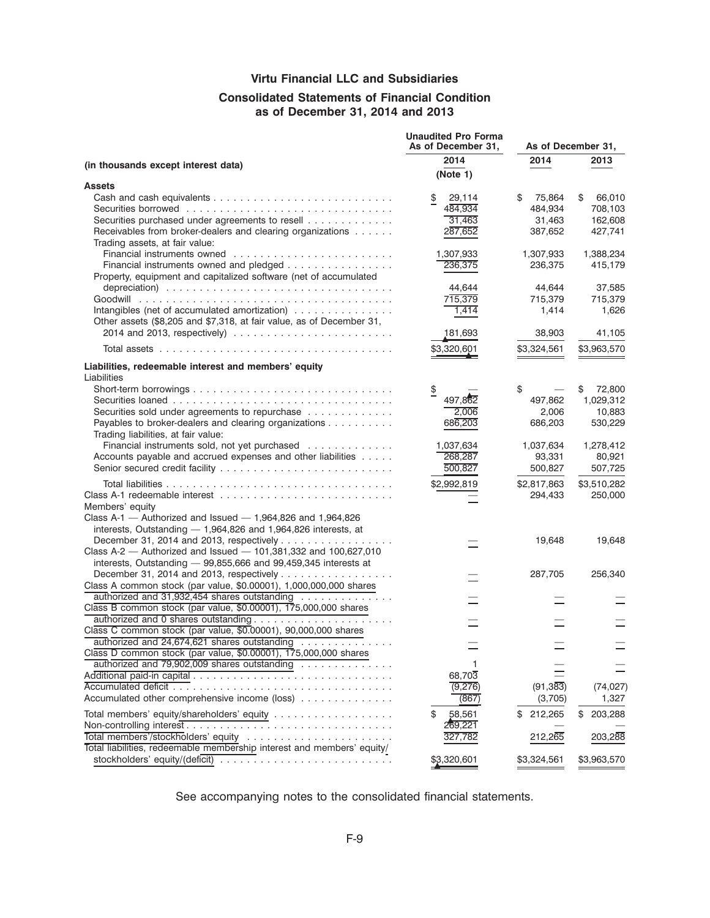# Virtu Financial LLC and Subsidiaries

## Consolidated Statements of Financial Condition as of December 31, 2014 and 2013

| (in thousands except interest data) | Unaudited Pro Forma As of December 31, 2014 (Note 1) | As of December 31, 2014 | As of December 31, 2013 |
|---|---|---|---|
| **Assets** | | | |
| Cash and cash equivalents | $ 29,114 | $ 75,864 | $ 66,010 |
| Securities borrowed | 484,934 | 484,934 | 708,103 |
| Securities purchased under agreements to resell | 31,463 | 31,463 | 162,608 |
| Receivables from broker-dealers and clearing organizations | 287,652 | 387,652 | 427,741 |
| Trading assets, at fair value: | | | |
| Financial instruments owned | 1,307,933 | 1,307,933 | 1,388,234 |
| Financial instruments owned and pledged | 236,375 | 236,375 | 415,179 |
| Property, equipment and capitalized software (net of accumulated depreciation) | 44,644 | 44,644 | 37,585 |
| Goodwill | 715,379 | 715,379 | 715,379 |
| Intangibles (net of accumulated amortization) | 1,414 | 1,414 | 1,626 |
| Other assets ($8,205 and $7,318, at fair value, as of December 31, 2014 and 2013, respectively) | 181,693 | 38,903 | 41,105 |
| Total assets | $3,320,601 | $3,324,561 | $3,963,570 |
| **Liabilities, redeemable interest and members' equity** | | | |
| Liabilities | | | |
| Short-term borrowings | $ — | $ — | $ 72,800 |
| Securities loaned | 497,862 | 497,862 | 1,029,312 |
| Securities sold under agreements to repurchase | 2,006 | 2,006 | 10,883 |
| Payables to broker-dealers and clearing organizations | 686,203 | 686,203 | 530,229 |
| Trading liabilities, at fair value: | | | |
| Financial instruments sold, not yet purchased | 1,037,634 | 1,037,634 | 1,278,412 |
| Accounts payable and accrued expenses and other liabilities | 268,287 | 93,331 | 80,921 |
| Senior secured credit facility | 500,827 | 500,827 | 507,725 |
| Total liabilities | $2,992,819 | $2,817,863 | $3,510,282 |
| Class A-1 redeemable interest | — | 294,433 | 250,000 |
| Members' equity | | | |
| Class A-1 — Authorized and Issued — 1,964,826 and 1,964,826 interests, Outstanding — 1,964,826 and 1,964,826 interests, at December 31, 2014 and 2013, respectively | — | 19,648 | 19,648 |
| Class A-2 — Authorized and Issued — 101,381,332 and 100,627,010 interests, Outstanding — 99,855,666 and 99,459,345 interests at December 31, 2014 and 2013, respectively | — | 287,705 | 256,340 |
| Class A common stock (par value, $0.00001), 1,000,000,000 shares authorized and 31,932,454 shares outstanding | — | — | — |
| Class B common stock (par value, $0.00001), 175,000,000 shares authorized and 0 shares outstanding | — | — | — |
| Class C common stock (par value, $0.00001), 90,000,000 shares authorized and 24,674,621 shares outstanding | — | — | — |
| Class D common stock (par value, $0.00001), 175,000,000 shares authorized and 79,902,009 shares outstanding | 1 | — | — |
| Additional paid-in capital | 68,703 | — | — |
| Accumulated deficit | (9,276) | (91,383) | (74,027) |
| Accumulated other comprehensive income (loss) | (867) | (3,705) | 1,327 |
| Total members' equity/shareholders' equity | $ 58,561 | $ 212,265 | $ 203,288 |
| Non-controlling interest | 269,221 | — | — |
| Total members'/stockholders' equity | 327,782 | 212,265 | 203,288 |
| Total liabilities, redeemable membership interest and members' equity/stockholders' equity/(deficit) | $3,320,601 | $3,324,561 | $3,963,570 |

See accompanying notes to the consolidated financial statements.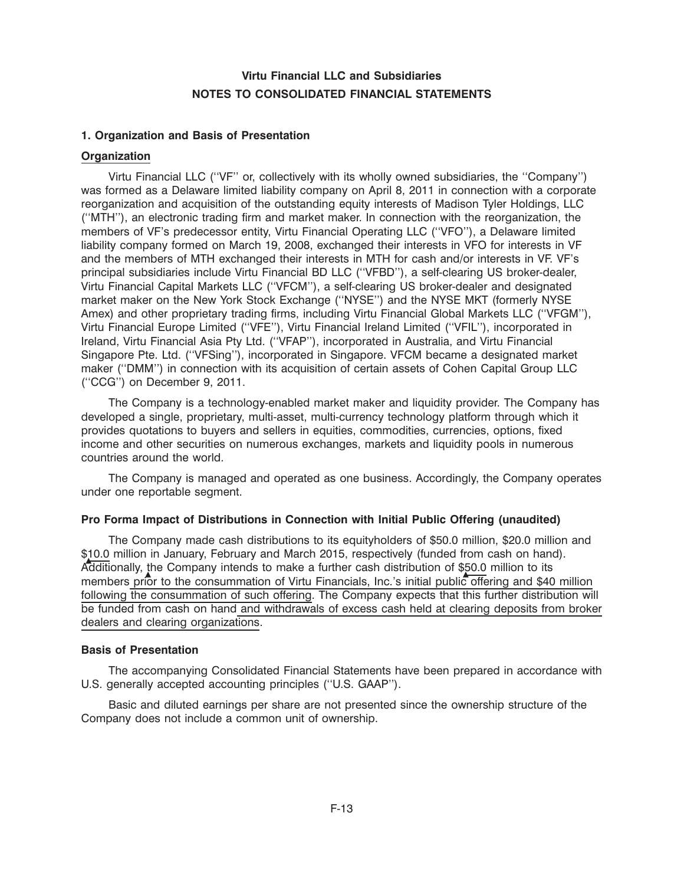# Virtu Financial LLC and Subsidiaries

# NOTES TO CONSOLIDATED FINANCIAL STATEMENTS

## 1. Organization and Basis of Presentation

### Organization

Virtu Financial LLC (''VF'' or, collectively with its wholly owned subsidiaries, the ''Company'') was formed as a Delaware limited liability company on April 8, 2011 in connection with a corporate reorganization and acquisition of the outstanding equity interests of Madison Tyler Holdings, LLC (''MTH''), an electronic trading firm and market maker. In connection with the reorganization, the members of VF's predecessor entity, Virtu Financial Operating LLC (''VFO''), a Delaware limited liability company formed on March 19, 2008, exchanged their interests in VFO for interests in VF and the members of MTH exchanged their interests in MTH for cash and/or interests in VF. VF's principal subsidiaries include Virtu Financial BD LLC (''VFBD''), a self-clearing US broker-dealer, Virtu Financial Capital Markets LLC (''VFCM''), a self-clearing US broker-dealer and designated market maker on the New York Stock Exchange (''NYSE'') and the NYSE MKT (formerly NYSE Amex) and other proprietary trading firms, including Virtu Financial Global Markets LLC (''VFGM''), Virtu Financial Europe Limited (''VFE''), Virtu Financial Ireland Limited (''VFIL''), incorporated in Ireland, Virtu Financial Asia Pty Ltd. (''VFAP''), incorporated in Australia, and Virtu Financial Singapore Pte. Ltd. (''VFSing''), incorporated in Singapore. VFCM became a designated market maker (''DMM'') in connection with its acquisition of certain assets of Cohen Capital Group LLC (''CCG'') on December 9, 2011.

The Company is a technology-enabled market maker and liquidity provider. The Company has developed a single, proprietary, multi-asset, multi-currency technology platform through which it provides quotations to buyers and sellers in equities, commodities, currencies, options, fixed income and other securities on numerous exchanges, markets and liquidity pools in numerous countries around the world.

The Company is managed and operated as one business. Accordingly, the Company operates under one reportable segment.

### Pro Forma Impact of Distributions in Connection with Initial Public Offering (unaudited)

The Company made cash distributions to its equityholders of $50.0 million, $20.0 million and $10.0 million in January, February and March 2015, respectively (funded from cash on hand). Additionally, the Company intends to make a further cash distribution of $50.0 million to its members prior to the consummation of Virtu Financials, Inc.'s initial public offering and $40 million following the consummation of such offering. The Company expects that this further distribution will be funded from cash on hand and withdrawals of excess cash held at clearing deposits from broker dealers and clearing organizations.

### Basis of Presentation

The accompanying Consolidated Financial Statements have been prepared in accordance with U.S. generally accepted accounting principles (''U.S. GAAP'').

Basic and diluted earnings per share are not presented since the ownership structure of the Company does not include a common unit of ownership.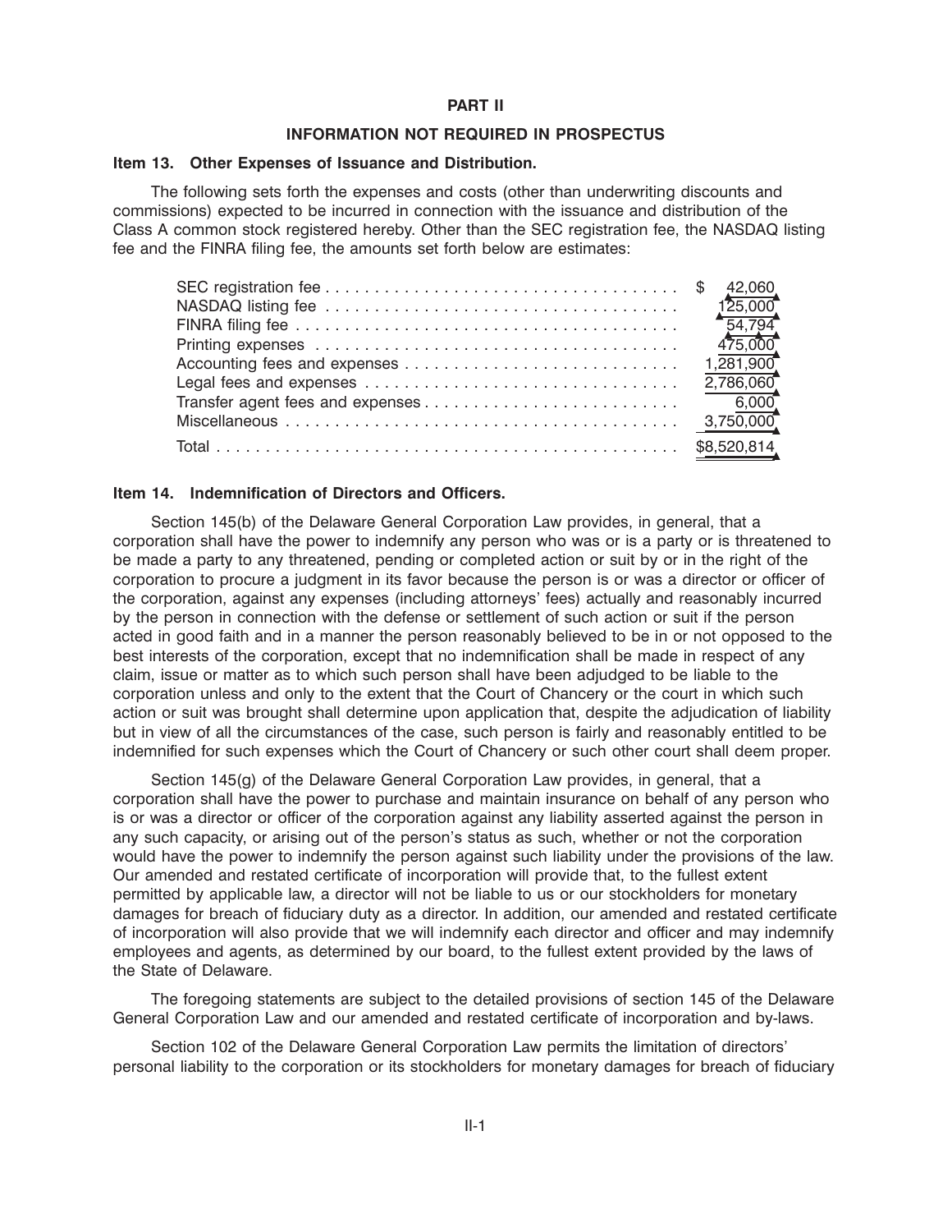**PART II**

**INFORMATION NOT REQUIRED IN PROSPECTUS**

**Item 13. Other Expenses of Issuance and Distribution.**

The following sets forth the expenses and costs (other than underwriting discounts and commissions) expected to be incurred in connection with the issuance and distribution of the Class A common stock registered hereby. Other than the SEC registration fee, the NASDAQ listing fee and the FINRA filing fee, the amounts set forth below are estimates:

| | |
|---|---|
| SEC registration fee | $ 42,060 |
| NASDAQ listing fee | 125,000 |
| FINRA filing fee | 54,794 |
| Printing expenses | 475,000 |
| Accounting fees and expenses | 1,281,900 |
| Legal fees and expenses | 2,786,060 |
| Transfer agent fees and expenses | 6,000 |
| Miscellaneous | 3,750,000 |
| Total | $8,520,814 |

**Item 14. Indemnification of Directors and Officers.**

Section 145(b) of the Delaware General Corporation Law provides, in general, that a corporation shall have the power to indemnify any person who was or is a party or is threatened to be made a party to any threatened, pending or completed action or suit by or in the right of the corporation to procure a judgment in its favor because the person is or was a director or officer of the corporation, against any expenses (including attorneys' fees) actually and reasonably incurred by the person in connection with the defense or settlement of such action or suit if the person acted in good faith and in a manner the person reasonably believed to be in or not opposed to the best interests of the corporation, except that no indemnification shall be made in respect of any claim, issue or matter as to which such person shall have been adjudged to be liable to the corporation unless and only to the extent that the Court of Chancery or the court in which such action or suit was brought shall determine upon application that, despite the adjudication of liability but in view of all the circumstances of the case, such person is fairly and reasonably entitled to be indemnified for such expenses which the Court of Chancery or such other court shall deem proper.

Section 145(g) of the Delaware General Corporation Law provides, in general, that a corporation shall have the power to purchase and maintain insurance on behalf of any person who is or was a director or officer of the corporation against any liability asserted against the person in any such capacity, or arising out of the person's status as such, whether or not the corporation would have the power to indemnify the person against such liability under the provisions of the law. Our amended and restated certificate of incorporation will provide that, to the fullest extent permitted by applicable law, a director will not be liable to us or our stockholders for monetary damages for breach of fiduciary duty as a director. In addition, our amended and restated certificate of incorporation will also provide that we will indemnify each director and officer and may indemnify employees and agents, as determined by our board, to the fullest extent provided by the laws of the State of Delaware.

The foregoing statements are subject to the detailed provisions of section 145 of the Delaware General Corporation Law and our amended and restated certificate of incorporation and by-laws.

Section 102 of the Delaware General Corporation Law permits the limitation of directors' personal liability to the corporation or its stockholders for monetary damages for breach of fiduciary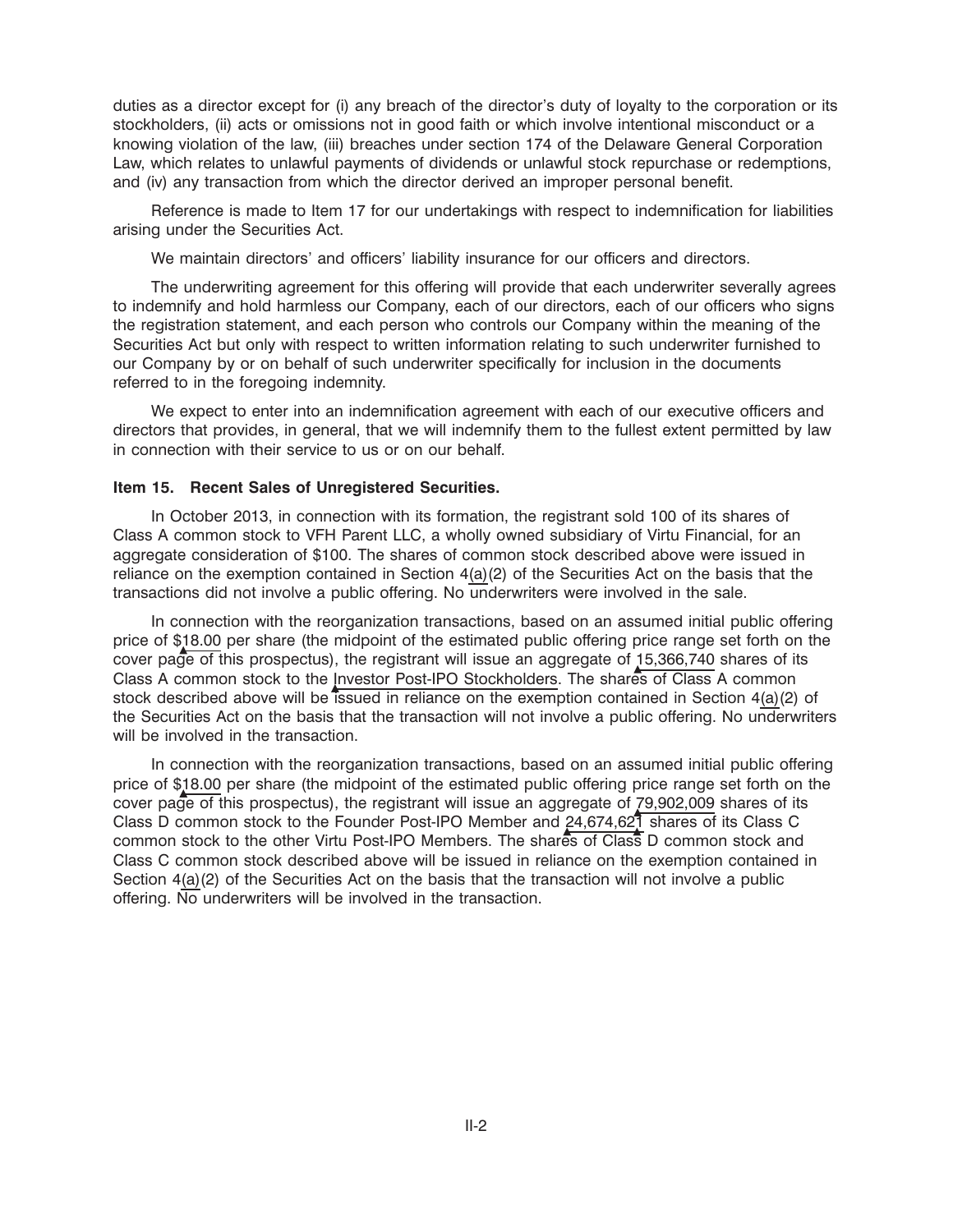duties as a director except for (i) any breach of the director's duty of loyalty to the corporation or its stockholders, (ii) acts or omissions not in good faith or which involve intentional misconduct or a knowing violation of the law, (iii) breaches under section 174 of the Delaware General Corporation Law, which relates to unlawful payments of dividends or unlawful stock repurchase or redemptions, and (iv) any transaction from which the director derived an improper personal benefit.

Reference is made to Item 17 for our undertakings with respect to indemnification for liabilities arising under the Securities Act.

We maintain directors' and officers' liability insurance for our officers and directors.

The underwriting agreement for this offering will provide that each underwriter severally agrees to indemnify and hold harmless our Company, each of our directors, each of our officers who signs the registration statement, and each person who controls our Company within the meaning of the Securities Act but only with respect to written information relating to such underwriter furnished to our Company by or on behalf of such underwriter specifically for inclusion in the documents referred to in the foregoing indemnity.

We expect to enter into an indemnification agreement with each of our executive officers and directors that provides, in general, that we will indemnify them to the fullest extent permitted by law in connection with their service to us or on our behalf.

**Item 15. Recent Sales of Unregistered Securities.**

In October 2013, in connection with its formation, the registrant sold 100 of its shares of Class A common stock to VFH Parent LLC, a wholly owned subsidiary of Virtu Financial, for an aggregate consideration of $100. The shares of common stock described above were issued in reliance on the exemption contained in Section 4(a)(2) of the Securities Act on the basis that the transactions did not involve a public offering. No underwriters were involved in the sale.

In connection with the reorganization transactions, based on an assumed initial public offering price of $18.00 per share (the midpoint of the estimated public offering price range set forth on the cover page of this prospectus), the registrant will issue an aggregate of 15,366,740 shares of its Class A common stock to the Investor Post-IPO Stockholders. The shares of Class A common stock described above will be issued in reliance on the exemption contained in Section 4(a)(2) of the Securities Act on the basis that the transaction will not involve a public offering. No underwriters will be involved in the transaction.

In connection with the reorganization transactions, based on an assumed initial public offering price of $18.00 per share (the midpoint of the estimated public offering price range set forth on the cover page of this prospectus), the registrant will issue an aggregate of 79,902,009 shares of its Class D common stock to the Founder Post-IPO Member and 24,674,621 shares of its Class C common stock to the other Virtu Post-IPO Members. The shares of Class D common stock and Class C common stock described above will be issued in reliance on the exemption contained in Section 4(a)(2) of the Securities Act on the basis that the transaction will not involve a public offering. No underwriters will be involved in the transaction.